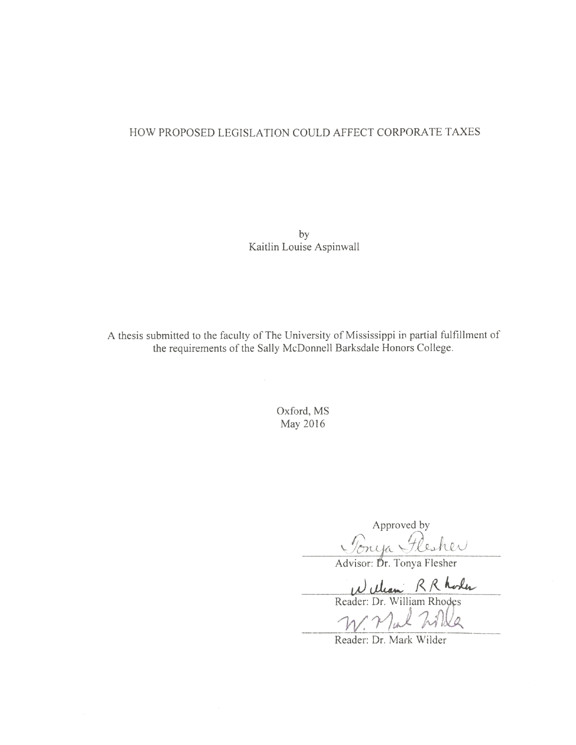# HOW PROPOSED LEGISLATION COULD AFFECT CORPORATE TAXES

by
Kaitlin Louise Aspinwall

A thesis submitted to the faculty of The University of Mississippi in partial fulfillment of the requirements of the Sally McDonnell Barksdale Honors College.

Oxford, MS
May 2016

Approved by

Tonya Flesher
Advisor: Dr. Tonya Flesher

William R Rhodes
Reader: Dr. William Rhodes

W. Mark Wilder
Reader: Dr. Mark Wilder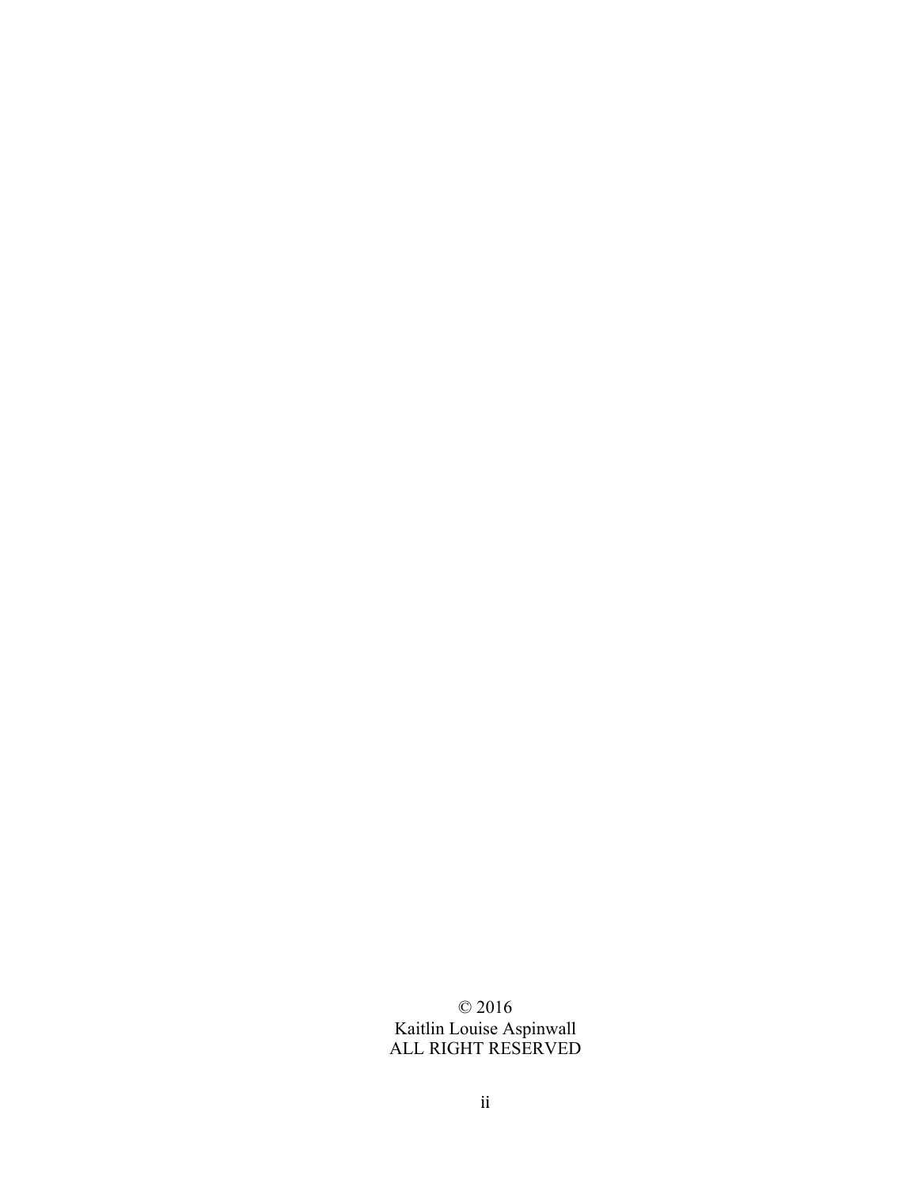© 2016
Kaitlin Louise Aspinwall
ALL RIGHT RESERVED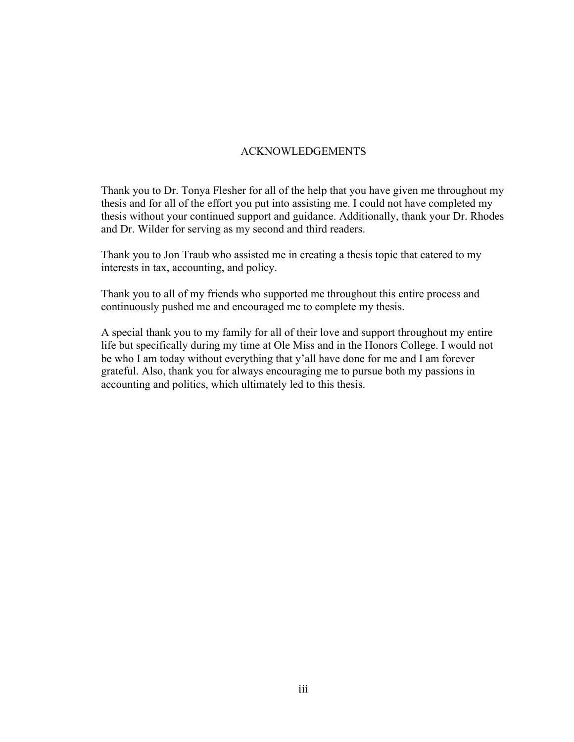# ACKNOWLEDGEMENTS

Thank you to Dr. Tonya Flesher for all of the help that you have given me throughout my thesis and for all of the effort you put into assisting me. I could not have completed my thesis without your continued support and guidance. Additionally, thank your Dr. Rhodes and Dr. Wilder for serving as my second and third readers.

Thank you to Jon Traub who assisted me in creating a thesis topic that catered to my interests in tax, accounting, and policy.

Thank you to all of my friends who supported me throughout this entire process and continuously pushed me and encouraged me to complete my thesis.

A special thank you to my family for all of their love and support throughout my entire life but specifically during my time at Ole Miss and in the Honors College. I would not be who I am today without everything that y'all have done for me and I am forever grateful. Also, thank you for always encouraging me to pursue both my passions in accounting and politics, which ultimately led to this thesis.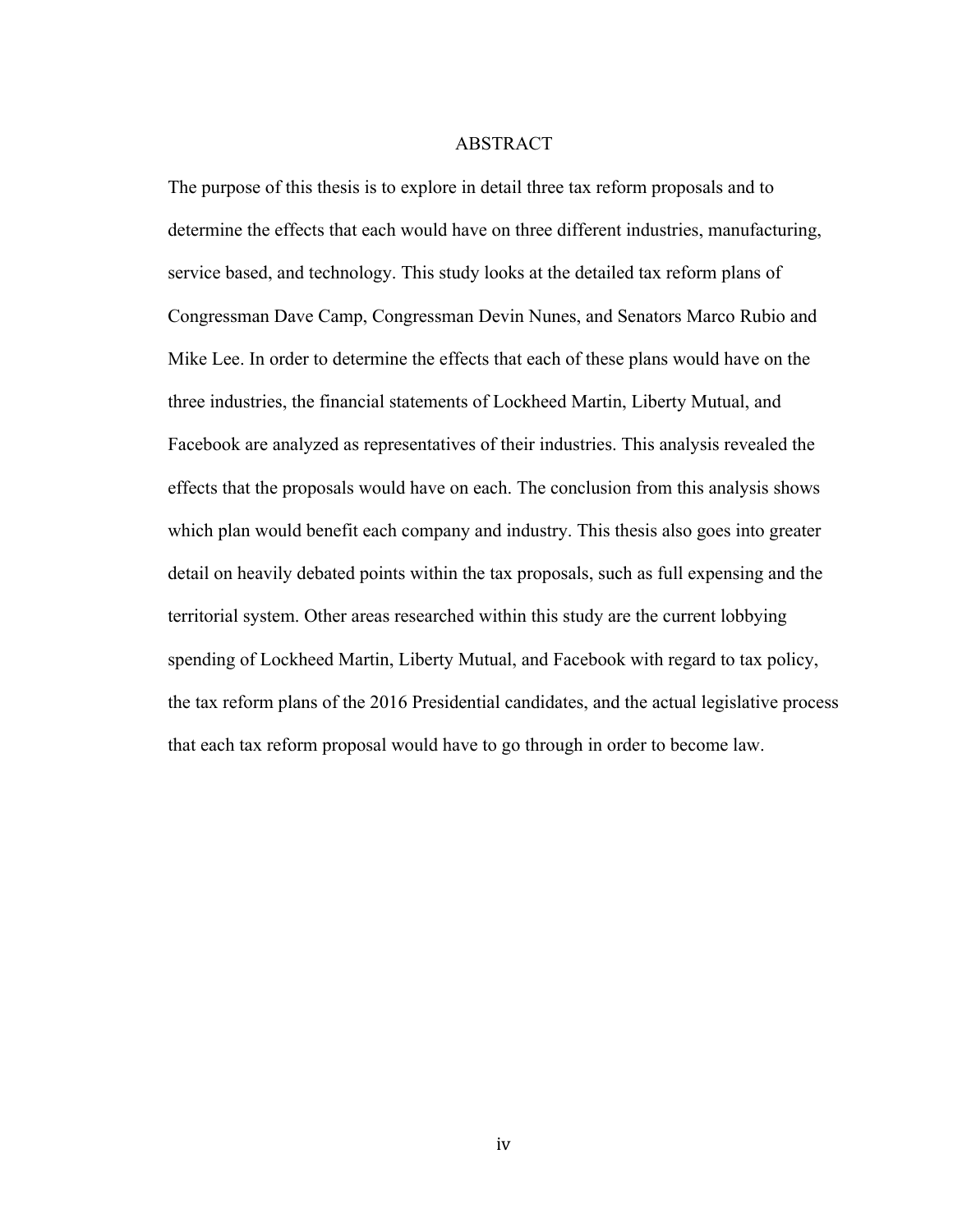# ABSTRACT

The purpose of this thesis is to explore in detail three tax reform proposals and to determine the effects that each would have on three different industries, manufacturing, service based, and technology. This study looks at the detailed tax reform plans of Congressman Dave Camp, Congressman Devin Nunes, and Senators Marco Rubio and Mike Lee. In order to determine the effects that each of these plans would have on the three industries, the financial statements of Lockheed Martin, Liberty Mutual, and Facebook are analyzed as representatives of their industries. This analysis revealed the effects that the proposals would have on each. The conclusion from this analysis shows which plan would benefit each company and industry. This thesis also goes into greater detail on heavily debated points within the tax proposals, such as full expensing and the territorial system. Other areas researched within this study are the current lobbying spending of Lockheed Martin, Liberty Mutual, and Facebook with regard to tax policy, the tax reform plans of the 2016 Presidential candidates, and the actual legislative process that each tax reform proposal would have to go through in order to become law.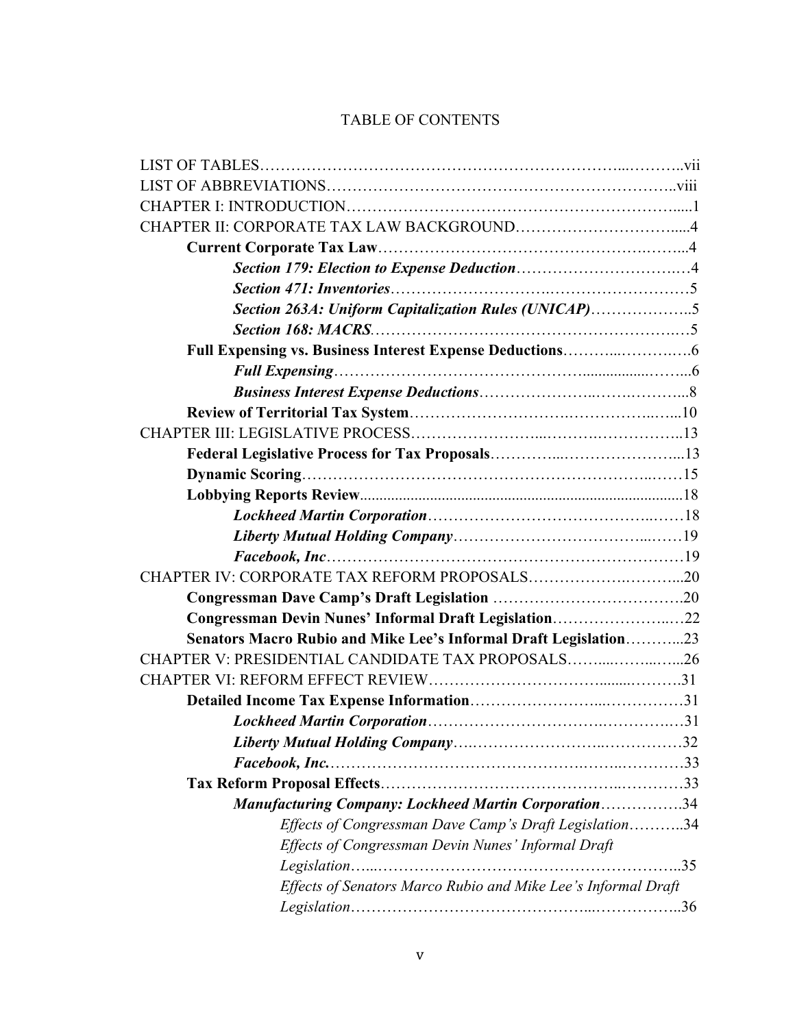# TABLE OF CONTENTS

LIST OF TABLES……………………………………………………………...………..vii
LIST OF ABBREVIATIONS………………………………………………………..viii
CHAPTER I: INTRODUCTION……………………………………………………….....1
CHAPTER II: CORPORATE TAX LAW BACKGROUND…………………….……....4
- **Current Corporate Tax Law**……………………………………………….……...4
  - ***Section 179: Election to Expense Deduction***……………………………..…4
  - ***Section 471: Inventories***………………………..………………………5
  - ***Section 263A: Uniform Capitalization Rules (UNICAP)***………………...5
  - ***Section 168: MACRS***……………………………………………………..…5
- **Full Expensing vs. Business Interest Expense Deductions**………...……….….6
  - ***Full Expensing***………………………………………...................……...6
  - ***Business Interest Expense Deductions***…………………..……….……...8
- **Review of Territorial Tax System**……………………….……………..…...10

CHAPTER III: LEGISLATIVE PROCESS……………………...……….……………..13
- **Federal Legislative Process for Tax Proposals**…………...…………………...13
- **Dynamic Scoring**………………………………………………………..……15
- **Lobbying Reports Review**...................................................................................18
  - ***Lockheed Martin Corporation***…………………………………..……18
  - ***Liberty Mutual Holding Company***……………………………...……19
  - ***Facebook, Inc***……………………………………………………………19

CHAPTER IV: CORPORATE TAX REFORM PROPOSALS……………..………...20
- **Congressman Dave Camp's Draft Legislation** ………………………………..20
- **Congressman Devin Nunes' Informal Draft Legislation**…………………..…22
- **Senators Macro Rubio and Mike Lee's Informal Draft Legislation**………...23

CHAPTER V: PRESIDENTIAL CANDIDATE TAX PROPOSALS……...……...…...26
CHAPTER VI: REFORM EFFECT REVIEW……………………………........………31
- **Detailed Income Tax Expense Information**……………………...……………31
  - ***Lockheed Martin Corporation***…………………………….…………..…31
  - ***Liberty Mutual Holding Company***…..……………………..……………32
  - ***Facebook, Inc.***……………………………………….……..…………33
- **Tax Reform Proposal Effects**…………….…………………………..…………33
  - ***Manufacturing Company: Lockheed Martin Corporation***…………….34
    - *Effects of Congressman Dave Camp's Draft Legislation*………..34
    - *Effects of Congressman Devin Nunes' Informal Draft Legislation*…...……………………………………………………..35
    - *Effects of Senators Marco Rubio and Mike Lee's Informal Draft Legislation*……………………………………...……………..36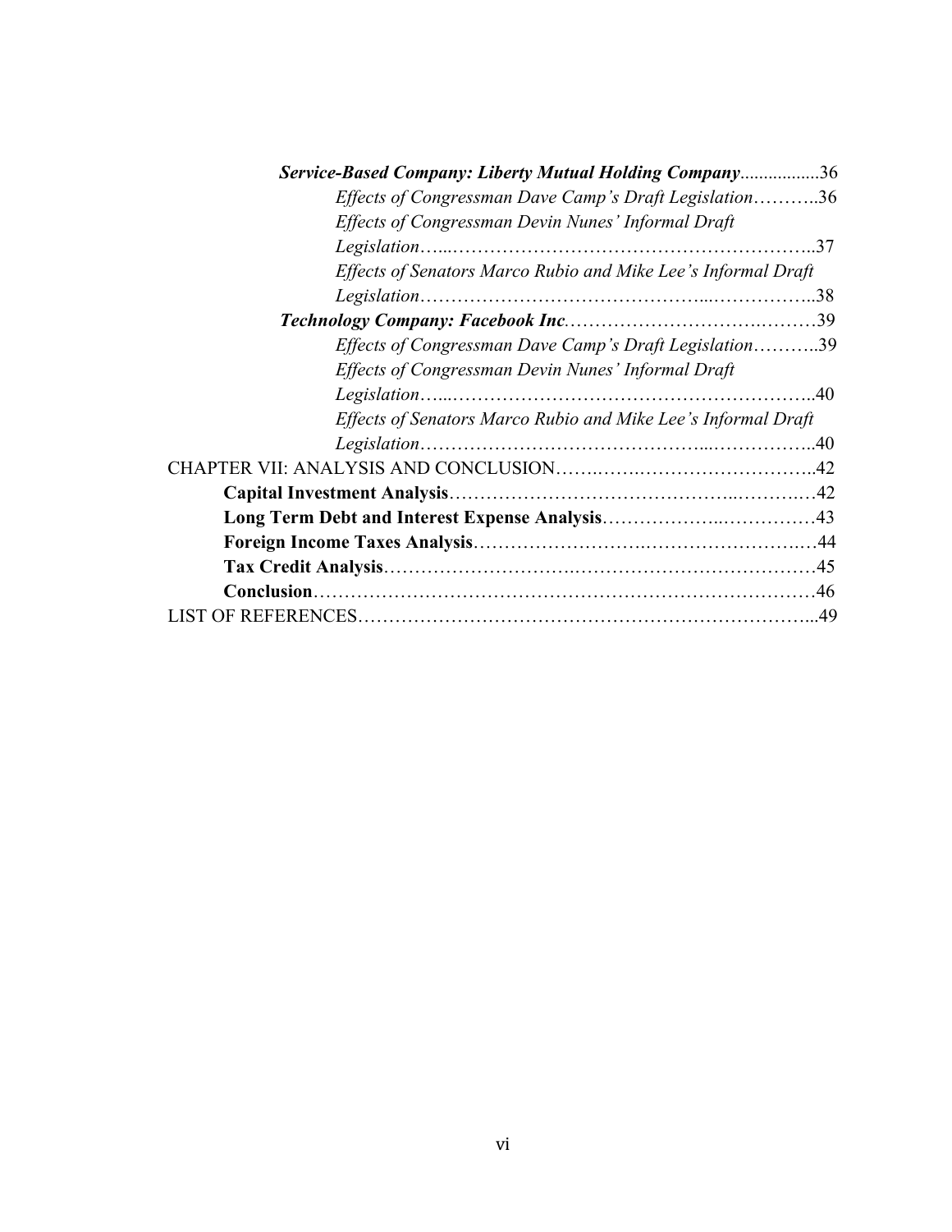***Service-Based Company: Liberty Mutual Holding Company*** ................36

*Effects of Congressman Dave Camp's Draft Legislation*………..36

*Effects of Congressman Devin Nunes' Informal Draft Legislation*…....…………………………………………………..37

*Effects of Senators Marco Rubio and Mike Lee's Informal Draft Legislation*………………………………………...……………..38

***Technology Company: Facebook Inc*** ……………………………….………39

*Effects of Congressman Dave Camp's Draft Legislation*………..39

*Effects of Congressman Devin Nunes' Informal Draft Legislation*…....……………………………………………………..40

*Effects of Senators Marco Rubio and Mike Lee's Informal Draft Legislation*………………………………………...……………..40

CHAPTER VII: ANALYSIS AND CONCLUSION…….…….………………………..42

**Capital Investment Analysis**………………………………………..……….…42

**Long Term Debt and Interest Expense Analysis**………………..……………43

**Foreign Income Taxes Analysis**……………………….…………………….…44

**Tax Credit Analysis**……………………….…………………………………45

**Conclusion**……………………………………………………………………46

LIST OF REFERENCES…………………………………………………………...49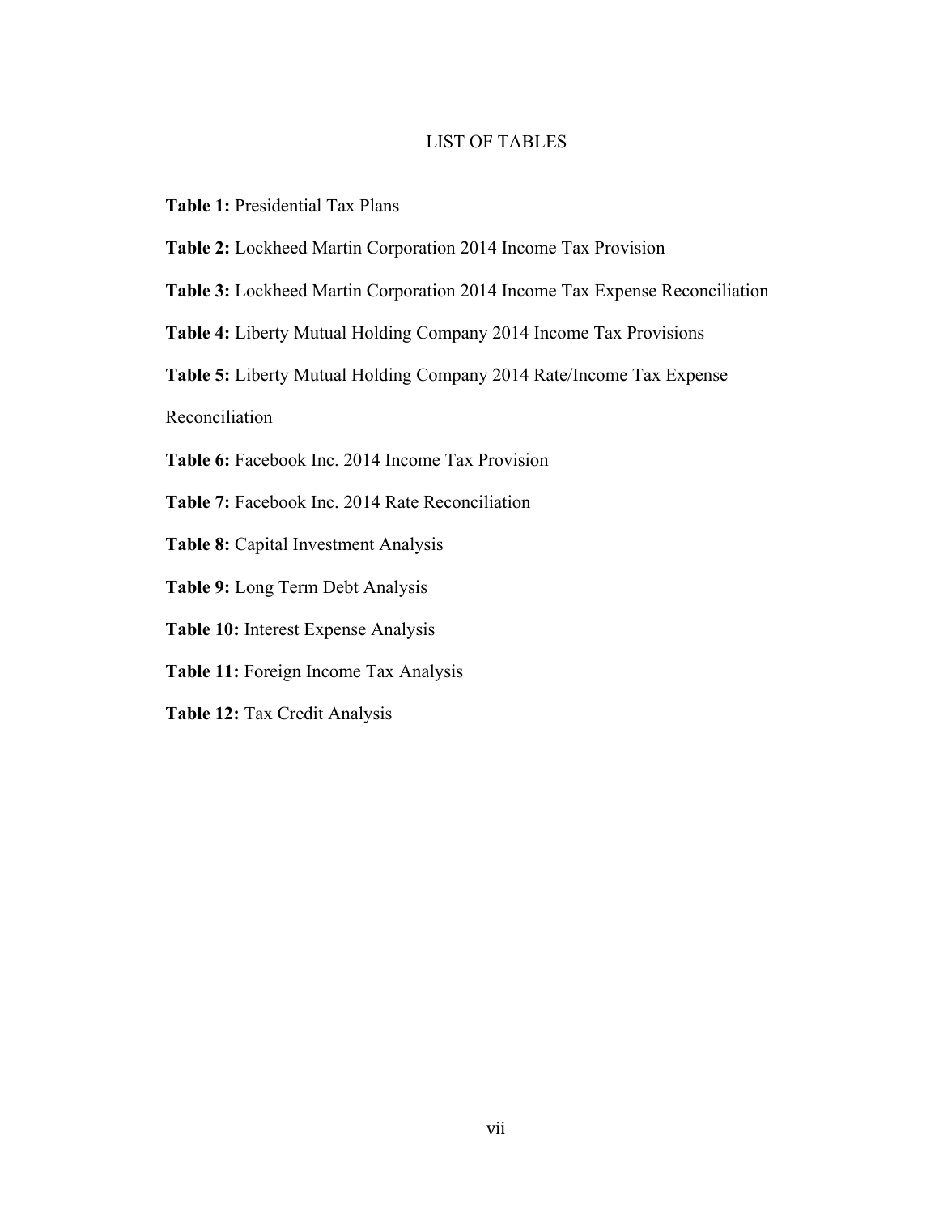# LIST OF TABLES

**Table 1:** Presidential Tax Plans

**Table 2:** Lockheed Martin Corporation 2014 Income Tax Provision

**Table 3:** Lockheed Martin Corporation 2014 Income Tax Expense Reconciliation

**Table 4:** Liberty Mutual Holding Company 2014 Income Tax Provisions

**Table 5:** Liberty Mutual Holding Company 2014 Rate/Income Tax Expense Reconciliation

**Table 6:** Facebook Inc. 2014 Income Tax Provision

**Table 7:** Facebook Inc. 2014 Rate Reconciliation

**Table 8:** Capital Investment Analysis

**Table 9:** Long Term Debt Analysis

**Table 10:** Interest Expense Analysis

**Table 11:** Foreign Income Tax Analysis

**Table 12:** Tax Credit Analysis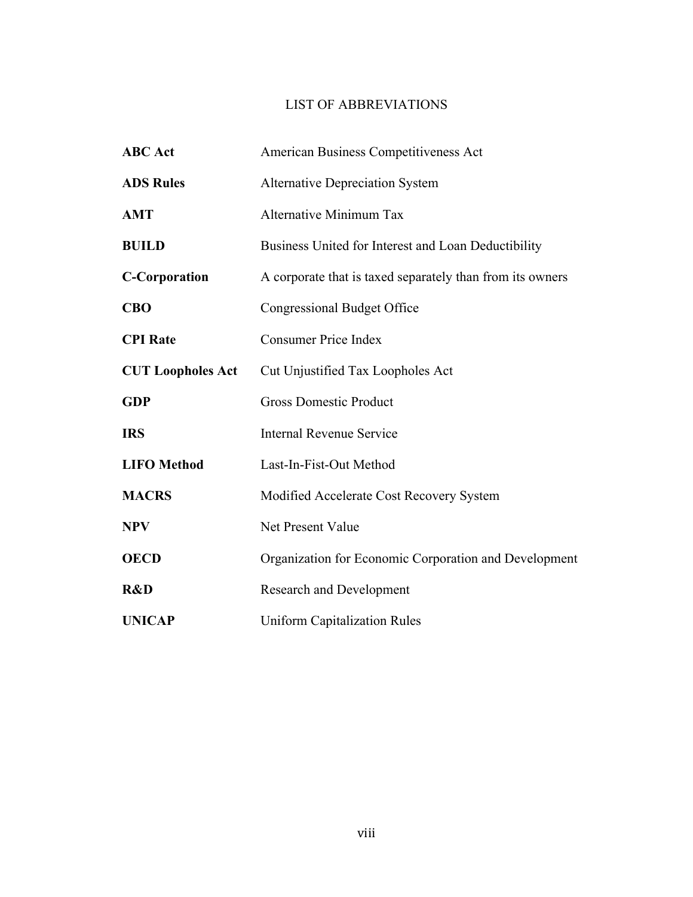# LIST OF ABBREVIATIONS

| | |
|---|---|
| **ABC Act** | American Business Competitiveness Act |
| **ADS Rules** | Alternative Depreciation System |
| **AMT** | Alternative Minimum Tax |
| **BUILD** | Business United for Interest and Loan Deductibility |
| **C-Corporation** | A corporate that is taxed separately than from its owners |
| **CBO** | Congressional Budget Office |
| **CPI Rate** | Consumer Price Index |
| **CUT Loopholes Act** | Cut Unjustified Tax Loopholes Act |
| **GDP** | Gross Domestic Product |
| **IRS** | Internal Revenue Service |
| **LIFO Method** | Last-In-Fist-Out Method |
| **MACRS** | Modified Accelerate Cost Recovery System |
| **NPV** | Net Present Value |
| **OECD** | Organization for Economic Corporation and Development |
| **R&D** | Research and Development |
| **UNICAP** | Uniform Capitalization Rules |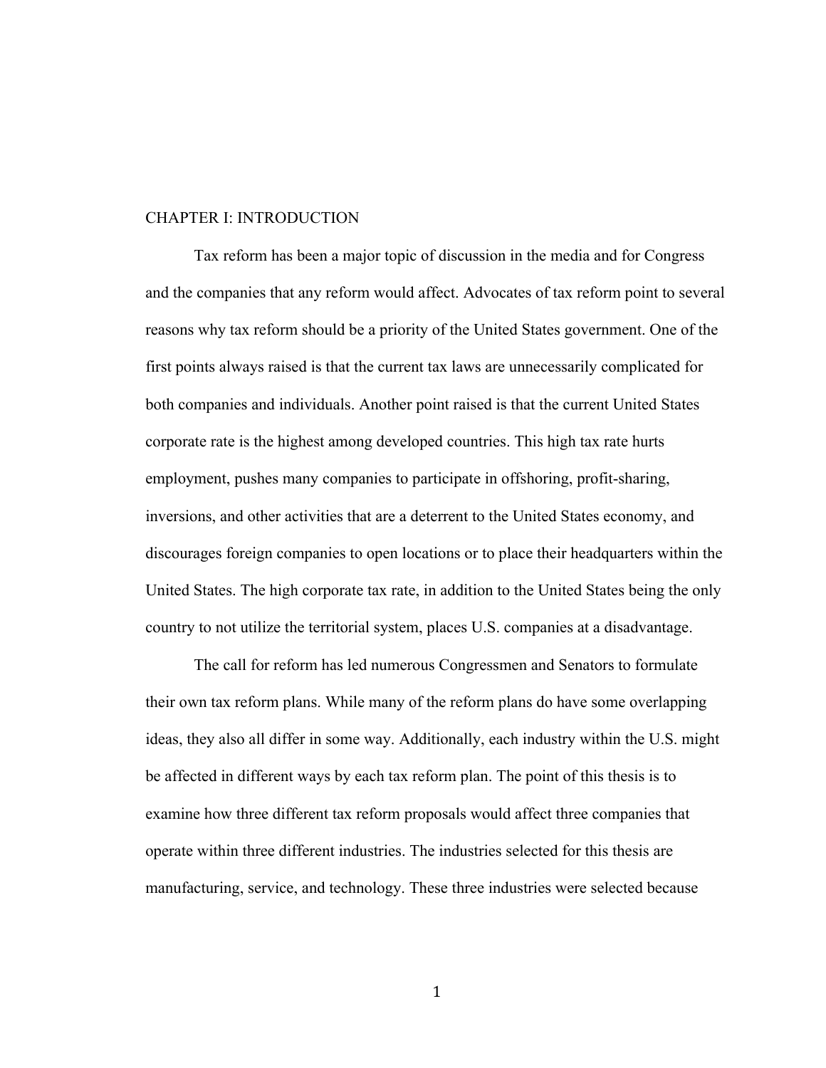# CHAPTER I: INTRODUCTION

Tax reform has been a major topic of discussion in the media and for Congress and the companies that any reform would affect. Advocates of tax reform point to several reasons why tax reform should be a priority of the United States government. One of the first points always raised is that the current tax laws are unnecessarily complicated for both companies and individuals. Another point raised is that the current United States corporate rate is the highest among developed countries. This high tax rate hurts employment, pushes many companies to participate in offshoring, profit-sharing, inversions, and other activities that are a deterrent to the United States economy, and discourages foreign companies to open locations or to place their headquarters within the United States. The high corporate tax rate, in addition to the United States being the only country to not utilize the territorial system, places U.S. companies at a disadvantage.

The call for reform has led numerous Congressmen and Senators to formulate their own tax reform plans. While many of the reform plans do have some overlapping ideas, they also all differ in some way. Additionally, each industry within the U.S. might be affected in different ways by each tax reform plan. The point of this thesis is to examine how three different tax reform proposals would affect three companies that operate within three different industries. The industries selected for this thesis are manufacturing, service, and technology. These three industries were selected because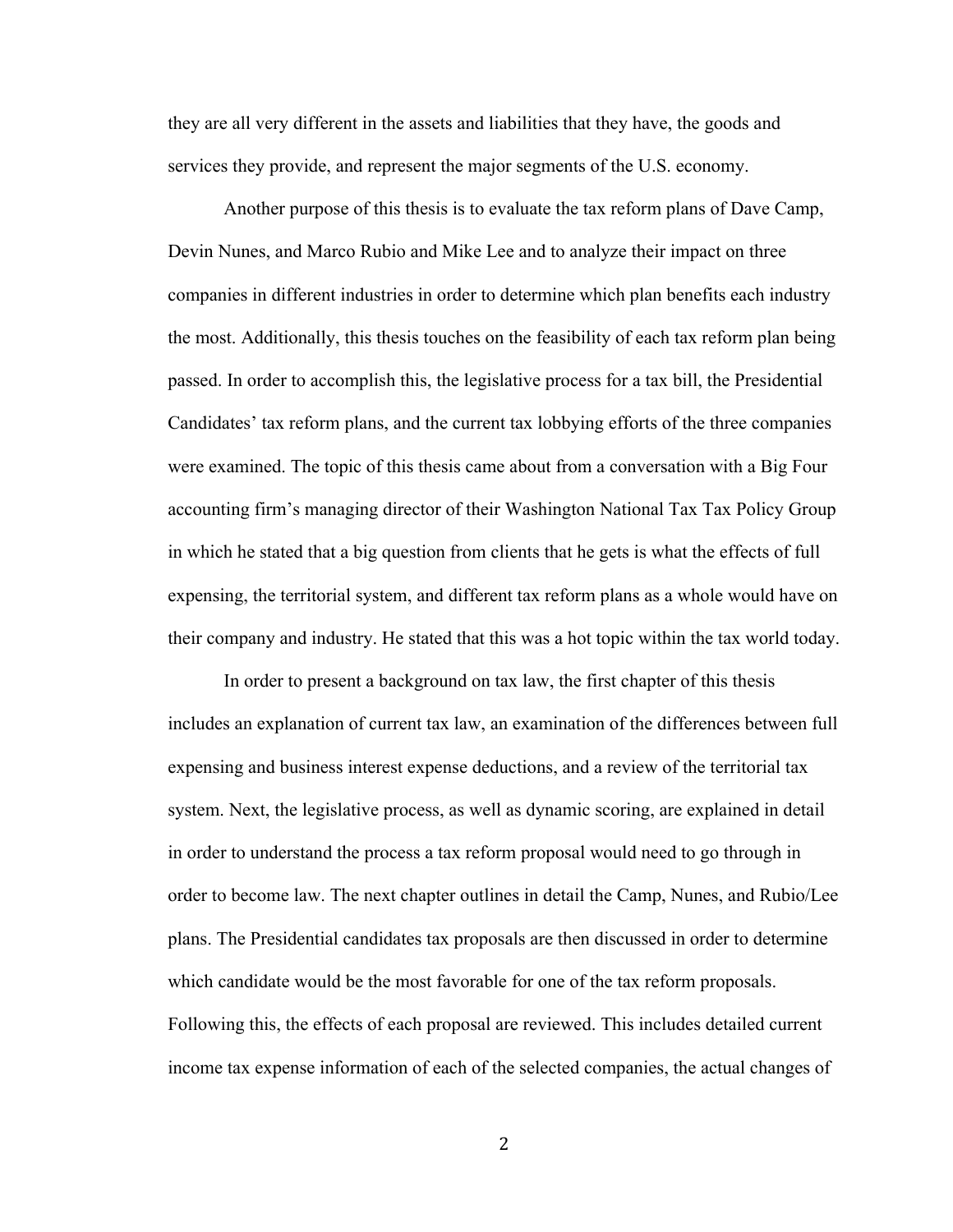they are all very different in the assets and liabilities that they have, the goods and services they provide, and represent the major segments of the U.S. economy.

Another purpose of this thesis is to evaluate the tax reform plans of Dave Camp, Devin Nunes, and Marco Rubio and Mike Lee and to analyze their impact on three companies in different industries in order to determine which plan benefits each industry the most. Additionally, this thesis touches on the feasibility of each tax reform plan being passed. In order to accomplish this, the legislative process for a tax bill, the Presidential Candidates' tax reform plans, and the current tax lobbying efforts of the three companies were examined. The topic of this thesis came about from a conversation with a Big Four accounting firm's managing director of their Washington National Tax Tax Policy Group in which he stated that a big question from clients that he gets is what the effects of full expensing, the territorial system, and different tax reform plans as a whole would have on their company and industry. He stated that this was a hot topic within the tax world today.

In order to present a background on tax law, the first chapter of this thesis includes an explanation of current tax law, an examination of the differences between full expensing and business interest expense deductions, and a review of the territorial tax system. Next, the legislative process, as well as dynamic scoring, are explained in detail in order to understand the process a tax reform proposal would need to go through in order to become law. The next chapter outlines in detail the Camp, Nunes, and Rubio/Lee plans. The Presidential candidates tax proposals are then discussed in order to determine which candidate would be the most favorable for one of the tax reform proposals. Following this, the effects of each proposal are reviewed. This includes detailed current income tax expense information of each of the selected companies, the actual changes of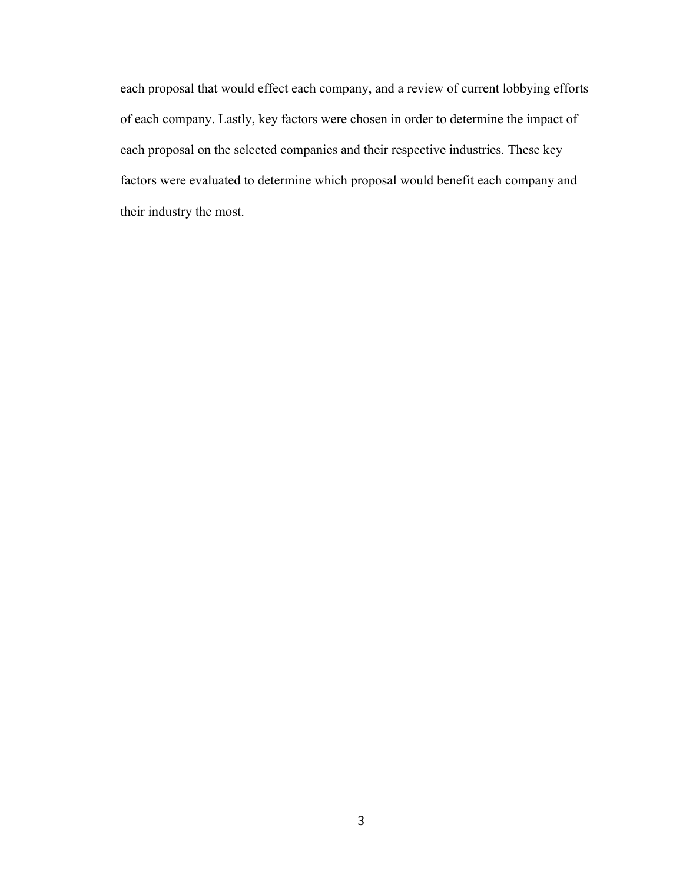each proposal that would effect each company, and a review of current lobbying efforts of each company. Lastly, key factors were chosen in order to determine the impact of each proposal on the selected companies and their respective industries. These key factors were evaluated to determine which proposal would benefit each company and their industry the most.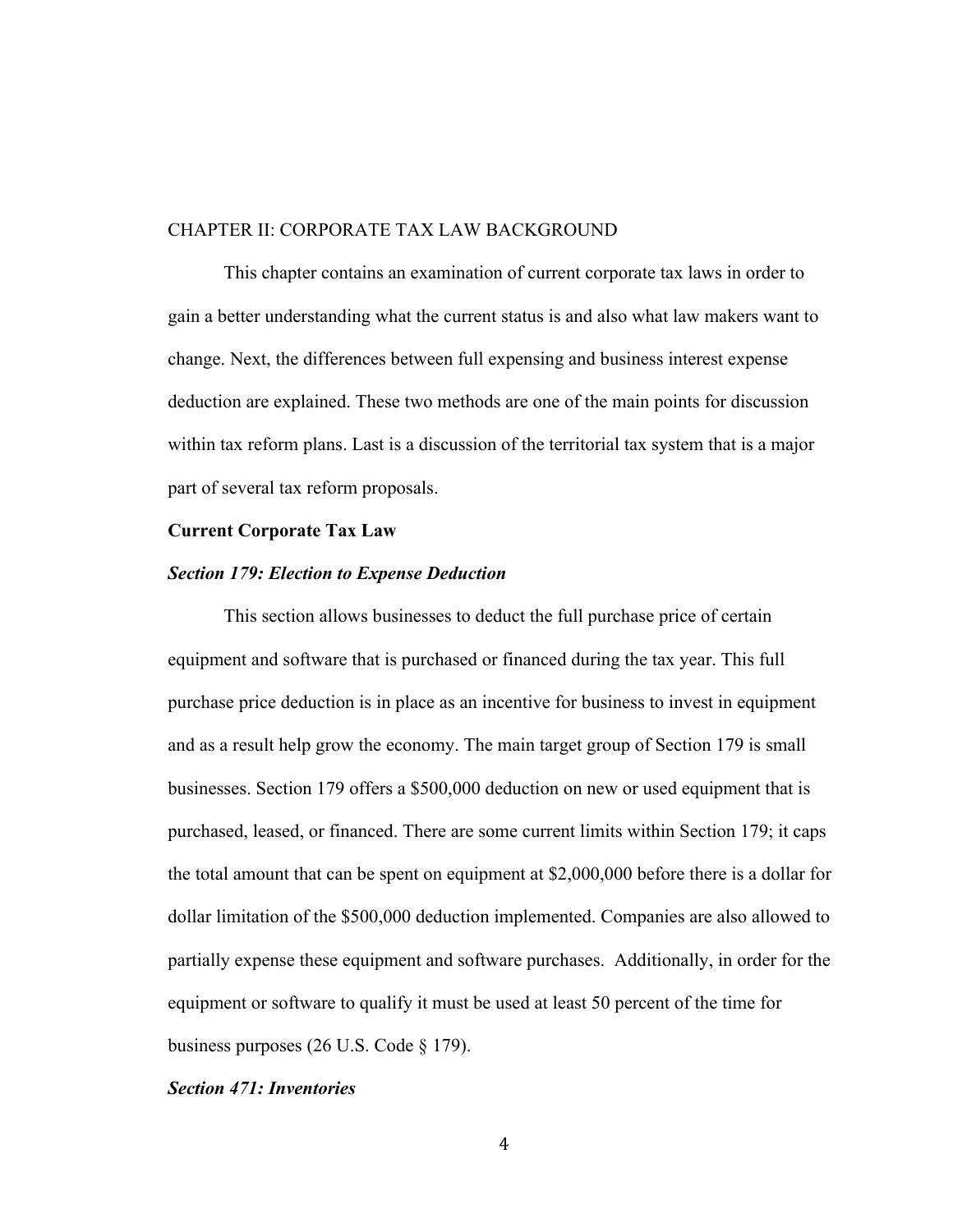## CHAPTER II: CORPORATE TAX LAW BACKGROUND

This chapter contains an examination of current corporate tax laws in order to gain a better understanding what the current status is and also what law makers want to change. Next, the differences between full expensing and business interest expense deduction are explained. These two methods are one of the main points for discussion within tax reform plans. Last is a discussion of the territorial tax system that is a major part of several tax reform proposals.

### Current Corporate Tax Law

#### *Section 179: Election to Expense Deduction*

This section allows businesses to deduct the full purchase price of certain equipment and software that is purchased or financed during the tax year. This full purchase price deduction is in place as an incentive for business to invest in equipment and as a result help grow the economy. The main target group of Section 179 is small businesses. Section 179 offers a $500,000 deduction on new or used equipment that is purchased, leased, or financed. There are some current limits within Section 179; it caps the total amount that can be spent on equipment at $2,000,000 before there is a dollar for dollar limitation of the $500,000 deduction implemented. Companies are also allowed to partially expense these equipment and software purchases. Additionally, in order for the equipment or software to qualify it must be used at least 50 percent of the time for business purposes (26 U.S. Code § 179).

#### *Section 471: Inventories*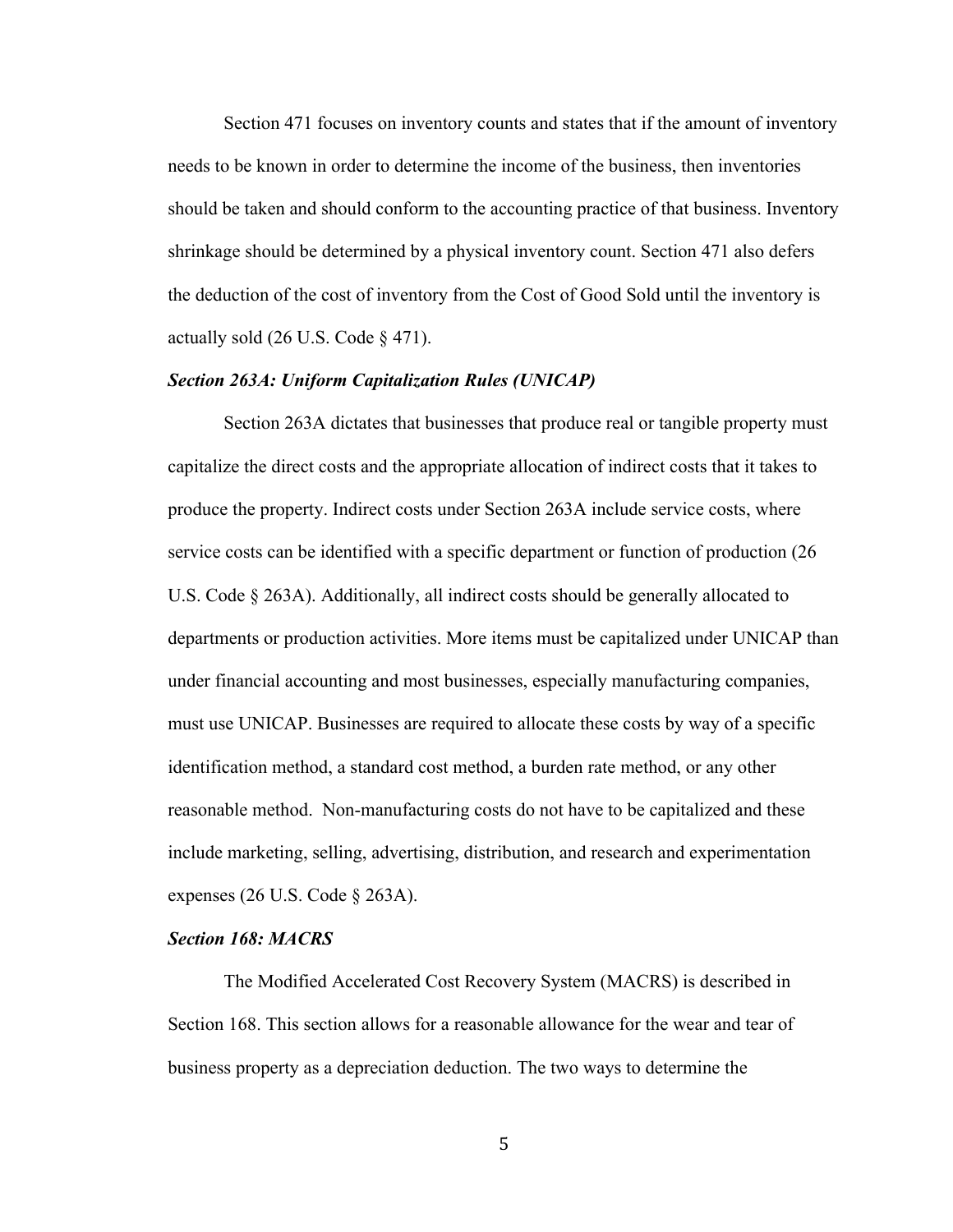Section 471 focuses on inventory counts and states that if the amount of inventory needs to be known in order to determine the income of the business, then inventories should be taken and should conform to the accounting practice of that business. Inventory shrinkage should be determined by a physical inventory count. Section 471 also defers the deduction of the cost of inventory from the Cost of Good Sold until the inventory is actually sold (26 U.S. Code § 471).

### *Section 263A: Uniform Capitalization Rules (UNICAP)*

Section 263A dictates that businesses that produce real or tangible property must capitalize the direct costs and the appropriate allocation of indirect costs that it takes to produce the property. Indirect costs under Section 263A include service costs, where service costs can be identified with a specific department or function of production (26 U.S. Code § 263A). Additionally, all indirect costs should be generally allocated to departments or production activities. More items must be capitalized under UNICAP than under financial accounting and most businesses, especially manufacturing companies, must use UNICAP. Businesses are required to allocate these costs by way of a specific identification method, a standard cost method, a burden rate method, or any other reasonable method. Non-manufacturing costs do not have to be capitalized and these include marketing, selling, advertising, distribution, and research and experimentation expenses (26 U.S. Code § 263A).

### *Section 168: MACRS*

The Modified Accelerated Cost Recovery System (MACRS) is described in Section 168. This section allows for a reasonable allowance for the wear and tear of business property as a depreciation deduction. The two ways to determine the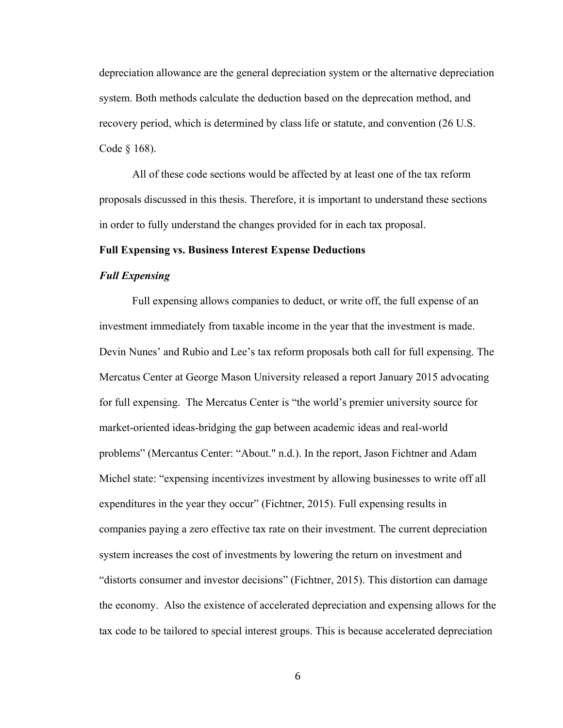depreciation allowance are the general depreciation system or the alternative depreciation system. Both methods calculate the deduction based on the deprecation method, and recovery period, which is determined by class life or statute, and convention (26 U.S. Code § 168).

All of these code sections would be affected by at least one of the tax reform proposals discussed in this thesis. Therefore, it is important to understand these sections in order to fully understand the changes provided for in each tax proposal.

**Full Expensing vs. Business Interest Expense Deductions**

***Full Expensing***

Full expensing allows companies to deduct, or write off, the full expense of an investment immediately from taxable income in the year that the investment is made. Devin Nunes' and Rubio and Lee's tax reform proposals both call for full expensing. The Mercatus Center at George Mason University released a report January 2015 advocating for full expensing. The Mercatus Center is "the world's premier university source for market-oriented ideas-bridging the gap between academic ideas and real-world problems" (Mercantus Center: "About." n.d.). In the report, Jason Fichtner and Adam Michel state: "expensing incentivizes investment by allowing businesses to write off all expenditures in the year they occur" (Fichtner, 2015). Full expensing results in companies paying a zero effective tax rate on their investment. The current depreciation system increases the cost of investments by lowering the return on investment and "distorts consumer and investor decisions" (Fichtner, 2015). This distortion can damage the economy. Also the existence of accelerated depreciation and expensing allows for the tax code to be tailored to special interest groups. This is because accelerated depreciation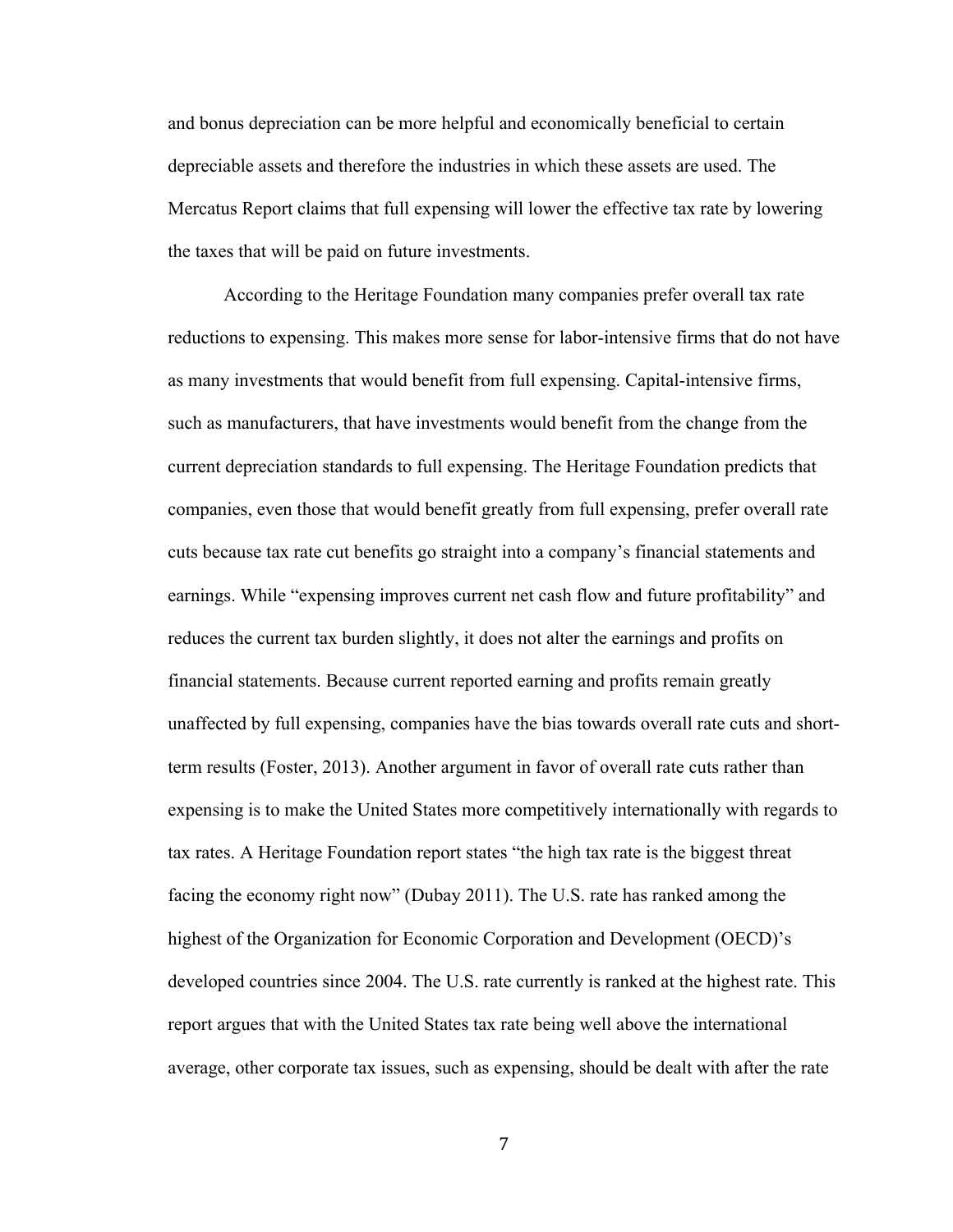and bonus depreciation can be more helpful and economically beneficial to certain depreciable assets and therefore the industries in which these assets are used. The Mercatus Report claims that full expensing will lower the effective tax rate by lowering the taxes that will be paid on future investments.

According to the Heritage Foundation many companies prefer overall tax rate reductions to expensing. This makes more sense for labor-intensive firms that do not have as many investments that would benefit from full expensing. Capital-intensive firms, such as manufacturers, that have investments would benefit from the change from the current depreciation standards to full expensing. The Heritage Foundation predicts that companies, even those that would benefit greatly from full expensing, prefer overall rate cuts because tax rate cut benefits go straight into a company's financial statements and earnings. While "expensing improves current net cash flow and future profitability" and reduces the current tax burden slightly, it does not alter the earnings and profits on financial statements. Because current reported earning and profits remain greatly unaffected by full expensing, companies have the bias towards overall rate cuts and short-term results (Foster, 2013). Another argument in favor of overall rate cuts rather than expensing is to make the United States more competitively internationally with regards to tax rates. A Heritage Foundation report states "the high tax rate is the biggest threat facing the economy right now" (Dubay 2011). The U.S. rate has ranked among the highest of the Organization for Economic Corporation and Development (OECD)'s developed countries since 2004. The U.S. rate currently is ranked at the highest rate. This report argues that with the United States tax rate being well above the international average, other corporate tax issues, such as expensing, should be dealt with after the rate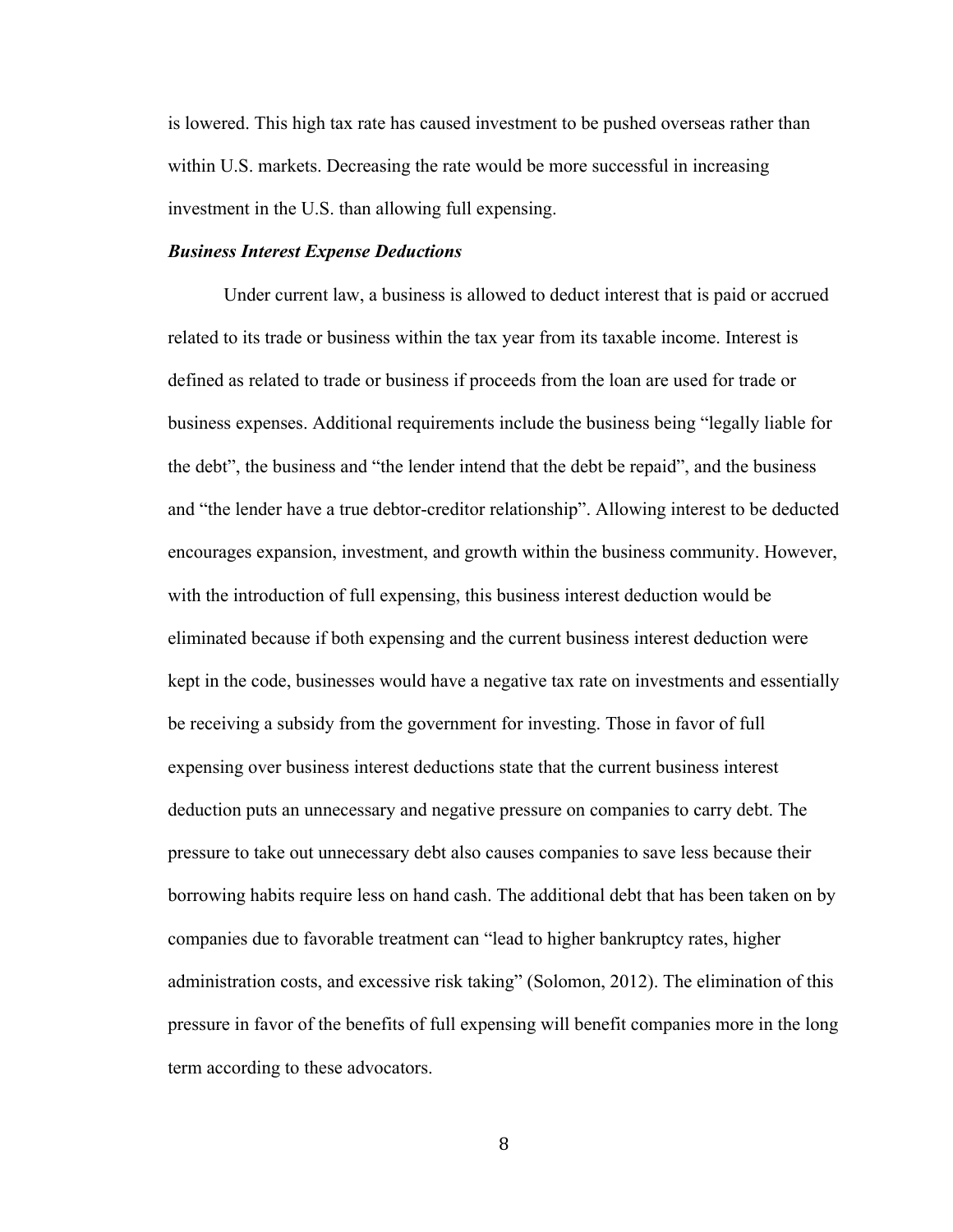is lowered. This high tax rate has caused investment to be pushed overseas rather than within U.S. markets. Decreasing the rate would be more successful in increasing investment in the U.S. than allowing full expensing.

### *Business Interest Expense Deductions*

Under current law, a business is allowed to deduct interest that is paid or accrued related to its trade or business within the tax year from its taxable income. Interest is defined as related to trade or business if proceeds from the loan are used for trade or business expenses. Additional requirements include the business being “legally liable for the debt”, the business and “the lender intend that the debt be repaid”, and the business and “the lender have a true debtor-creditor relationship”. Allowing interest to be deducted encourages expansion, investment, and growth within the business community. However, with the introduction of full expensing, this business interest deduction would be eliminated because if both expensing and the current business interest deduction were kept in the code, businesses would have a negative tax rate on investments and essentially be receiving a subsidy from the government for investing. Those in favor of full expensing over business interest deductions state that the current business interest deduction puts an unnecessary and negative pressure on companies to carry debt. The pressure to take out unnecessary debt also causes companies to save less because their borrowing habits require less on hand cash. The additional debt that has been taken on by companies due to favorable treatment can “lead to higher bankruptcy rates, higher administration costs, and excessive risk taking” (Solomon, 2012). The elimination of this pressure in favor of the benefits of full expensing will benefit companies more in the long term according to these advocators.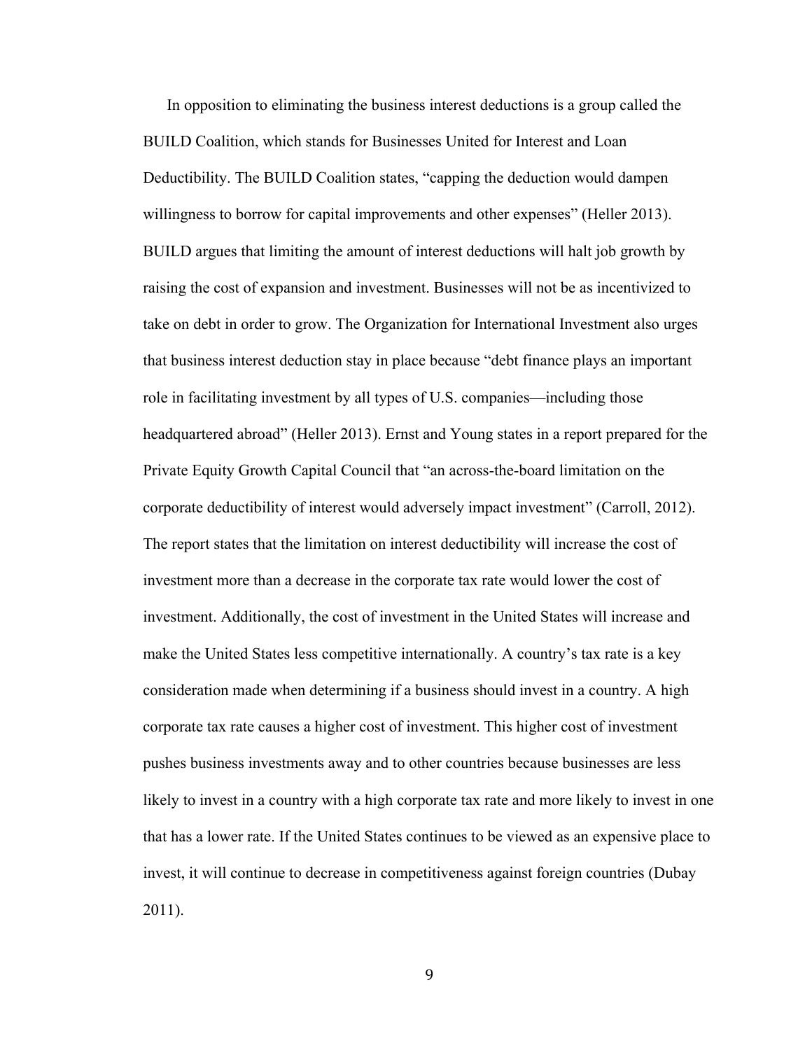In opposition to eliminating the business interest deductions is a group called the BUILD Coalition, which stands for Businesses United for Interest and Loan Deductibility. The BUILD Coalition states, "capping the deduction would dampen willingness to borrow for capital improvements and other expenses" (Heller 2013). BUILD argues that limiting the amount of interest deductions will halt job growth by raising the cost of expansion and investment. Businesses will not be as incentivized to take on debt in order to grow. The Organization for International Investment also urges that business interest deduction stay in place because "debt finance plays an important role in facilitating investment by all types of U.S. companies—including those headquartered abroad" (Heller 2013). Ernst and Young states in a report prepared for the Private Equity Growth Capital Council that "an across-the-board limitation on the corporate deductibility of interest would adversely impact investment" (Carroll, 2012). The report states that the limitation on interest deductibility will increase the cost of investment more than a decrease in the corporate tax rate would lower the cost of investment. Additionally, the cost of investment in the United States will increase and make the United States less competitive internationally. A country's tax rate is a key consideration made when determining if a business should invest in a country. A high corporate tax rate causes a higher cost of investment. This higher cost of investment pushes business investments away and to other countries because businesses are less likely to invest in a country with a high corporate tax rate and more likely to invest in one that has a lower rate. If the United States continues to be viewed as an expensive place to invest, it will continue to decrease in competitiveness against foreign countries (Dubay 2011).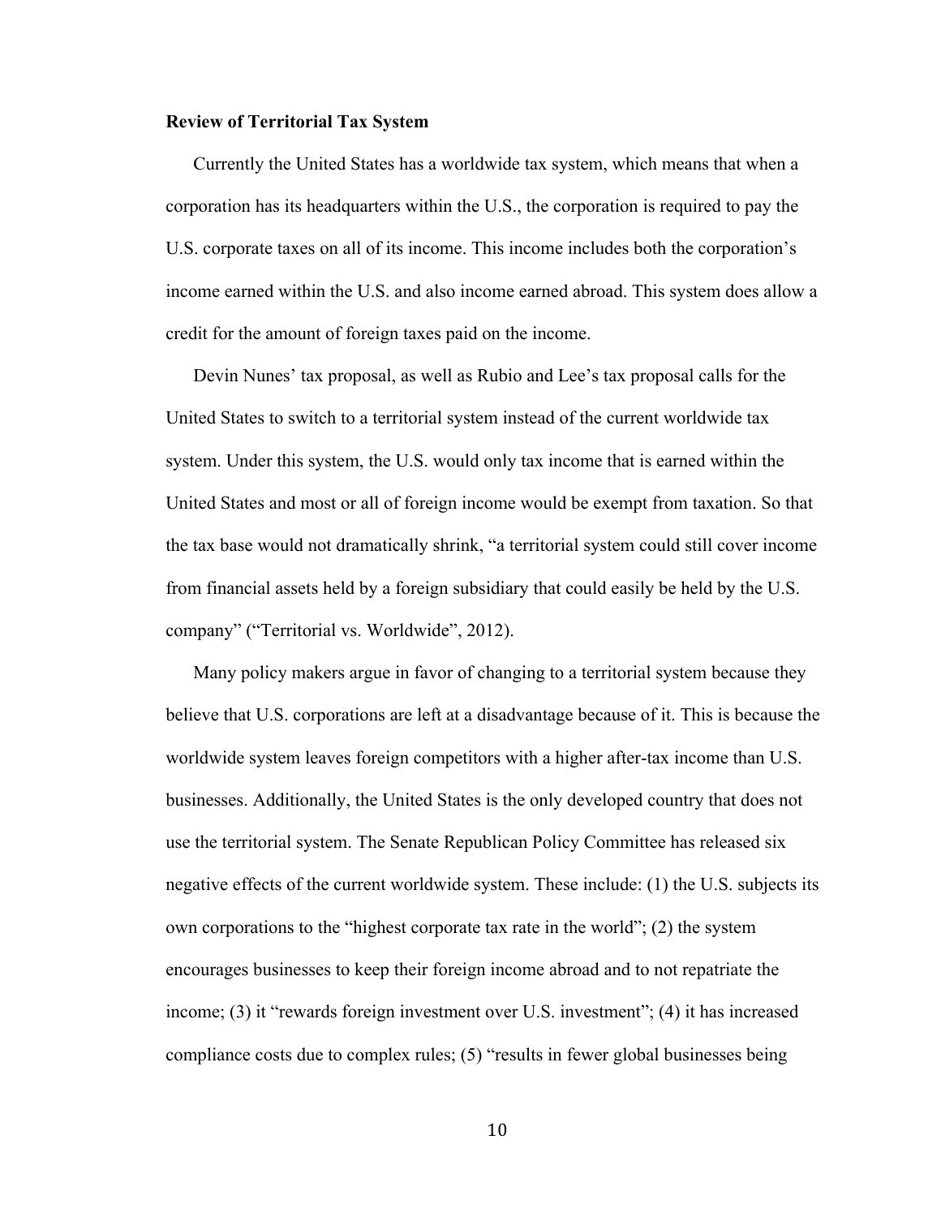**Review of Territorial Tax System**

Currently the United States has a worldwide tax system, which means that when a corporation has its headquarters within the U.S., the corporation is required to pay the U.S. corporate taxes on all of its income. This income includes both the corporation's income earned within the U.S. and also income earned abroad. This system does allow a credit for the amount of foreign taxes paid on the income.

Devin Nunes' tax proposal, as well as Rubio and Lee's tax proposal calls for the United States to switch to a territorial system instead of the current worldwide tax system. Under this system, the U.S. would only tax income that is earned within the United States and most or all of foreign income would be exempt from taxation. So that the tax base would not dramatically shrink, "a territorial system could still cover income from financial assets held by a foreign subsidiary that could easily be held by the U.S. company" ("Territorial vs. Worldwide", 2012).

Many policy makers argue in favor of changing to a territorial system because they believe that U.S. corporations are left at a disadvantage because of it. This is because the worldwide system leaves foreign competitors with a higher after-tax income than U.S. businesses. Additionally, the United States is the only developed country that does not use the territorial system. The Senate Republican Policy Committee has released six negative effects of the current worldwide system. These include: (1) the U.S. subjects its own corporations to the "highest corporate tax rate in the world"; (2) the system encourages businesses to keep their foreign income abroad and to not repatriate the income; (3) it "rewards foreign investment over U.S. investment"; (4) it has increased compliance costs due to complex rules; (5) "results in fewer global businesses being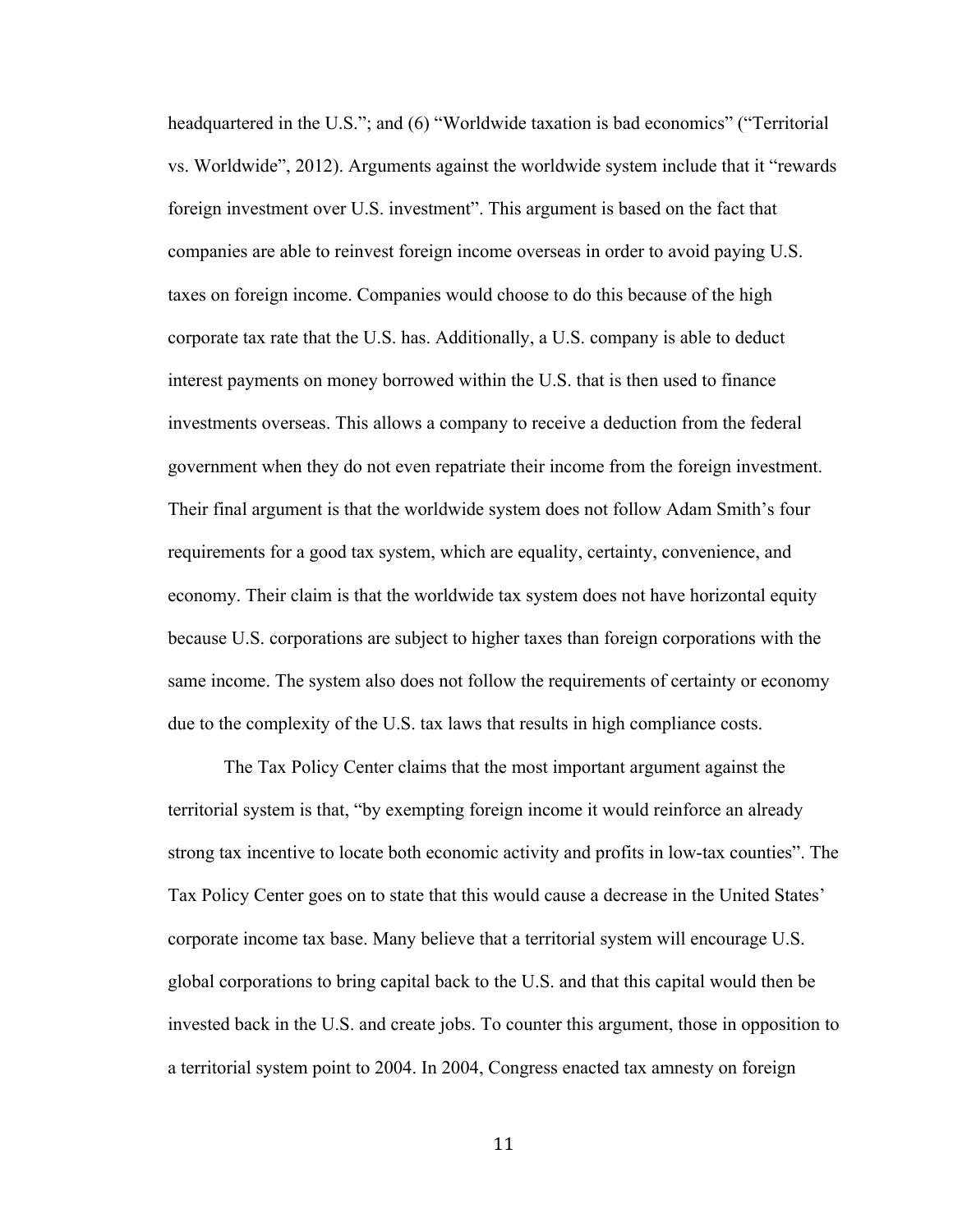headquartered in the U.S."; and (6) "Worldwide taxation is bad economics" ("Territorial vs. Worldwide", 2012). Arguments against the worldwide system include that it "rewards foreign investment over U.S. investment". This argument is based on the fact that companies are able to reinvest foreign income overseas in order to avoid paying U.S. taxes on foreign income. Companies would choose to do this because of the high corporate tax rate that the U.S. has. Additionally, a U.S. company is able to deduct interest payments on money borrowed within the U.S. that is then used to finance investments overseas. This allows a company to receive a deduction from the federal government when they do not even repatriate their income from the foreign investment. Their final argument is that the worldwide system does not follow Adam Smith's four requirements for a good tax system, which are equality, certainty, convenience, and economy. Their claim is that the worldwide tax system does not have horizontal equity because U.S. corporations are subject to higher taxes than foreign corporations with the same income. The system also does not follow the requirements of certainty or economy due to the complexity of the U.S. tax laws that results in high compliance costs.

The Tax Policy Center claims that the most important argument against the territorial system is that, "by exempting foreign income it would reinforce an already strong tax incentive to locate both economic activity and profits in low-tax counties". The Tax Policy Center goes on to state that this would cause a decrease in the United States' corporate income tax base. Many believe that a territorial system will encourage U.S. global corporations to bring capital back to the U.S. and that this capital would then be invested back in the U.S. and create jobs. To counter this argument, those in opposition to a territorial system point to 2004. In 2004, Congress enacted tax amnesty on foreign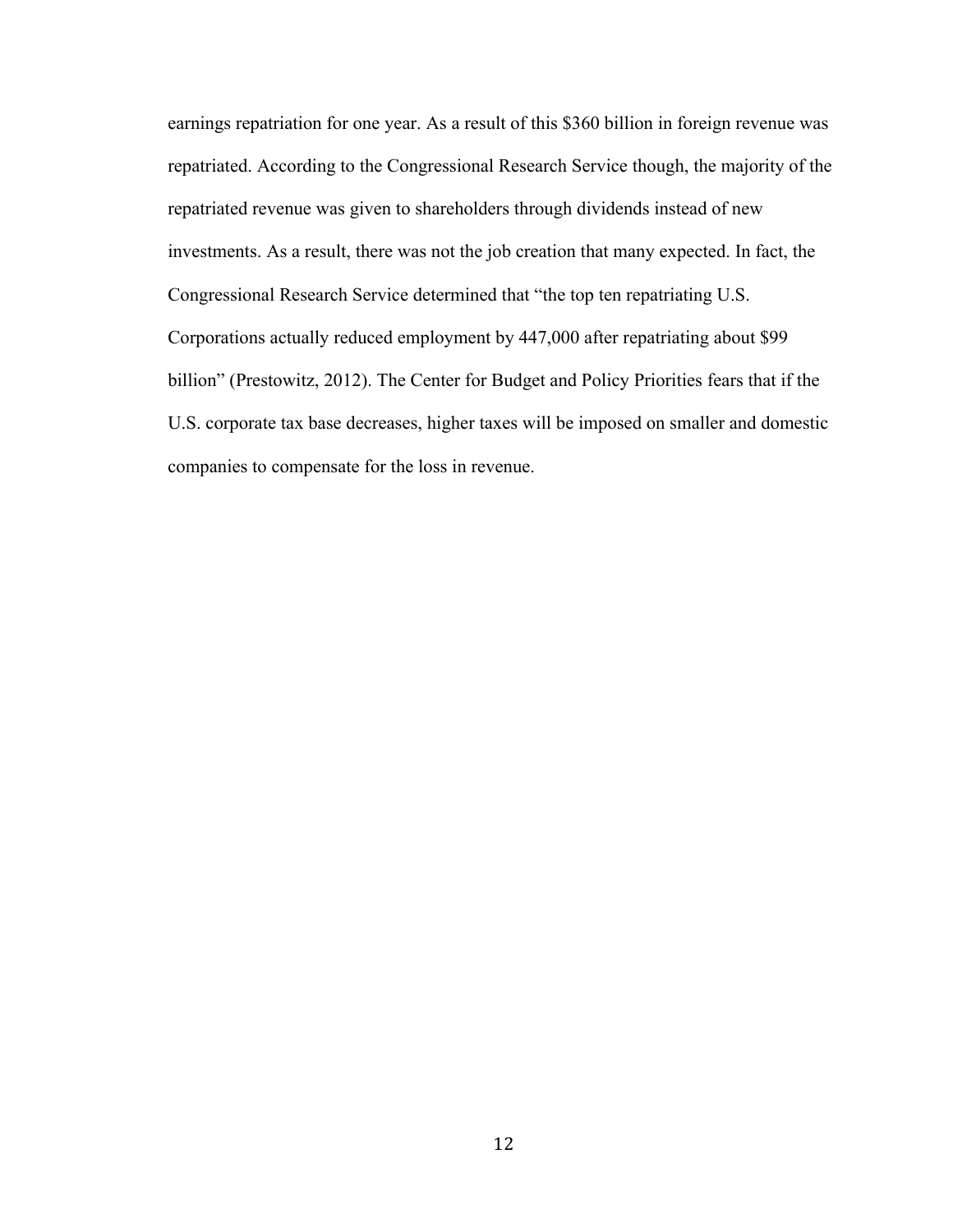earnings repatriation for one year. As a result of this $360 billion in foreign revenue was repatriated. According to the Congressional Research Service though, the majority of the repatriated revenue was given to shareholders through dividends instead of new investments. As a result, there was not the job creation that many expected. In fact, the Congressional Research Service determined that "the top ten repatriating U.S. Corporations actually reduced employment by 447,000 after repatriating about $99 billion" (Prestowitz, 2012). The Center for Budget and Policy Priorities fears that if the U.S. corporate tax base decreases, higher taxes will be imposed on smaller and domestic companies to compensate for the loss in revenue.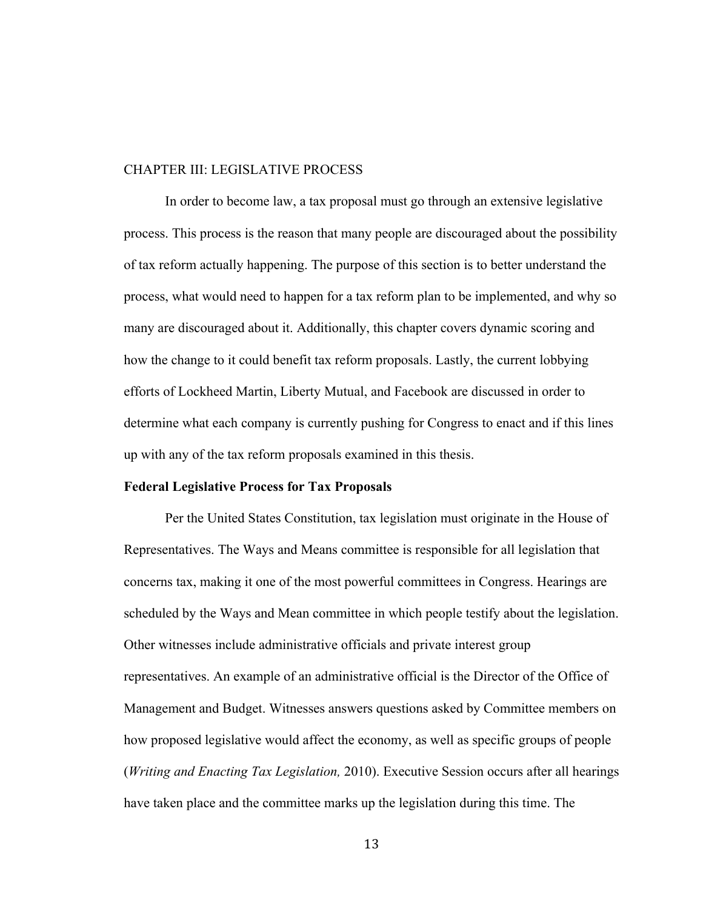# CHAPTER III: LEGISLATIVE PROCESS

In order to become law, a tax proposal must go through an extensive legislative process. This process is the reason that many people are discouraged about the possibility of tax reform actually happening. The purpose of this section is to better understand the process, what would need to happen for a tax reform plan to be implemented, and why so many are discouraged about it. Additionally, this chapter covers dynamic scoring and how the change to it could benefit tax reform proposals. Lastly, the current lobbying efforts of Lockheed Martin, Liberty Mutual, and Facebook are discussed in order to determine what each company is currently pushing for Congress to enact and if this lines up with any of the tax reform proposals examined in this thesis.

## Federal Legislative Process for Tax Proposals

Per the United States Constitution, tax legislation must originate in the House of Representatives. The Ways and Means committee is responsible for all legislation that concerns tax, making it one of the most powerful committees in Congress. Hearings are scheduled by the Ways and Mean committee in which people testify about the legislation. Other witnesses include administrative officials and private interest group representatives. An example of an administrative official is the Director of the Office of Management and Budget. Witnesses answers questions asked by Committee members on how proposed legislative would affect the economy, as well as specific groups of people (*Writing and Enacting Tax Legislation,* 2010). Executive Session occurs after all hearings have taken place and the committee marks up the legislation during this time. The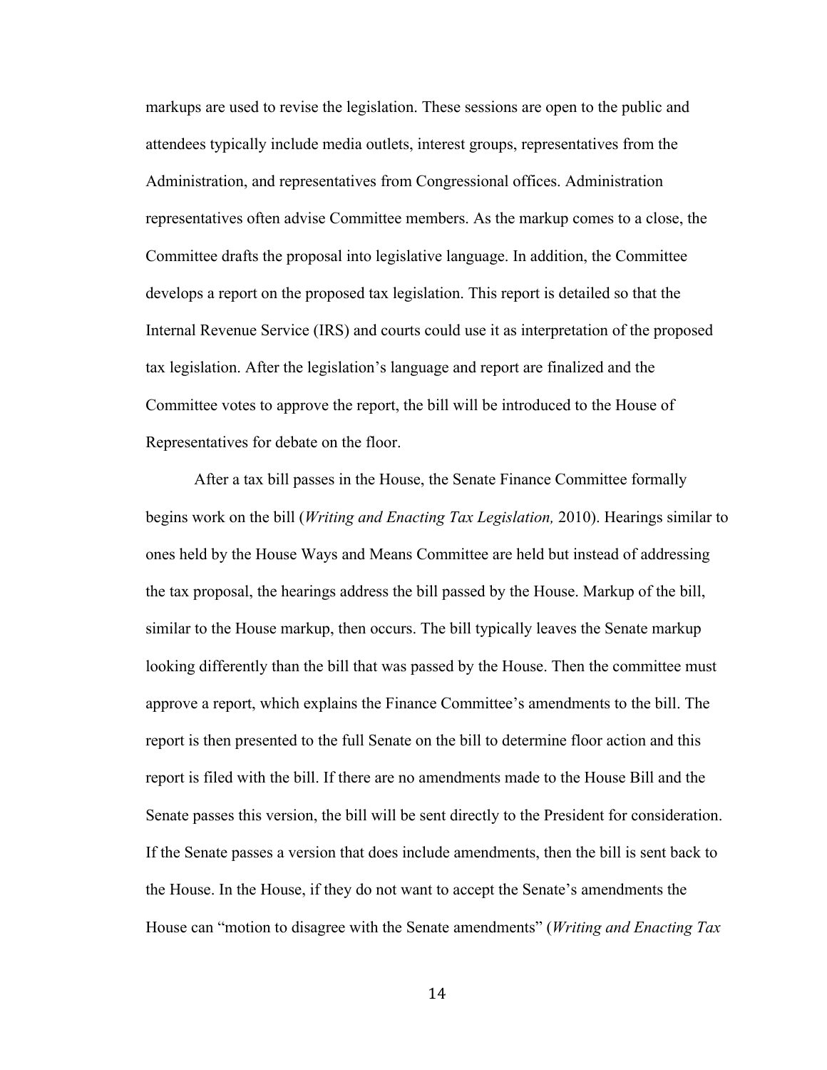markups are used to revise the legislation. These sessions are open to the public and attendees typically include media outlets, interest groups, representatives from the Administration, and representatives from Congressional offices. Administration representatives often advise Committee members. As the markup comes to a close, the Committee drafts the proposal into legislative language. In addition, the Committee develops a report on the proposed tax legislation. This report is detailed so that the Internal Revenue Service (IRS) and courts could use it as interpretation of the proposed tax legislation. After the legislation's language and report are finalized and the Committee votes to approve the report, the bill will be introduced to the House of Representatives for debate on the floor.

After a tax bill passes in the House, the Senate Finance Committee formally begins work on the bill (*Writing and Enacting Tax Legislation,* 2010). Hearings similar to ones held by the House Ways and Means Committee are held but instead of addressing the tax proposal, the hearings address the bill passed by the House. Markup of the bill, similar to the House markup, then occurs. The bill typically leaves the Senate markup looking differently than the bill that was passed by the House. Then the committee must approve a report, which explains the Finance Committee's amendments to the bill. The report is then presented to the full Senate on the bill to determine floor action and this report is filed with the bill. If there are no amendments made to the House Bill and the Senate passes this version, the bill will be sent directly to the President for consideration. If the Senate passes a version that does include amendments, then the bill is sent back to the House. In the House, if they do not want to accept the Senate's amendments the House can "motion to disagree with the Senate amendments" (*Writing and Enacting Tax*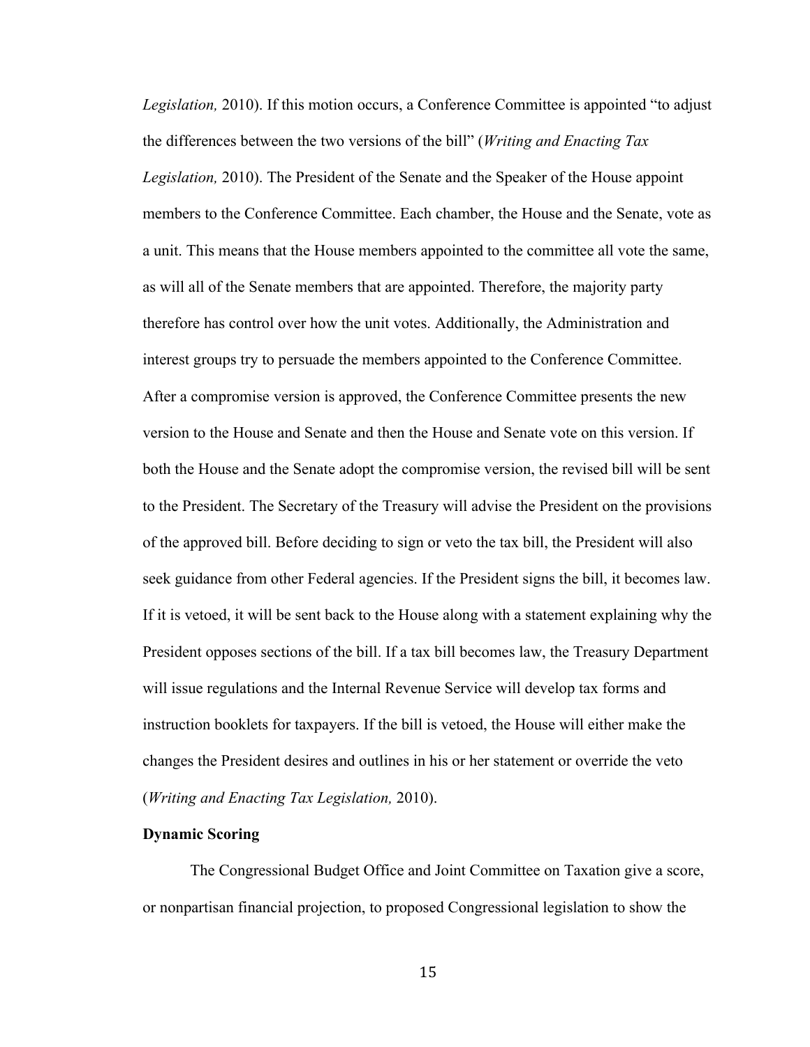*Legislation,* 2010). If this motion occurs, a Conference Committee is appointed "to adjust the differences between the two versions of the bill" (*Writing and Enacting Tax Legislation,* 2010). The President of the Senate and the Speaker of the House appoint members to the Conference Committee. Each chamber, the House and the Senate, vote as a unit. This means that the House members appointed to the committee all vote the same, as will all of the Senate members that are appointed. Therefore, the majority party therefore has control over how the unit votes. Additionally, the Administration and interest groups try to persuade the members appointed to the Conference Committee. After a compromise version is approved, the Conference Committee presents the new version to the House and Senate and then the House and Senate vote on this version. If both the House and the Senate adopt the compromise version, the revised bill will be sent to the President. The Secretary of the Treasury will advise the President on the provisions of the approved bill. Before deciding to sign or veto the tax bill, the President will also seek guidance from other Federal agencies. If the President signs the bill, it becomes law. If it is vetoed, it will be sent back to the House along with a statement explaining why the President opposes sections of the bill. If a tax bill becomes law, the Treasury Department will issue regulations and the Internal Revenue Service will develop tax forms and instruction booklets for taxpayers. If the bill is vetoed, the House will either make the changes the President desires and outlines in his or her statement or override the veto (*Writing and Enacting Tax Legislation,* 2010).

**Dynamic Scoring**

The Congressional Budget Office and Joint Committee on Taxation give a score, or nonpartisan financial projection, to proposed Congressional legislation to show the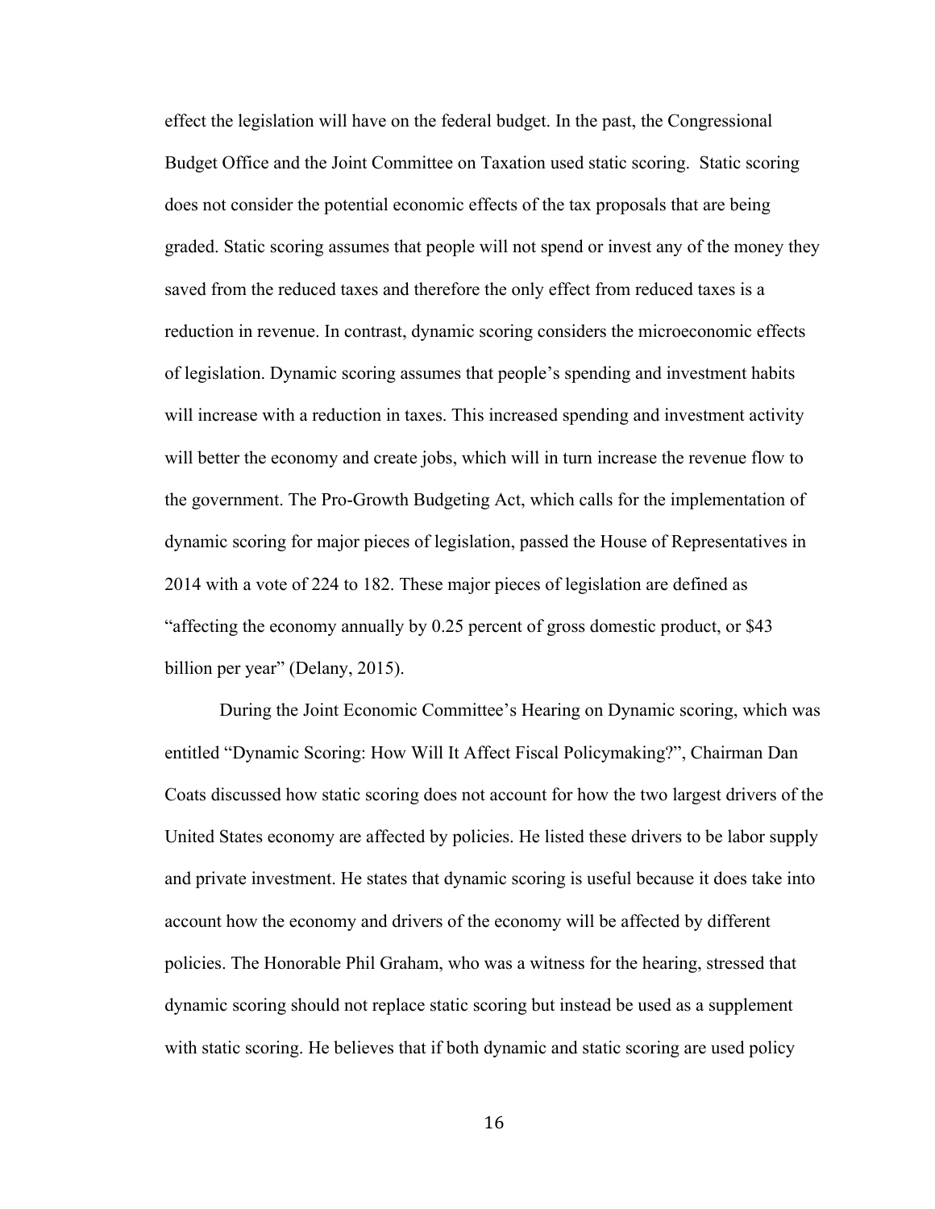effect the legislation will have on the federal budget. In the past, the Congressional Budget Office and the Joint Committee on Taxation used static scoring. Static scoring does not consider the potential economic effects of the tax proposals that are being graded. Static scoring assumes that people will not spend or invest any of the money they saved from the reduced taxes and therefore the only effect from reduced taxes is a reduction in revenue. In contrast, dynamic scoring considers the microeconomic effects of legislation. Dynamic scoring assumes that people's spending and investment habits will increase with a reduction in taxes. This increased spending and investment activity will better the economy and create jobs, which will in turn increase the revenue flow to the government. The Pro-Growth Budgeting Act, which calls for the implementation of dynamic scoring for major pieces of legislation, passed the House of Representatives in 2014 with a vote of 224 to 182. These major pieces of legislation are defined as "affecting the economy annually by 0.25 percent of gross domestic product, or $43 billion per year" (Delany, 2015).

During the Joint Economic Committee's Hearing on Dynamic scoring, which was entitled "Dynamic Scoring: How Will It Affect Fiscal Policymaking?", Chairman Dan Coats discussed how static scoring does not account for how the two largest drivers of the United States economy are affected by policies. He listed these drivers to be labor supply and private investment. He states that dynamic scoring is useful because it does take into account how the economy and drivers of the economy will be affected by different policies. The Honorable Phil Graham, who was a witness for the hearing, stressed that dynamic scoring should not replace static scoring but instead be used as a supplement with static scoring. He believes that if both dynamic and static scoring are used policy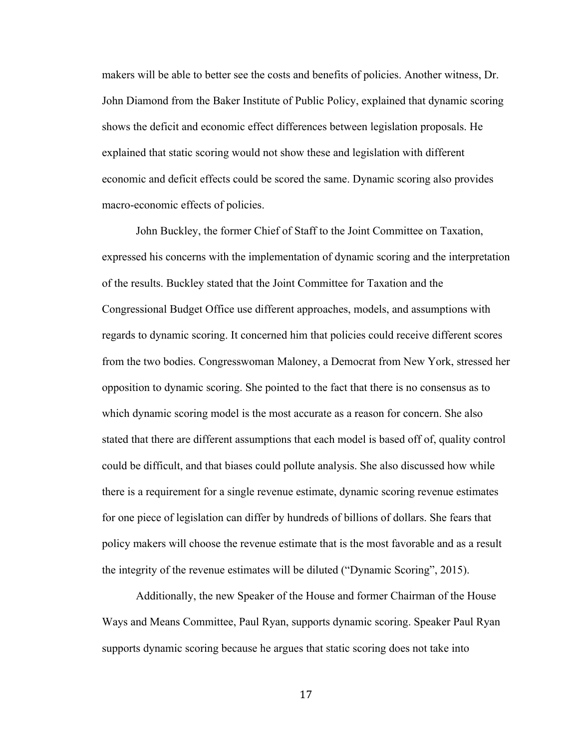makers will be able to better see the costs and benefits of policies. Another witness, Dr. John Diamond from the Baker Institute of Public Policy, explained that dynamic scoring shows the deficit and economic effect differences between legislation proposals. He explained that static scoring would not show these and legislation with different economic and deficit effects could be scored the same. Dynamic scoring also provides macro-economic effects of policies.

John Buckley, the former Chief of Staff to the Joint Committee on Taxation, expressed his concerns with the implementation of dynamic scoring and the interpretation of the results. Buckley stated that the Joint Committee for Taxation and the Congressional Budget Office use different approaches, models, and assumptions with regards to dynamic scoring. It concerned him that policies could receive different scores from the two bodies. Congresswoman Maloney, a Democrat from New York, stressed her opposition to dynamic scoring. She pointed to the fact that there is no consensus as to which dynamic scoring model is the most accurate as a reason for concern. She also stated that there are different assumptions that each model is based off of, quality control could be difficult, and that biases could pollute analysis. She also discussed how while there is a requirement for a single revenue estimate, dynamic scoring revenue estimates for one piece of legislation can differ by hundreds of billions of dollars. She fears that policy makers will choose the revenue estimate that is the most favorable and as a result the integrity of the revenue estimates will be diluted ("Dynamic Scoring", 2015).

Additionally, the new Speaker of the House and former Chairman of the House Ways and Means Committee, Paul Ryan, supports dynamic scoring. Speaker Paul Ryan supports dynamic scoring because he argues that static scoring does not take into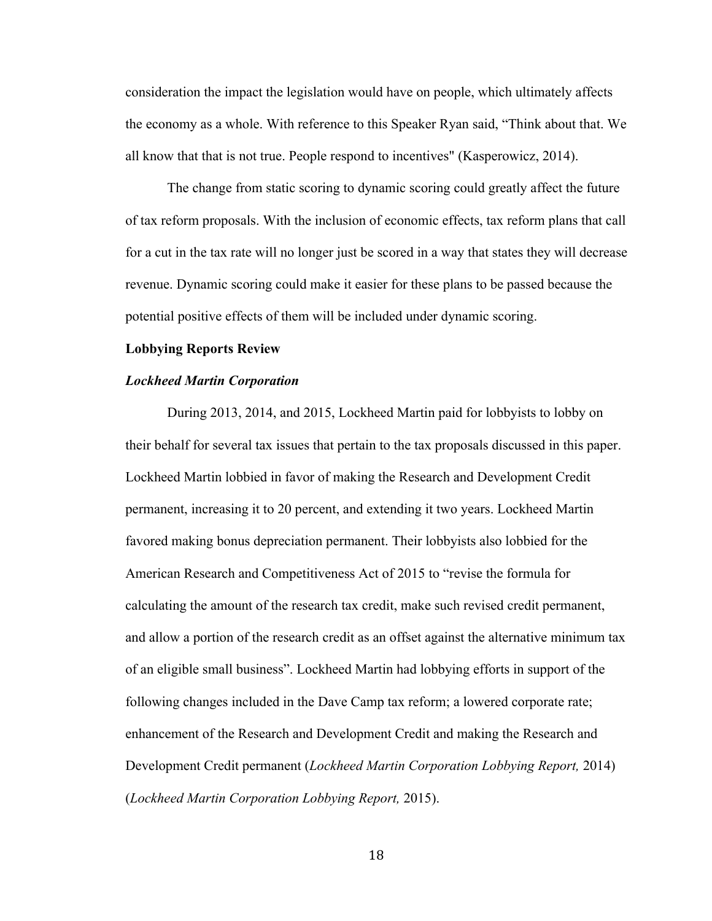consideration the impact the legislation would have on people, which ultimately affects the economy as a whole. With reference to this Speaker Ryan said, "Think about that. We all know that that is not true. People respond to incentives" (Kasperowicz, 2014).

The change from static scoring to dynamic scoring could greatly affect the future of tax reform proposals. With the inclusion of economic effects, tax reform plans that call for a cut in the tax rate will no longer just be scored in a way that states they will decrease revenue. Dynamic scoring could make it easier for these plans to be passed because the potential positive effects of them will be included under dynamic scoring.

**Lobbying Reports Review**

***Lockheed Martin Corporation***

During 2013, 2014, and 2015, Lockheed Martin paid for lobbyists to lobby on their behalf for several tax issues that pertain to the tax proposals discussed in this paper. Lockheed Martin lobbied in favor of making the Research and Development Credit permanent, increasing it to 20 percent, and extending it two years. Lockheed Martin favored making bonus depreciation permanent. Their lobbyists also lobbied for the American Research and Competitiveness Act of 2015 to "revise the formula for calculating the amount of the research tax credit, make such revised credit permanent, and allow a portion of the research credit as an offset against the alternative minimum tax of an eligible small business". Lockheed Martin had lobbying efforts in support of the following changes included in the Dave Camp tax reform; a lowered corporate rate; enhancement of the Research and Development Credit and making the Research and Development Credit permanent (*Lockheed Martin Corporation Lobbying Report,* 2014) (*Lockheed Martin Corporation Lobbying Report,* 2015).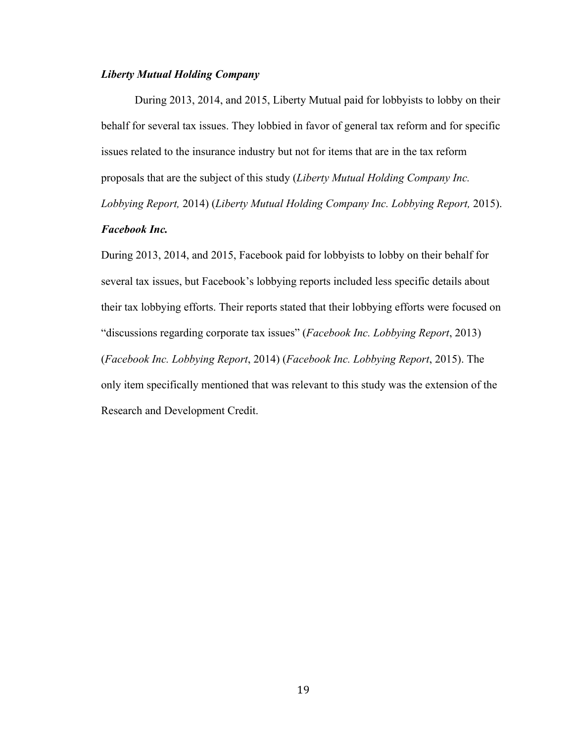***Liberty Mutual Holding Company***

During 2013, 2014, and 2015, Liberty Mutual paid for lobbyists to lobby on their behalf for several tax issues. They lobbied in favor of general tax reform and for specific issues related to the insurance industry but not for items that are in the tax reform proposals that are the subject of this study (*Liberty Mutual Holding Company Inc. Lobbying Report,* 2014) (*Liberty Mutual Holding Company Inc. Lobbying Report,* 2015).

***Facebook Inc.***

During 2013, 2014, and 2015, Facebook paid for lobbyists to lobby on their behalf for several tax issues, but Facebook's lobbying reports included less specific details about their tax lobbying efforts. Their reports stated that their lobbying efforts were focused on "discussions regarding corporate tax issues" (*Facebook Inc. Lobbying Report*, 2013) (*Facebook Inc. Lobbying Report*, 2014) (*Facebook Inc. Lobbying Report*, 2015). The only item specifically mentioned that was relevant to this study was the extension of the Research and Development Credit.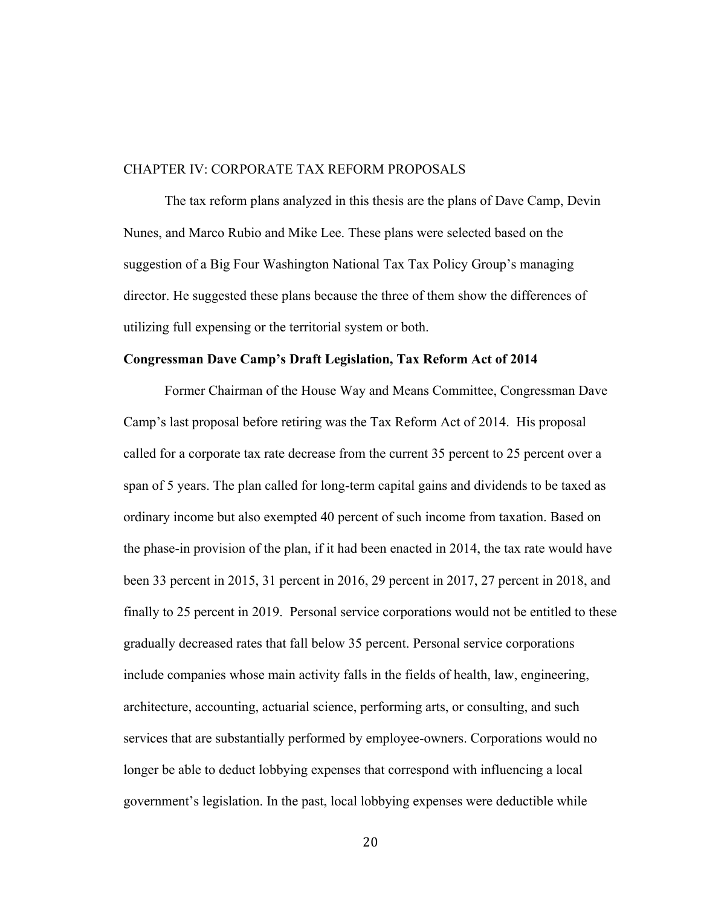# CHAPTER IV: CORPORATE TAX REFORM PROPOSALS

The tax reform plans analyzed in this thesis are the plans of Dave Camp, Devin Nunes, and Marco Rubio and Mike Lee. These plans were selected based on the suggestion of a Big Four Washington National Tax Tax Policy Group's managing director. He suggested these plans because the three of them show the differences of utilizing full expensing or the territorial system or both.

## Congressman Dave Camp's Draft Legislation, Tax Reform Act of 2014

Former Chairman of the House Way and Means Committee, Congressman Dave Camp's last proposal before retiring was the Tax Reform Act of 2014. His proposal called for a corporate tax rate decrease from the current 35 percent to 25 percent over a span of 5 years. The plan called for long-term capital gains and dividends to be taxed as ordinary income but also exempted 40 percent of such income from taxation. Based on the phase-in provision of the plan, if it had been enacted in 2014, the tax rate would have been 33 percent in 2015, 31 percent in 2016, 29 percent in 2017, 27 percent in 2018, and finally to 25 percent in 2019. Personal service corporations would not be entitled to these gradually decreased rates that fall below 35 percent. Personal service corporations include companies whose main activity falls in the fields of health, law, engineering, architecture, accounting, actuarial science, performing arts, or consulting, and such services that are substantially performed by employee-owners. Corporations would no longer be able to deduct lobbying expenses that correspond with influencing a local government's legislation. In the past, local lobbying expenses were deductible while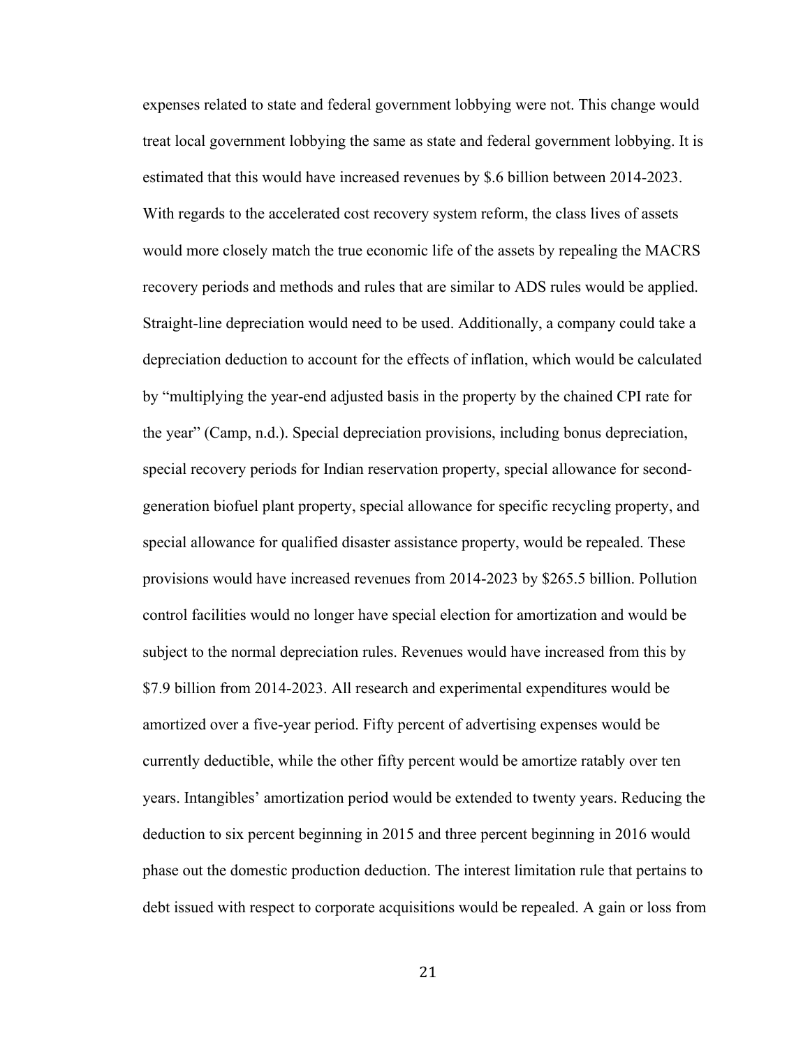expenses related to state and federal government lobbying were not. This change would treat local government lobbying the same as state and federal government lobbying. It is estimated that this would have increased revenues by $.6 billion between 2014-2023. With regards to the accelerated cost recovery system reform, the class lives of assets would more closely match the true economic life of the assets by repealing the MACRS recovery periods and methods and rules that are similar to ADS rules would be applied. Straight-line depreciation would need to be used. Additionally, a company could take a depreciation deduction to account for the effects of inflation, which would be calculated by "multiplying the year-end adjusted basis in the property by the chained CPI rate for the year" (Camp, n.d.). Special depreciation provisions, including bonus depreciation, special recovery periods for Indian reservation property, special allowance for second-generation biofuel plant property, special allowance for specific recycling property, and special allowance for qualified disaster assistance property, would be repealed. These provisions would have increased revenues from 2014-2023 by $265.5 billion. Pollution control facilities would no longer have special election for amortization and would be subject to the normal depreciation rules. Revenues would have increased from this by $7.9 billion from 2014-2023. All research and experimental expenditures would be amortized over a five-year period. Fifty percent of advertising expenses would be currently deductible, while the other fifty percent would be amortize ratably over ten years. Intangibles' amortization period would be extended to twenty years. Reducing the deduction to six percent beginning in 2015 and three percent beginning in 2016 would phase out the domestic production deduction. The interest limitation rule that pertains to debt issued with respect to corporate acquisitions would be repealed. A gain or loss from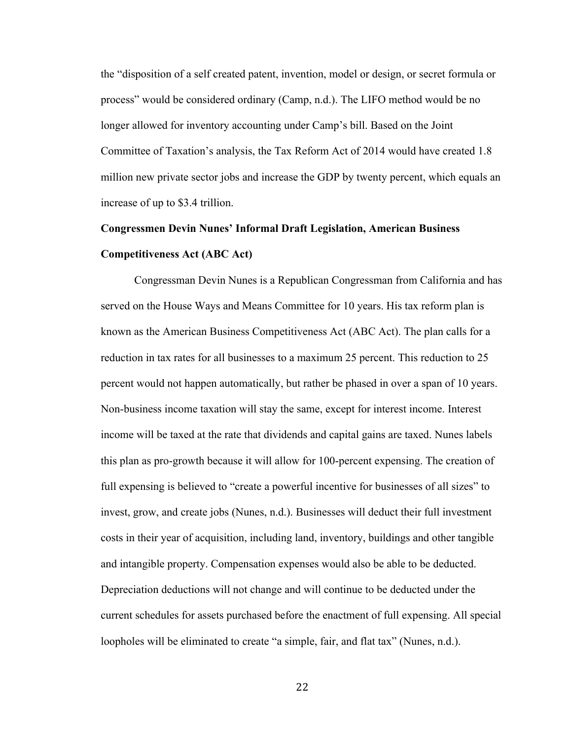the "disposition of a self created patent, invention, model or design, or secret formula or process" would be considered ordinary (Camp, n.d.). The LIFO method would be no longer allowed for inventory accounting under Camp's bill. Based on the Joint Committee of Taxation's analysis, the Tax Reform Act of 2014 would have created 1.8 million new private sector jobs and increase the GDP by twenty percent, which equals an increase of up to $3.4 trillion.

**Congressmen Devin Nunes' Informal Draft Legislation, American Business Competitiveness Act (ABC Act)**

Congressman Devin Nunes is a Republican Congressman from California and has served on the House Ways and Means Committee for 10 years. His tax reform plan is known as the American Business Competitiveness Act (ABC Act). The plan calls for a reduction in tax rates for all businesses to a maximum 25 percent. This reduction to 25 percent would not happen automatically, but rather be phased in over a span of 10 years. Non-business income taxation will stay the same, except for interest income. Interest income will be taxed at the rate that dividends and capital gains are taxed. Nunes labels this plan as pro-growth because it will allow for 100-percent expensing. The creation of full expensing is believed to "create a powerful incentive for businesses of all sizes" to invest, grow, and create jobs (Nunes, n.d.). Businesses will deduct their full investment costs in their year of acquisition, including land, inventory, buildings and other tangible and intangible property. Compensation expenses would also be able to be deducted. Depreciation deductions will not change and will continue to be deducted under the current schedules for assets purchased before the enactment of full expensing. All special loopholes will be eliminated to create "a simple, fair, and flat tax" (Nunes, n.d.).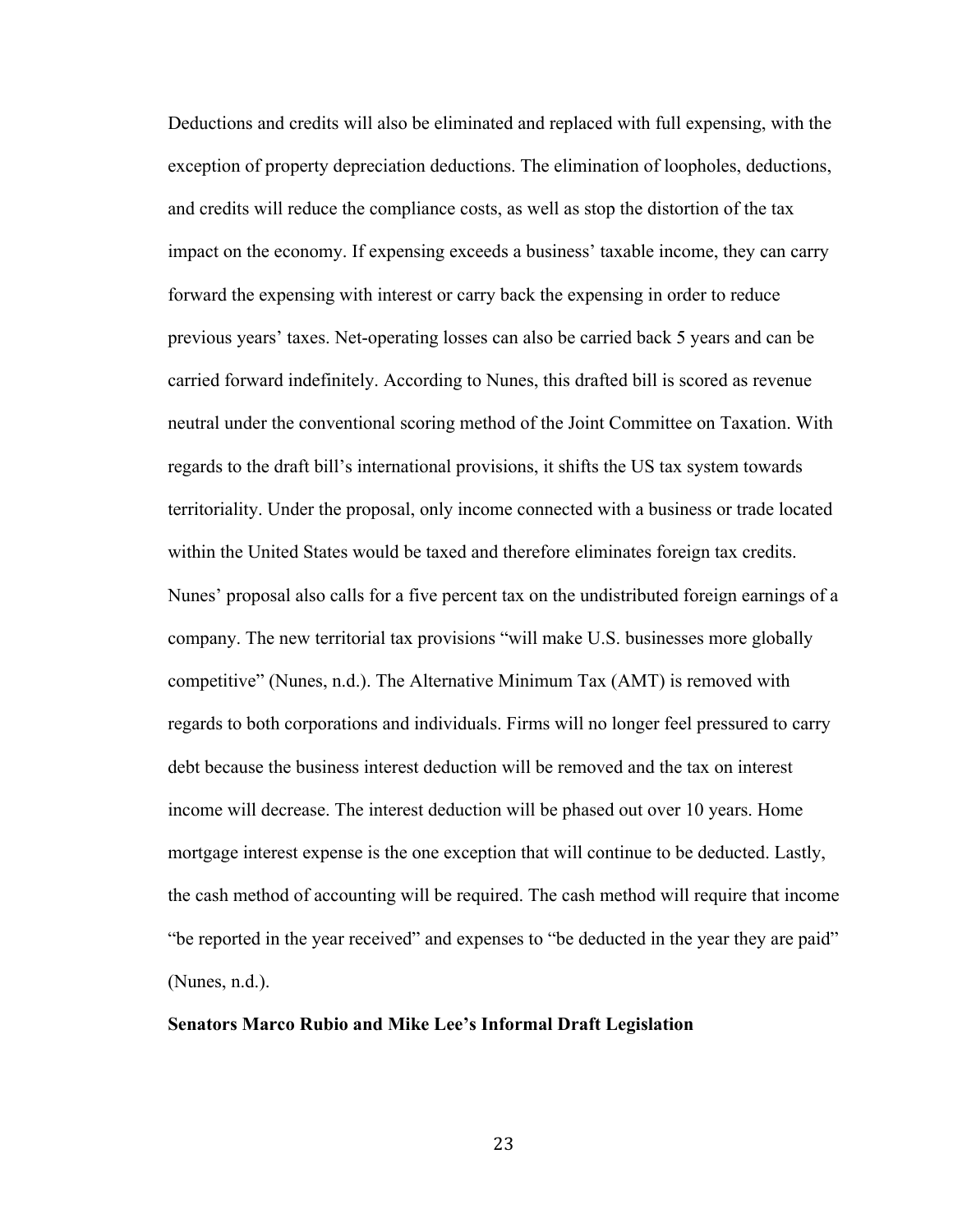Deductions and credits will also be eliminated and replaced with full expensing, with the exception of property depreciation deductions. The elimination of loopholes, deductions, and credits will reduce the compliance costs, as well as stop the distortion of the tax impact on the economy. If expensing exceeds a business' taxable income, they can carry forward the expensing with interest or carry back the expensing in order to reduce previous years' taxes. Net-operating losses can also be carried back 5 years and can be carried forward indefinitely. According to Nunes, this drafted bill is scored as revenue neutral under the conventional scoring method of the Joint Committee on Taxation. With regards to the draft bill's international provisions, it shifts the US tax system towards territoriality. Under the proposal, only income connected with a business or trade located within the United States would be taxed and therefore eliminates foreign tax credits. Nunes' proposal also calls for a five percent tax on the undistributed foreign earnings of a company. The new territorial tax provisions "will make U.S. businesses more globally competitive" (Nunes, n.d.). The Alternative Minimum Tax (AMT) is removed with regards to both corporations and individuals. Firms will no longer feel pressured to carry debt because the business interest deduction will be removed and the tax on interest income will decrease. The interest deduction will be phased out over 10 years. Home mortgage interest expense is the one exception that will continue to be deducted. Lastly, the cash method of accounting will be required. The cash method will require that income "be reported in the year received" and expenses to "be deducted in the year they are paid" (Nunes, n.d.).

**Senators Marco Rubio and Mike Lee's Informal Draft Legislation**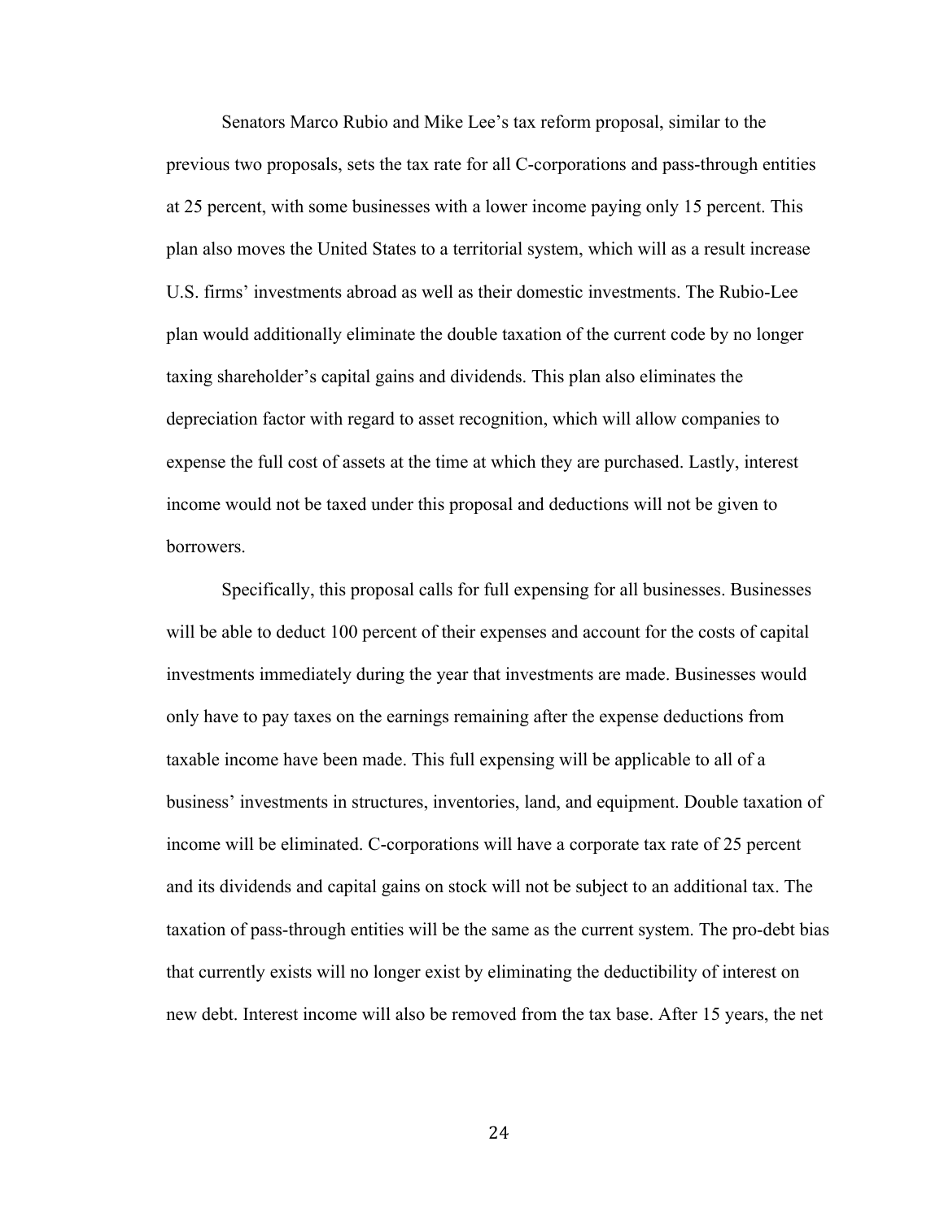Senators Marco Rubio and Mike Lee's tax reform proposal, similar to the previous two proposals, sets the tax rate for all C-corporations and pass-through entities at 25 percent, with some businesses with a lower income paying only 15 percent. This plan also moves the United States to a territorial system, which will as a result increase U.S. firms' investments abroad as well as their domestic investments. The Rubio-Lee plan would additionally eliminate the double taxation of the current code by no longer taxing shareholder's capital gains and dividends. This plan also eliminates the depreciation factor with regard to asset recognition, which will allow companies to expense the full cost of assets at the time at which they are purchased. Lastly, interest income would not be taxed under this proposal and deductions will not be given to borrowers.

Specifically, this proposal calls for full expensing for all businesses. Businesses will be able to deduct 100 percent of their expenses and account for the costs of capital investments immediately during the year that investments are made. Businesses would only have to pay taxes on the earnings remaining after the expense deductions from taxable income have been made. This full expensing will be applicable to all of a business' investments in structures, inventories, land, and equipment. Double taxation of income will be eliminated. C-corporations will have a corporate tax rate of 25 percent and its dividends and capital gains on stock will not be subject to an additional tax. The taxation of pass-through entities will be the same as the current system. The pro-debt bias that currently exists will no longer exist by eliminating the deductibility of interest on new debt. Interest income will also be removed from the tax base. After 15 years, the net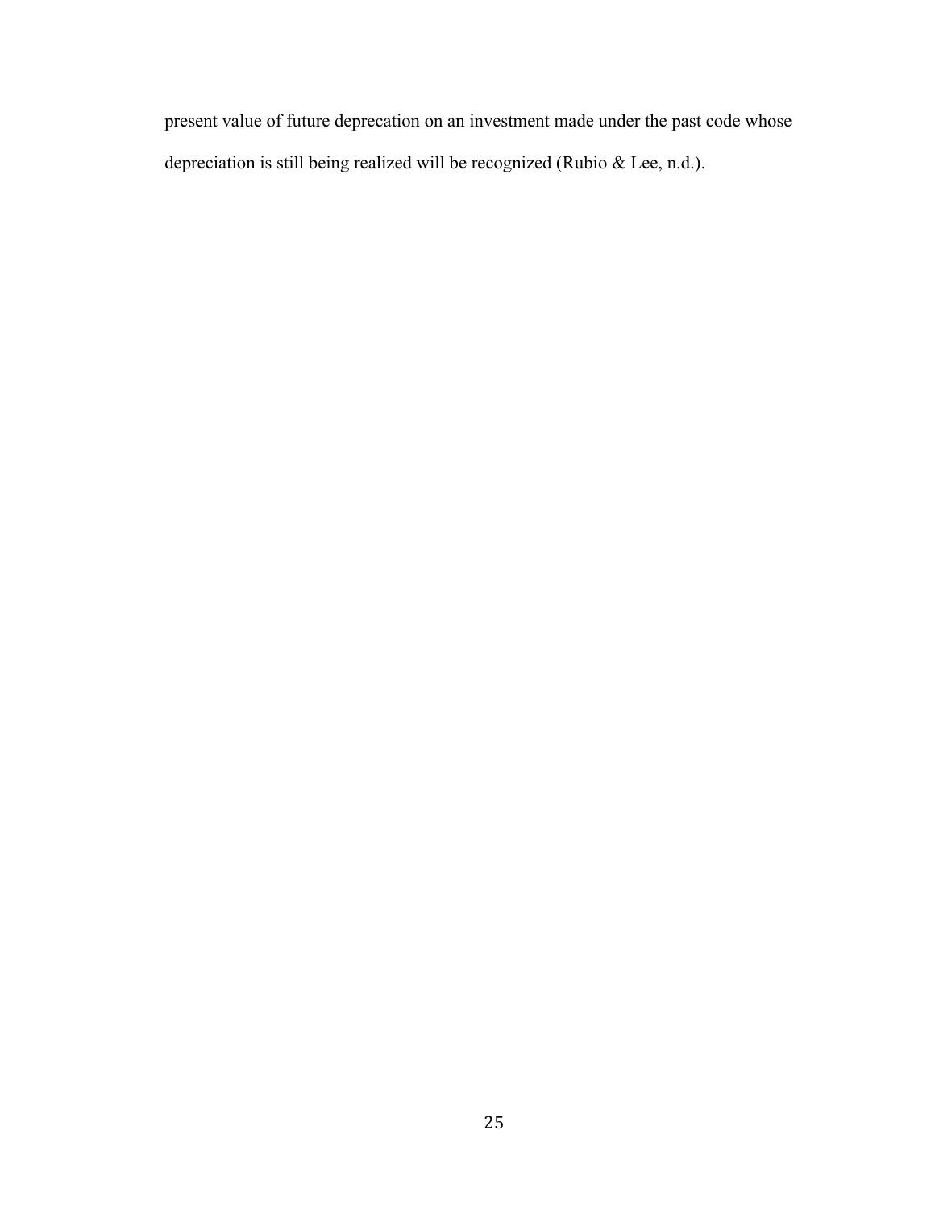present value of future deprecation on an investment made under the past code whose depreciation is still being realized will be recognized (Rubio & Lee, n.d.).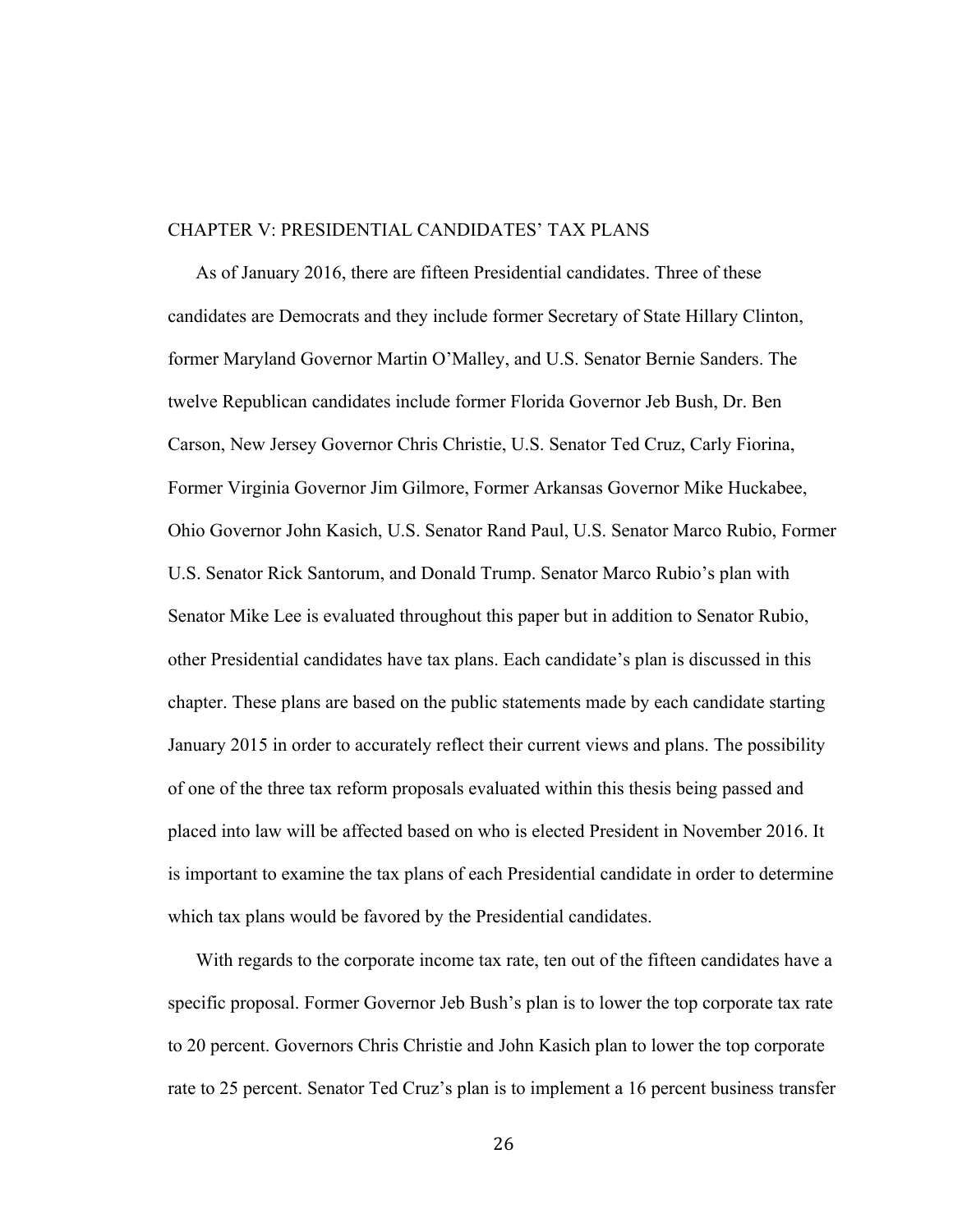# CHAPTER V: PRESIDENTIAL CANDIDATES' TAX PLANS

As of January 2016, there are fifteen Presidential candidates. Three of these candidates are Democrats and they include former Secretary of State Hillary Clinton, former Maryland Governor Martin O'Malley, and U.S. Senator Bernie Sanders. The twelve Republican candidates include former Florida Governor Jeb Bush, Dr. Ben Carson, New Jersey Governor Chris Christie, U.S. Senator Ted Cruz, Carly Fiorina, Former Virginia Governor Jim Gilmore, Former Arkansas Governor Mike Huckabee, Ohio Governor John Kasich, U.S. Senator Rand Paul, U.S. Senator Marco Rubio, Former U.S. Senator Rick Santorum, and Donald Trump. Senator Marco Rubio's plan with Senator Mike Lee is evaluated throughout this paper but in addition to Senator Rubio, other Presidential candidates have tax plans. Each candidate's plan is discussed in this chapter. These plans are based on the public statements made by each candidate starting January 2015 in order to accurately reflect their current views and plans. The possibility of one of the three tax reform proposals evaluated within this thesis being passed and placed into law will be affected based on who is elected President in November 2016. It is important to examine the tax plans of each Presidential candidate in order to determine which tax plans would be favored by the Presidential candidates.

With regards to the corporate income tax rate, ten out of the fifteen candidates have a specific proposal. Former Governor Jeb Bush's plan is to lower the top corporate tax rate to 20 percent. Governors Chris Christie and John Kasich plan to lower the top corporate rate to 25 percent. Senator Ted Cruz's plan is to implement a 16 percent business transfer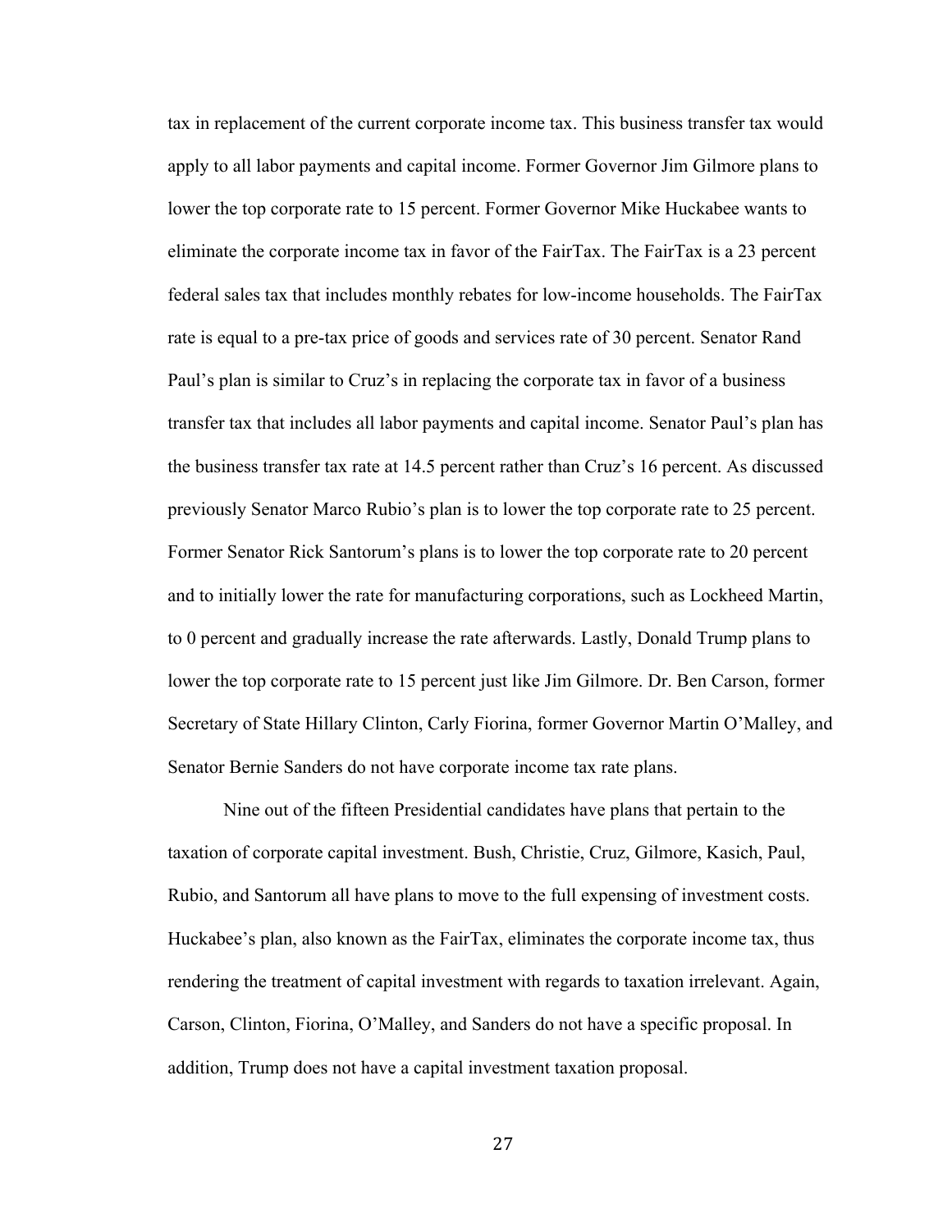tax in replacement of the current corporate income tax. This business transfer tax would apply to all labor payments and capital income. Former Governor Jim Gilmore plans to lower the top corporate rate to 15 percent. Former Governor Mike Huckabee wants to eliminate the corporate income tax in favor of the FairTax. The FairTax is a 23 percent federal sales tax that includes monthly rebates for low-income households. The FairTax rate is equal to a pre-tax price of goods and services rate of 30 percent. Senator Rand Paul's plan is similar to Cruz's in replacing the corporate tax in favor of a business transfer tax that includes all labor payments and capital income. Senator Paul's plan has the business transfer tax rate at 14.5 percent rather than Cruz's 16 percent. As discussed previously Senator Marco Rubio's plan is to lower the top corporate rate to 25 percent. Former Senator Rick Santorum's plans is to lower the top corporate rate to 20 percent and to initially lower the rate for manufacturing corporations, such as Lockheed Martin, to 0 percent and gradually increase the rate afterwards. Lastly, Donald Trump plans to lower the top corporate rate to 15 percent just like Jim Gilmore. Dr. Ben Carson, former Secretary of State Hillary Clinton, Carly Fiorina, former Governor Martin O'Malley, and Senator Bernie Sanders do not have corporate income tax rate plans.

Nine out of the fifteen Presidential candidates have plans that pertain to the taxation of corporate capital investment. Bush, Christie, Cruz, Gilmore, Kasich, Paul, Rubio, and Santorum all have plans to move to the full expensing of investment costs. Huckabee's plan, also known as the FairTax, eliminates the corporate income tax, thus rendering the treatment of capital investment with regards to taxation irrelevant. Again, Carson, Clinton, Fiorina, O'Malley, and Sanders do not have a specific proposal. In addition, Trump does not have a capital investment taxation proposal.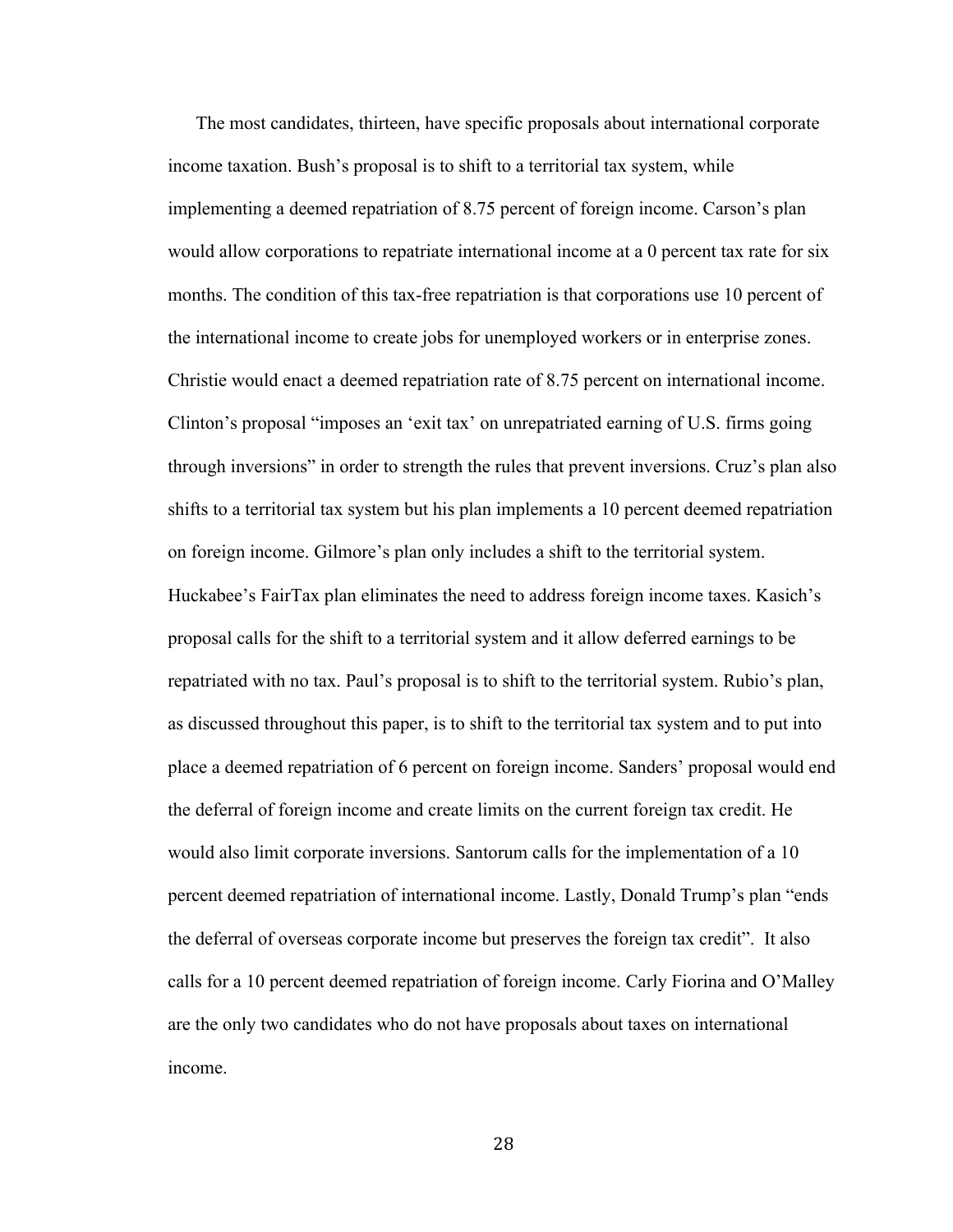The most candidates, thirteen, have specific proposals about international corporate income taxation. Bush's proposal is to shift to a territorial tax system, while implementing a deemed repatriation of 8.75 percent of foreign income. Carson's plan would allow corporations to repatriate international income at a 0 percent tax rate for six months. The condition of this tax-free repatriation is that corporations use 10 percent of the international income to create jobs for unemployed workers or in enterprise zones. Christie would enact a deemed repatriation rate of 8.75 percent on international income. Clinton's proposal "imposes an 'exit tax' on unrepatriated earning of U.S. firms going through inversions" in order to strength the rules that prevent inversions. Cruz's plan also shifts to a territorial tax system but his plan implements a 10 percent deemed repatriation on foreign income. Gilmore's plan only includes a shift to the territorial system. Huckabee's FairTax plan eliminates the need to address foreign income taxes. Kasich's proposal calls for the shift to a territorial system and it allow deferred earnings to be repatriated with no tax. Paul's proposal is to shift to the territorial system. Rubio's plan, as discussed throughout this paper, is to shift to the territorial tax system and to put into place a deemed repatriation of 6 percent on foreign income. Sanders' proposal would end the deferral of foreign income and create limits on the current foreign tax credit. He would also limit corporate inversions. Santorum calls for the implementation of a 10 percent deemed repatriation of international income. Lastly, Donald Trump's plan "ends the deferral of overseas corporate income but preserves the foreign tax credit". It also calls for a 10 percent deemed repatriation of foreign income. Carly Fiorina and O'Malley are the only two candidates who do not have proposals about taxes on international income.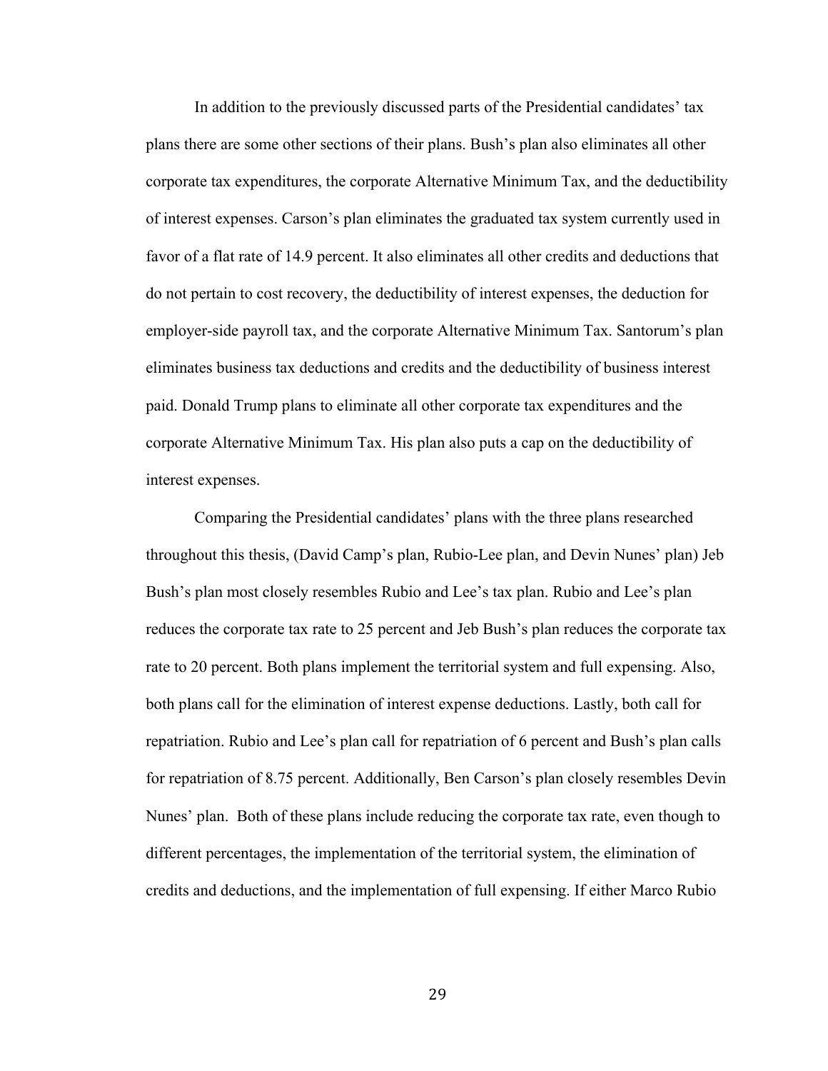In addition to the previously discussed parts of the Presidential candidates' tax plans there are some other sections of their plans. Bush's plan also eliminates all other corporate tax expenditures, the corporate Alternative Minimum Tax, and the deductibility of interest expenses. Carson's plan eliminates the graduated tax system currently used in favor of a flat rate of 14.9 percent. It also eliminates all other credits and deductions that do not pertain to cost recovery, the deductibility of interest expenses, the deduction for employer-side payroll tax, and the corporate Alternative Minimum Tax. Santorum's plan eliminates business tax deductions and credits and the deductibility of business interest paid. Donald Trump plans to eliminate all other corporate tax expenditures and the corporate Alternative Minimum Tax. His plan also puts a cap on the deductibility of interest expenses.

Comparing the Presidential candidates' plans with the three plans researched throughout this thesis, (David Camp's plan, Rubio-Lee plan, and Devin Nunes' plan) Jeb Bush's plan most closely resembles Rubio and Lee's tax plan. Rubio and Lee's plan reduces the corporate tax rate to 25 percent and Jeb Bush's plan reduces the corporate tax rate to 20 percent. Both plans implement the territorial system and full expensing. Also, both plans call for the elimination of interest expense deductions. Lastly, both call for repatriation. Rubio and Lee's plan call for repatriation of 6 percent and Bush's plan calls for repatriation of 8.75 percent. Additionally, Ben Carson's plan closely resembles Devin Nunes' plan. Both of these plans include reducing the corporate tax rate, even though to different percentages, the implementation of the territorial system, the elimination of credits and deductions, and the implementation of full expensing. If either Marco Rubio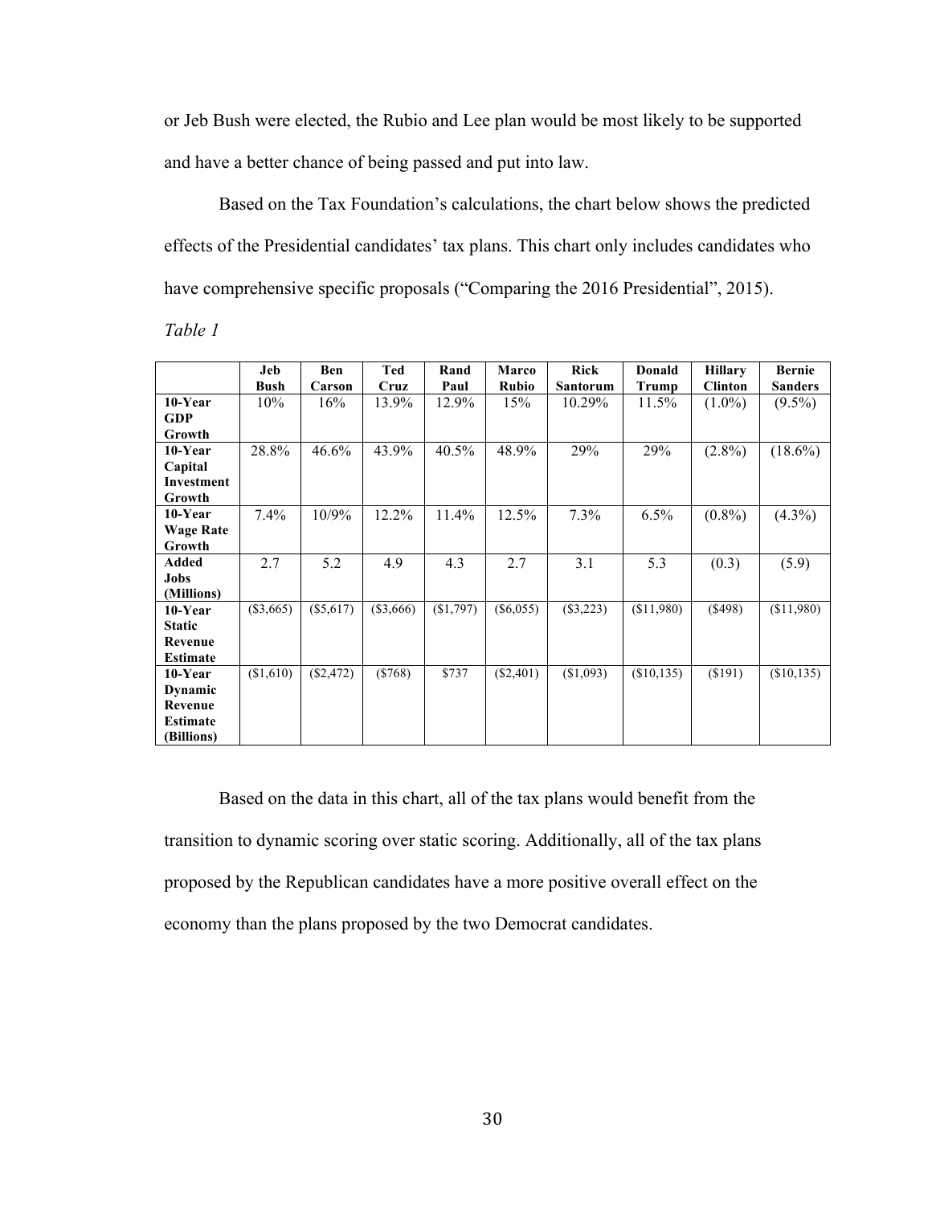or Jeb Bush were elected, the Rubio and Lee plan would be most likely to be supported and have a better chance of being passed and put into law.

Based on the Tax Foundation's calculations, the chart below shows the predicted effects of the Presidential candidates' tax plans. This chart only includes candidates who have comprehensive specific proposals ("Comparing the 2016 Presidential", 2015).

*Table 1*

| | Jeb Bush | Ben Carson | Ted Cruz | Rand Paul | Marco Rubio | Rick Santorum | Donald Trump | Hillary Clinton | Bernie Sanders |
|---|---|---|---|---|---|---|---|---|---|
| **10-Year GDP Growth** | 10% | 16% | 13.9% | 12.9% | 15% | 10.29% | 11.5% | (1.0%) | (9.5%) |
| **10-Year Capital Investment Growth** | 28.8% | 46.6% | 43.9% | 40.5% | 48.9% | 29% | 29% | (2.8%) | (18.6%) |
| **10-Year Wage Rate Growth** | 7.4% | 10/9% | 12.2% | 11.4% | 12.5% | 7.3% | 6.5% | (0.8%) | (4.3%) |
| **Added Jobs (Millions)** | 2.7 | 5.2 | 4.9 | 4.3 | 2.7 | 3.1 | 5.3 | (0.3) | (5.9) |
| **10-Year Static Revenue Estimate** | ($3,665) | ($5,617) | ($3,666) | ($1,797) | ($6,055) | ($3,223) | ($11,980) | ($498) | ($11,980) |
| **10-Year Dynamic Revenue Estimate (Billions)** | ($1,610) | ($2,472) | ($768) | $737 | ($2,401) | ($1,093) | ($10,135) | ($191) | ($10,135) |

Based on the data in this chart, all of the tax plans would benefit from the transition to dynamic scoring over static scoring. Additionally, all of the tax plans proposed by the Republican candidates have a more positive overall effect on the economy than the plans proposed by the two Democrat candidates.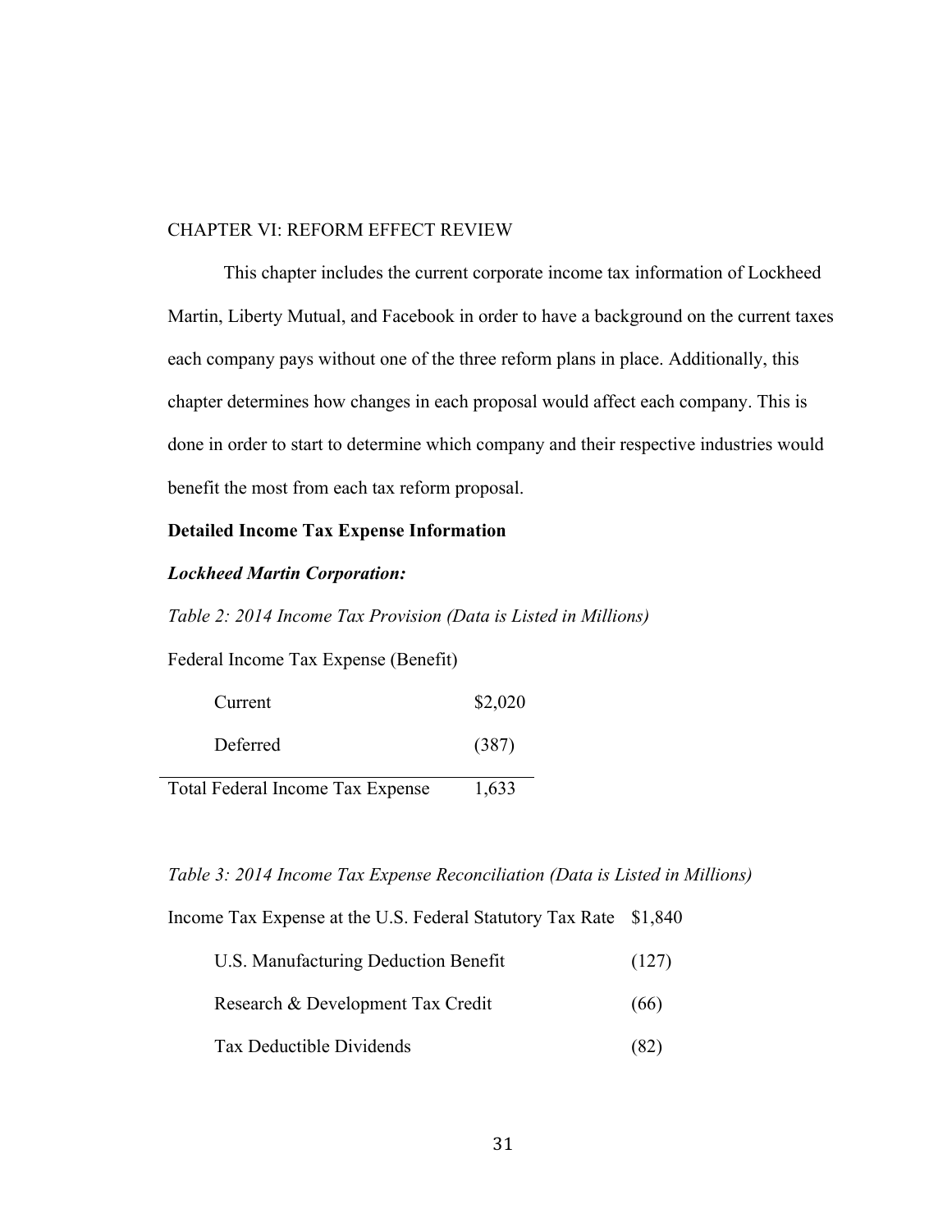## CHAPTER VI: REFORM EFFECT REVIEW

This chapter includes the current corporate income tax information of Lockheed Martin, Liberty Mutual, and Facebook in order to have a background on the current taxes each company pays without one of the three reform plans in place. Additionally, this chapter determines how changes in each proposal would affect each company. This is done in order to start to determine which company and their respective industries would benefit the most from each tax reform proposal.

### Detailed Income Tax Expense Information

#### *Lockheed Martin Corporation:*

*Table 2: 2014 Income Tax Provision (Data is Listed in Millions)*

| Federal Income Tax Expense (Benefit) | |
|---|---|
| Current | $2,020 |
| Deferred | (387) |
| Total Federal Income Tax Expense | 1,633 |

*Table 3: 2014 Income Tax Expense Reconciliation (Data is Listed in Millions)*

| Income Tax Expense at the U.S. Federal Statutory Tax Rate | $1,840 |
|---|---|
| U.S. Manufacturing Deduction Benefit | (127) |
| Research & Development Tax Credit | (66) |
| Tax Deductible Dividends | (82) |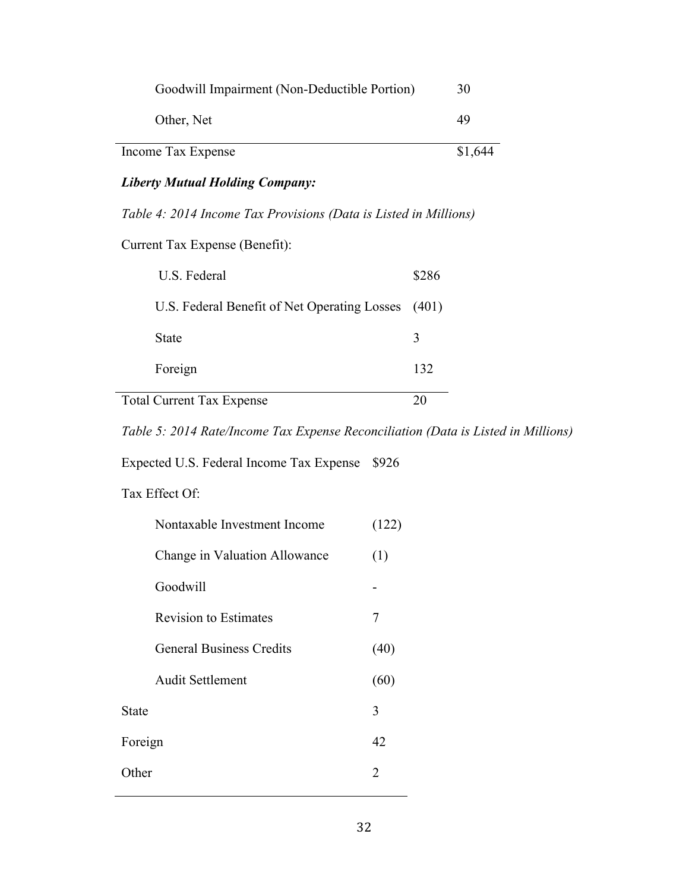| | |
|---|---|
| Goodwill Impairment (Non-Deductible Portion) | 30 |
| Other, Net | 49 |
| Income Tax Expense | $1,644 |

***Liberty Mutual Holding Company:***

*Table 4: 2014 Income Tax Provisions (Data is Listed in Millions)*

| | |
|---|---|
| Current Tax Expense (Benefit): | |
| U.S. Federal | $286 |
| U.S. Federal Benefit of Net Operating Losses | (401) |
| State | 3 |
| Foreign | 132 |
| Total Current Tax Expense | 20 |

*Table 5: 2014 Rate/Income Tax Expense Reconciliation (Data is Listed in Millions)*

| | |
|---|---|
| Expected U.S. Federal Income Tax Expense | $926 |
| Tax Effect Of: | |
| Nontaxable Investment Income | (122) |
| Change in Valuation Allowance | (1) |
| Goodwill | - |
| Revision to Estimates | 7 |
| General Business Credits | (40) |
| Audit Settlement | (60) |
| State | 3 |
| Foreign | 42 |
| Other | 2 |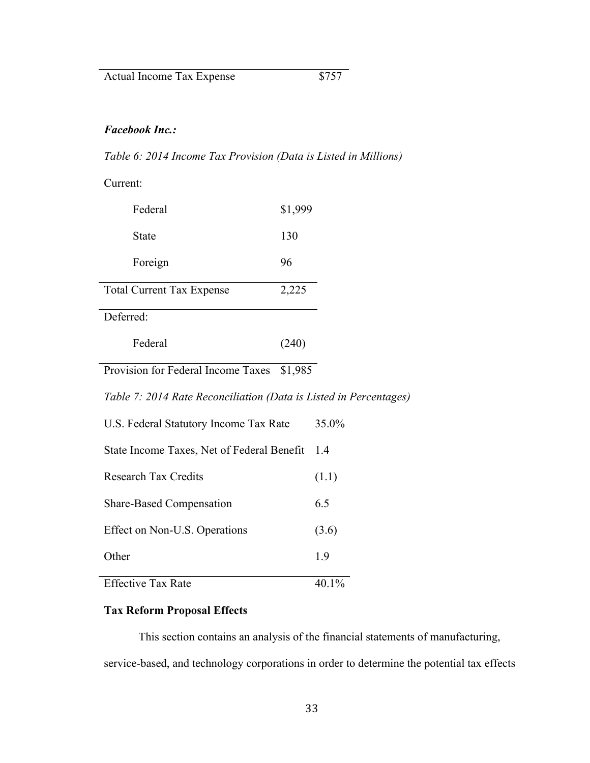| Actual Income Tax Expense | $757 |
|---|---|

***Facebook Inc.:***

*Table 6: 2014 Income Tax Provision (Data is Listed in Millions)*

| | |
|---|---|
| Current: | |
| Federal | $1,999 |
| State | 130 |
| Foreign | 96 |
| Total Current Tax Expense | 2,225 |
| Deferred: | |
| Federal | (240) |
| Provision for Federal Income Taxes | $1,985 |

*Table 7: 2014 Rate Reconciliation (Data is Listed in Percentages)*

| | |
|---|---|
| U.S. Federal Statutory Income Tax Rate | 35.0% |
| State Income Taxes, Net of Federal Benefit | 1.4 |
| Research Tax Credits | (1.1) |
| Share-Based Compensation | 6.5 |
| Effect on Non-U.S. Operations | (3.6) |
| Other | 1.9 |
| Effective Tax Rate | 40.1% |

**Tax Reform Proposal Effects**

This section contains an analysis of the financial statements of manufacturing, service-based, and technology corporations in order to determine the potential tax effects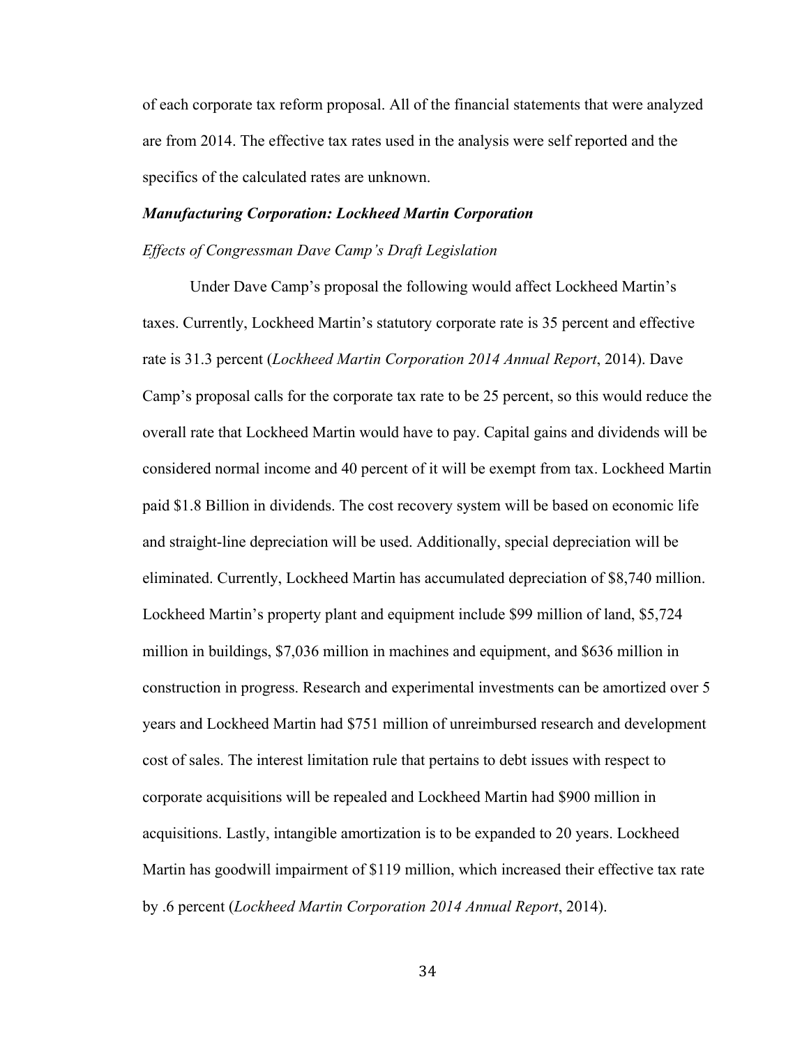of each corporate tax reform proposal. All of the financial statements that were analyzed are from 2014. The effective tax rates used in the analysis were self reported and the specifics of the calculated rates are unknown.

***Manufacturing Corporation: Lockheed Martin Corporation***

*Effects of Congressman Dave Camp's Draft Legislation*

Under Dave Camp's proposal the following would affect Lockheed Martin's taxes. Currently, Lockheed Martin's statutory corporate rate is 35 percent and effective rate is 31.3 percent (*Lockheed Martin Corporation 2014 Annual Report*, 2014). Dave Camp's proposal calls for the corporate tax rate to be 25 percent, so this would reduce the overall rate that Lockheed Martin would have to pay. Capital gains and dividends will be considered normal income and 40 percent of it will be exempt from tax. Lockheed Martin paid $1.8 Billion in dividends. The cost recovery system will be based on economic life and straight-line depreciation will be used. Additionally, special depreciation will be eliminated. Currently, Lockheed Martin has accumulated depreciation of $8,740 million. Lockheed Martin's property plant and equipment include $99 million of land, $5,724 million in buildings, $7,036 million in machines and equipment, and $636 million in construction in progress. Research and experimental investments can be amortized over 5 years and Lockheed Martin had $751 million of unreimbursed research and development cost of sales. The interest limitation rule that pertains to debt issues with respect to corporate acquisitions will be repealed and Lockheed Martin had $900 million in acquisitions. Lastly, intangible amortization is to be expanded to 20 years. Lockheed Martin has goodwill impairment of $119 million, which increased their effective tax rate by .6 percent (*Lockheed Martin Corporation 2014 Annual Report*, 2014).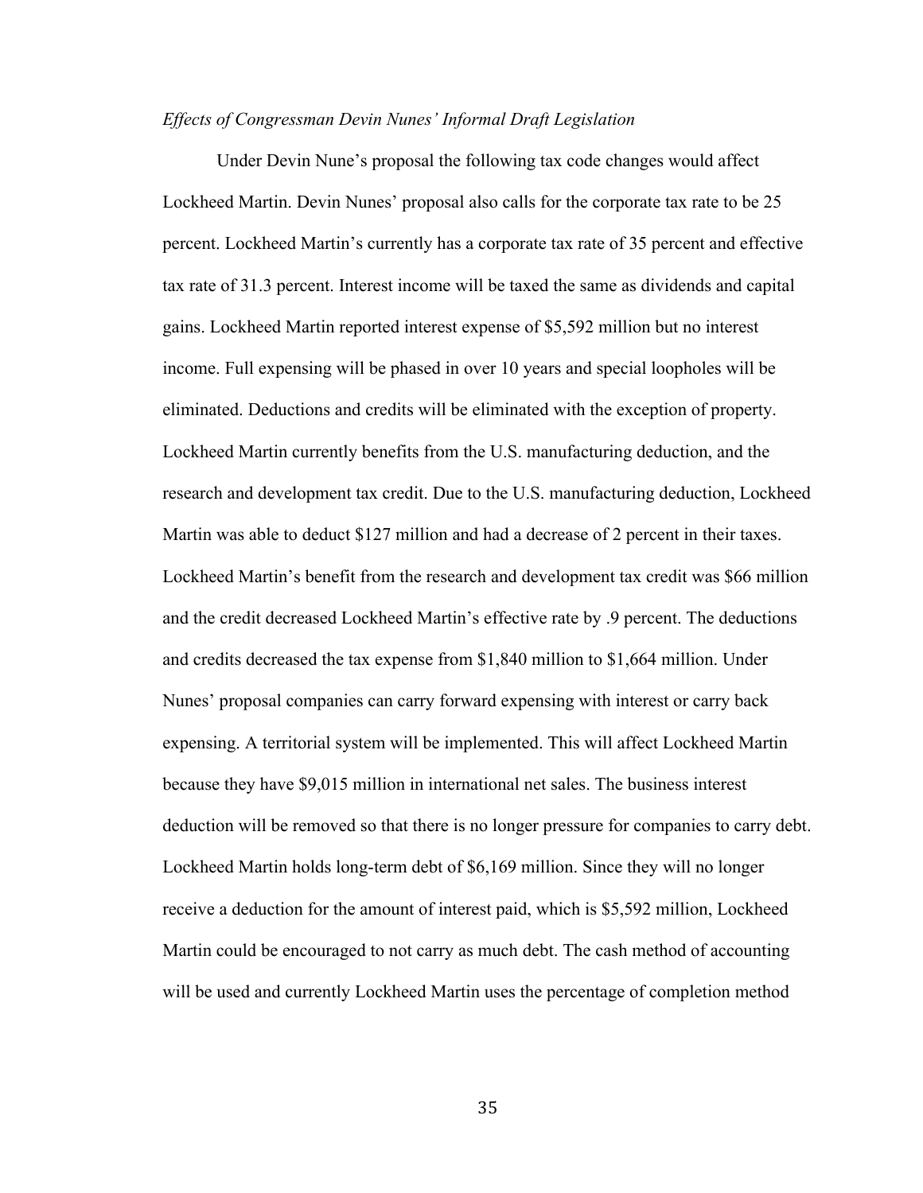*Effects of Congressman Devin Nunes' Informal Draft Legislation*

Under Devin Nune's proposal the following tax code changes would affect Lockheed Martin. Devin Nunes' proposal also calls for the corporate tax rate to be 25 percent. Lockheed Martin's currently has a corporate tax rate of 35 percent and effective tax rate of 31.3 percent. Interest income will be taxed the same as dividends and capital gains. Lockheed Martin reported interest expense of $5,592 million but no interest income. Full expensing will be phased in over 10 years and special loopholes will be eliminated. Deductions and credits will be eliminated with the exception of property. Lockheed Martin currently benefits from the U.S. manufacturing deduction, and the research and development tax credit. Due to the U.S. manufacturing deduction, Lockheed Martin was able to deduct $127 million and had a decrease of 2 percent in their taxes. Lockheed Martin's benefit from the research and development tax credit was $66 million and the credit decreased Lockheed Martin's effective rate by .9 percent. The deductions and credits decreased the tax expense from $1,840 million to $1,664 million. Under Nunes' proposal companies can carry forward expensing with interest or carry back expensing. A territorial system will be implemented. This will affect Lockheed Martin because they have $9,015 million in international net sales. The business interest deduction will be removed so that there is no longer pressure for companies to carry debt. Lockheed Martin holds long-term debt of $6,169 million. Since they will no longer receive a deduction for the amount of interest paid, which is $5,592 million, Lockheed Martin could be encouraged to not carry as much debt. The cash method of accounting will be used and currently Lockheed Martin uses the percentage of completion method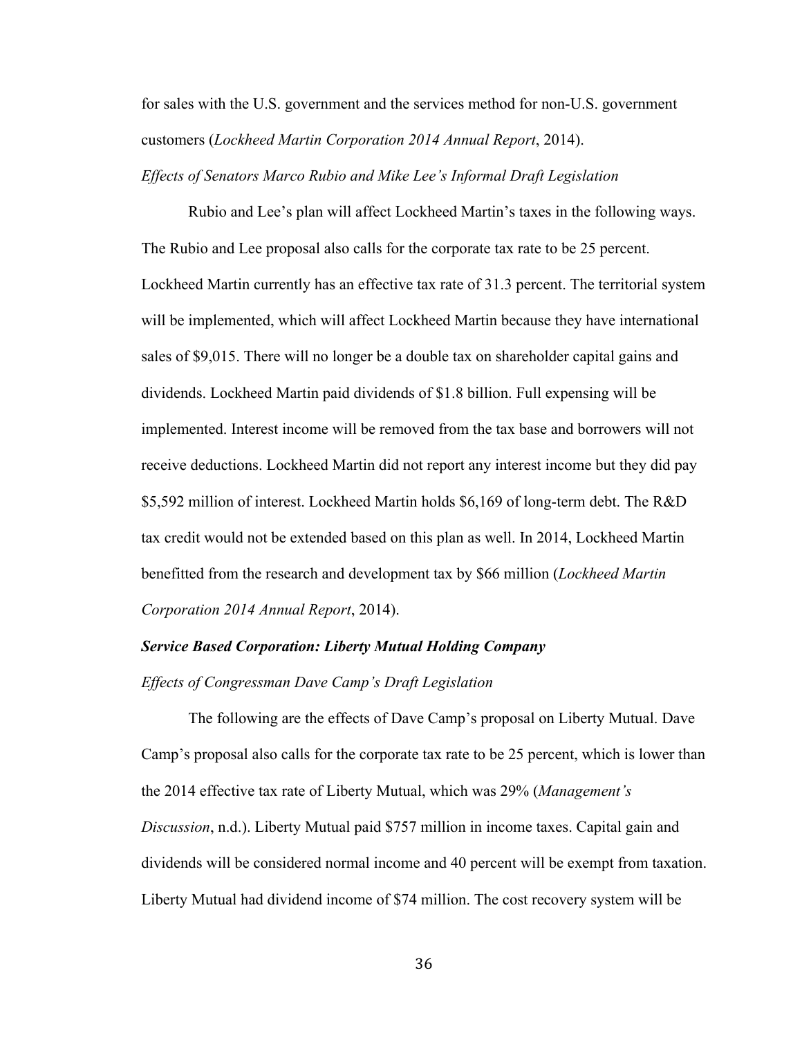for sales with the U.S. government and the services method for non-U.S. government customers (*Lockheed Martin Corporation 2014 Annual Report*, 2014).

*Effects of Senators Marco Rubio and Mike Lee's Informal Draft Legislation*

Rubio and Lee's plan will affect Lockheed Martin's taxes in the following ways. The Rubio and Lee proposal also calls for the corporate tax rate to be 25 percent. Lockheed Martin currently has an effective tax rate of 31.3 percent. The territorial system will be implemented, which will affect Lockheed Martin because they have international sales of $9,015. There will no longer be a double tax on shareholder capital gains and dividends. Lockheed Martin paid dividends of $1.8 billion. Full expensing will be implemented. Interest income will be removed from the tax base and borrowers will not receive deductions. Lockheed Martin did not report any interest income but they did pay $5,592 million of interest. Lockheed Martin holds $6,169 of long-term debt. The R&D tax credit would not be extended based on this plan as well. In 2014, Lockheed Martin benefitted from the research and development tax by $66 million (*Lockheed Martin Corporation 2014 Annual Report*, 2014).

***Service Based Corporation: Liberty Mutual Holding Company***

*Effects of Congressman Dave Camp's Draft Legislation*

The following are the effects of Dave Camp's proposal on Liberty Mutual. Dave Camp's proposal also calls for the corporate tax rate to be 25 percent, which is lower than the 2014 effective tax rate of Liberty Mutual, which was 29% (*Management's Discussion*, n.d.). Liberty Mutual paid $757 million in income taxes. Capital gain and dividends will be considered normal income and 40 percent will be exempt from taxation. Liberty Mutual had dividend income of $74 million. The cost recovery system will be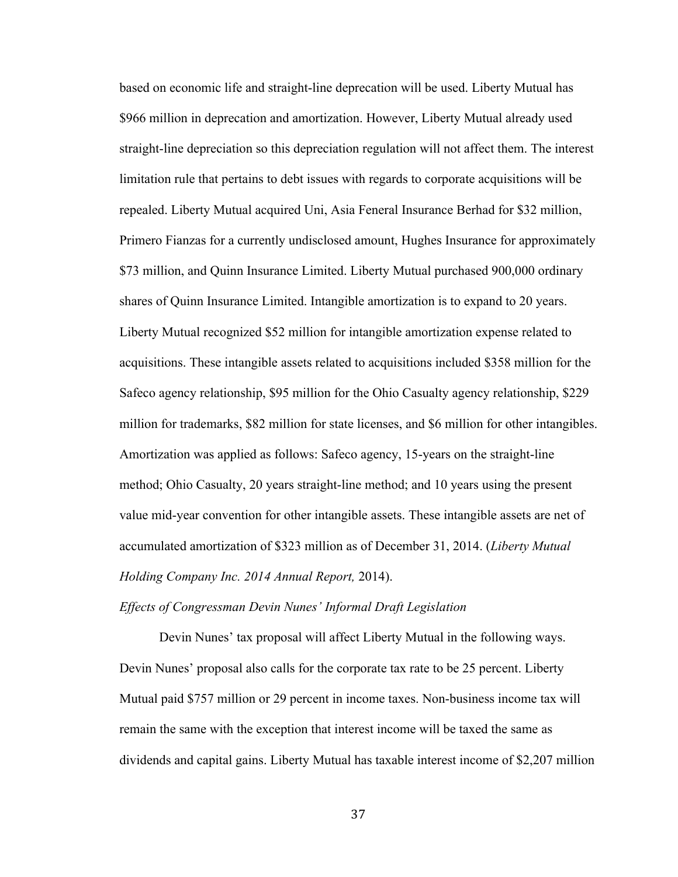based on economic life and straight-line deprecation will be used. Liberty Mutual has $966 million in deprecation and amortization. However, Liberty Mutual already used straight-line depreciation so this depreciation regulation will not affect them. The interest limitation rule that pertains to debt issues with regards to corporate acquisitions will be repealed. Liberty Mutual acquired Uni, Asia Feneral Insurance Berhad for $32 million, Primero Fianzas for a currently undisclosed amount, Hughes Insurance for approximately $73 million, and Quinn Insurance Limited. Liberty Mutual purchased 900,000 ordinary shares of Quinn Insurance Limited. Intangible amortization is to expand to 20 years. Liberty Mutual recognized $52 million for intangible amortization expense related to acquisitions. These intangible assets related to acquisitions included $358 million for the Safeco agency relationship, $95 million for the Ohio Casualty agency relationship, $229 million for trademarks, $82 million for state licenses, and $6 million for other intangibles. Amortization was applied as follows: Safeco agency, 15-years on the straight-line method; Ohio Casualty, 20 years straight-line method; and 10 years using the present value mid-year convention for other intangible assets. These intangible assets are net of accumulated amortization of $323 million as of December 31, 2014. (*Liberty Mutual Holding Company Inc. 2014 Annual Report,* 2014).

*Effects of Congressman Devin Nunes' Informal Draft Legislation*

Devin Nunes' tax proposal will affect Liberty Mutual in the following ways. Devin Nunes' proposal also calls for the corporate tax rate to be 25 percent. Liberty Mutual paid $757 million or 29 percent in income taxes. Non-business income tax will remain the same with the exception that interest income will be taxed the same as dividends and capital gains. Liberty Mutual has taxable interest income of $2,207 million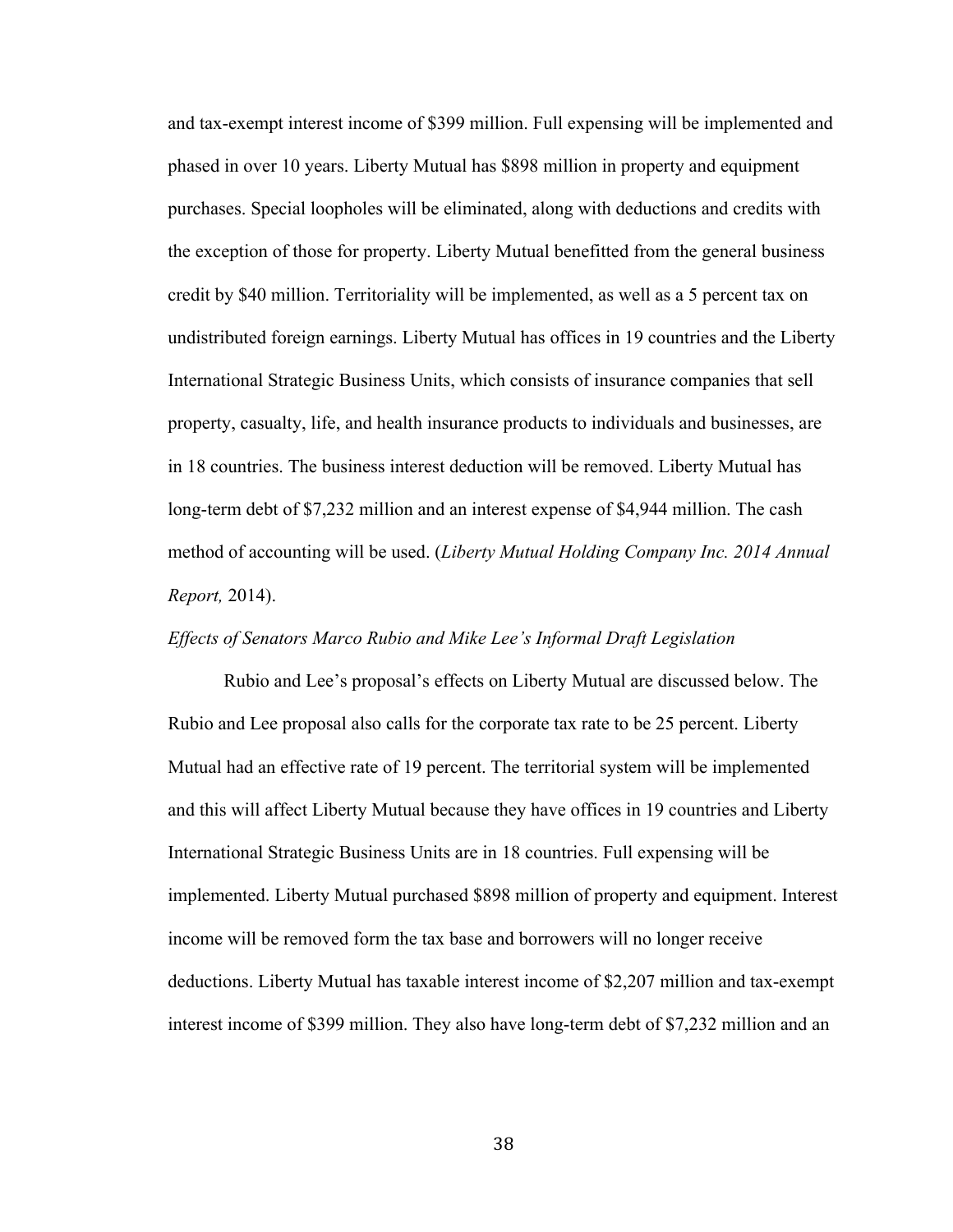and tax-exempt interest income of $399 million. Full expensing will be implemented and phased in over 10 years. Liberty Mutual has $898 million in property and equipment purchases. Special loopholes will be eliminated, along with deductions and credits with the exception of those for property. Liberty Mutual benefitted from the general business credit by $40 million. Territoriality will be implemented, as well as a 5 percent tax on undistributed foreign earnings. Liberty Mutual has offices in 19 countries and the Liberty International Strategic Business Units, which consists of insurance companies that sell property, casualty, life, and health insurance products to individuals and businesses, are in 18 countries. The business interest deduction will be removed. Liberty Mutual has long-term debt of $7,232 million and an interest expense of $4,944 million. The cash method of accounting will be used. (*Liberty Mutual Holding Company Inc. 2014 Annual Report,* 2014).

*Effects of Senators Marco Rubio and Mike Lee's Informal Draft Legislation*

Rubio and Lee's proposal's effects on Liberty Mutual are discussed below. The Rubio and Lee proposal also calls for the corporate tax rate to be 25 percent. Liberty Mutual had an effective rate of 19 percent. The territorial system will be implemented and this will affect Liberty Mutual because they have offices in 19 countries and Liberty International Strategic Business Units are in 18 countries. Full expensing will be implemented. Liberty Mutual purchased $898 million of property and equipment. Interest income will be removed form the tax base and borrowers will no longer receive deductions. Liberty Mutual has taxable interest income of $2,207 million and tax-exempt interest income of $399 million. They also have long-term debt of $7,232 million and an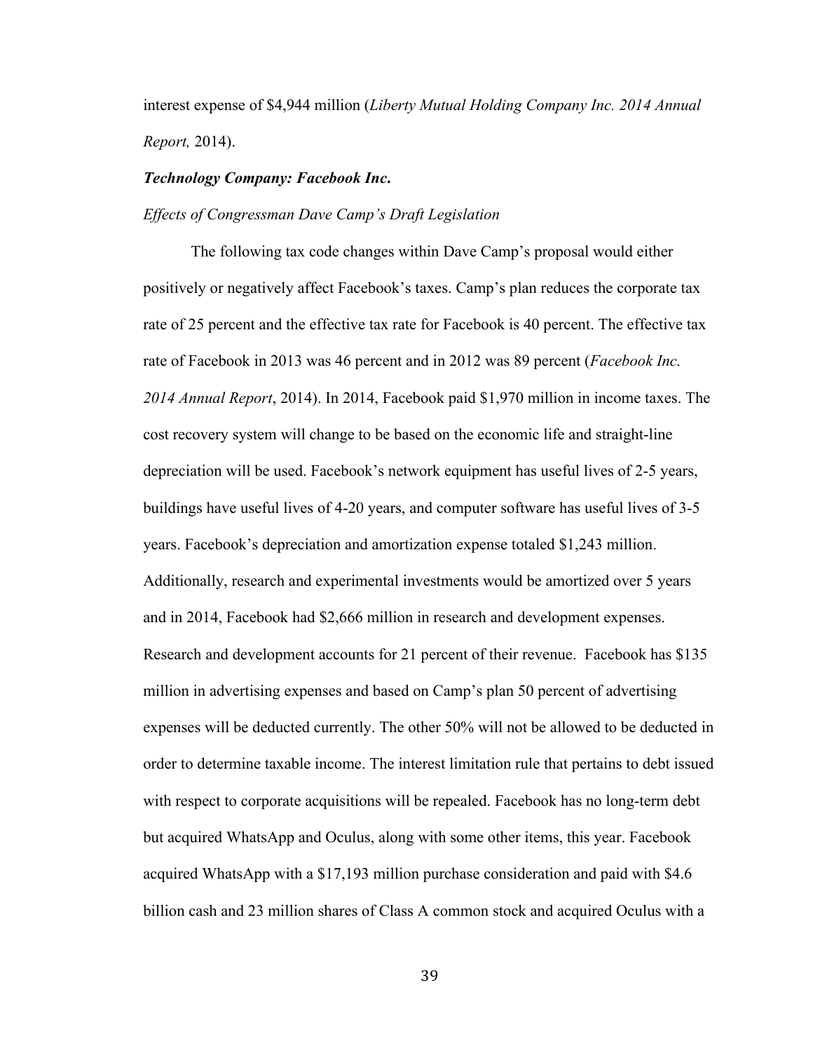interest expense of $4,944 million (*Liberty Mutual Holding Company Inc. 2014 Annual Report,* 2014).

### ***Technology Company: Facebook Inc.***

#### *Effects of Congressman Dave Camp's Draft Legislation*

The following tax code changes within Dave Camp's proposal would either positively or negatively affect Facebook's taxes. Camp's plan reduces the corporate tax rate of 25 percent and the effective tax rate for Facebook is 40 percent. The effective tax rate of Facebook in 2013 was 46 percent and in 2012 was 89 percent (*Facebook Inc. 2014 Annual Report*, 2014). In 2014, Facebook paid $1,970 million in income taxes. The cost recovery system will change to be based on the economic life and straight-line depreciation will be used. Facebook's network equipment has useful lives of 2-5 years, buildings have useful lives of 4-20 years, and computer software has useful lives of 3-5 years. Facebook's depreciation and amortization expense totaled $1,243 million. Additionally, research and experimental investments would be amortized over 5 years and in 2014, Facebook had $2,666 million in research and development expenses. Research and development accounts for 21 percent of their revenue. Facebook has $135 million in advertising expenses and based on Camp's plan 50 percent of advertising expenses will be deducted currently. The other 50% will not be allowed to be deducted in order to determine taxable income. The interest limitation rule that pertains to debt issued with respect to corporate acquisitions will be repealed. Facebook has no long-term debt but acquired WhatsApp and Oculus, along with some other items, this year. Facebook acquired WhatsApp with a $17,193 million purchase consideration and paid with $4.6 billion cash and 23 million shares of Class A common stock and acquired Oculus with a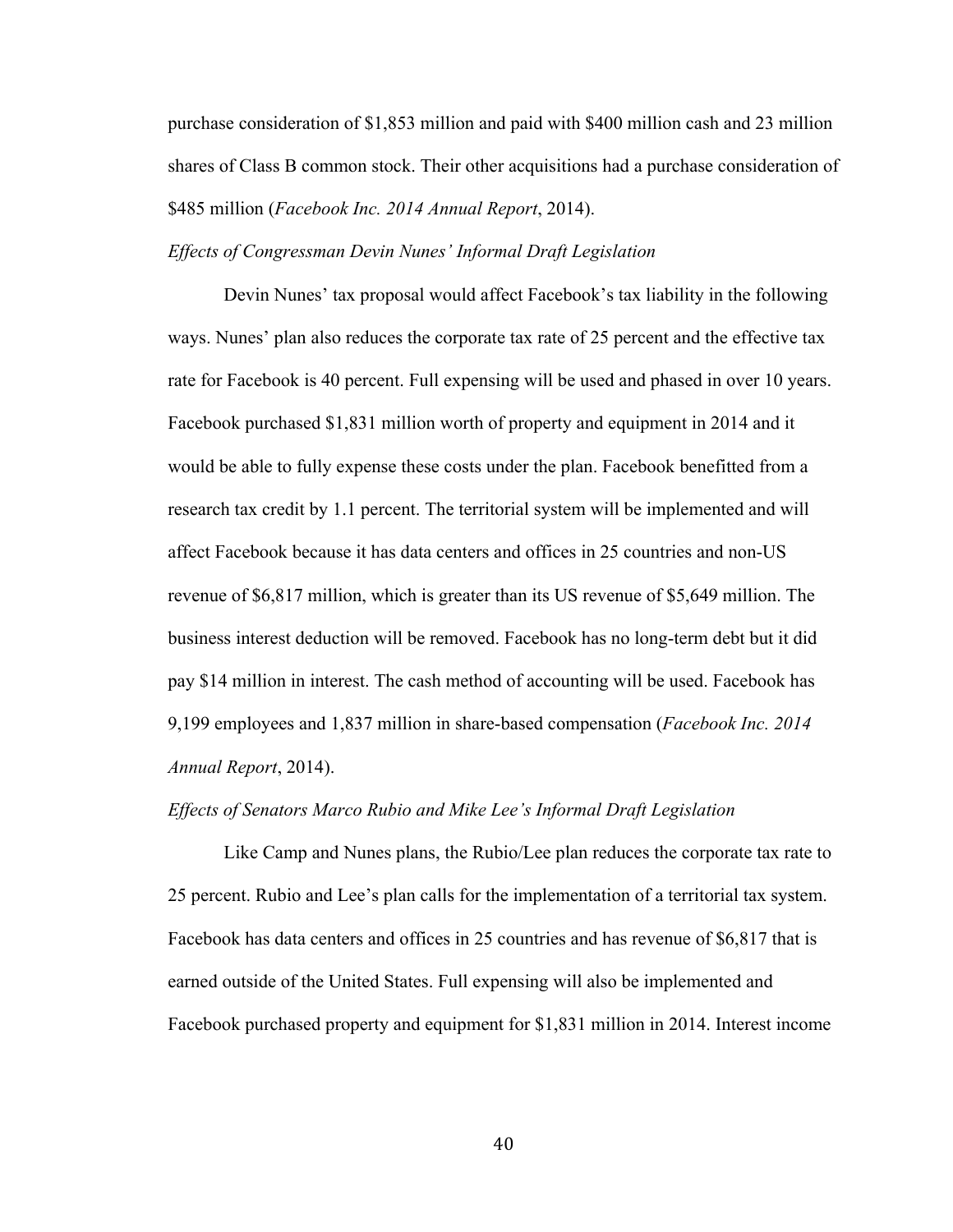purchase consideration of $1,853 million and paid with $400 million cash and 23 million shares of Class B common stock. Their other acquisitions had a purchase consideration of $485 million (*Facebook Inc. 2014 Annual Report*, 2014).

*Effects of Congressman Devin Nunes' Informal Draft Legislation*

Devin Nunes' tax proposal would affect Facebook's tax liability in the following ways. Nunes' plan also reduces the corporate tax rate of 25 percent and the effective tax rate for Facebook is 40 percent. Full expensing will be used and phased in over 10 years. Facebook purchased $1,831 million worth of property and equipment in 2014 and it would be able to fully expense these costs under the plan. Facebook benefitted from a research tax credit by 1.1 percent. The territorial system will be implemented and will affect Facebook because it has data centers and offices in 25 countries and non-US revenue of $6,817 million, which is greater than its US revenue of $5,649 million. The business interest deduction will be removed. Facebook has no long-term debt but it did pay $14 million in interest. The cash method of accounting will be used. Facebook has 9,199 employees and 1,837 million in share-based compensation (*Facebook Inc. 2014 Annual Report*, 2014).

*Effects of Senators Marco Rubio and Mike Lee's Informal Draft Legislation*

Like Camp and Nunes plans, the Rubio/Lee plan reduces the corporate tax rate to 25 percent. Rubio and Lee's plan calls for the implementation of a territorial tax system. Facebook has data centers and offices in 25 countries and has revenue of $6,817 that is earned outside of the United States. Full expensing will also be implemented and Facebook purchased property and equipment for $1,831 million in 2014. Interest income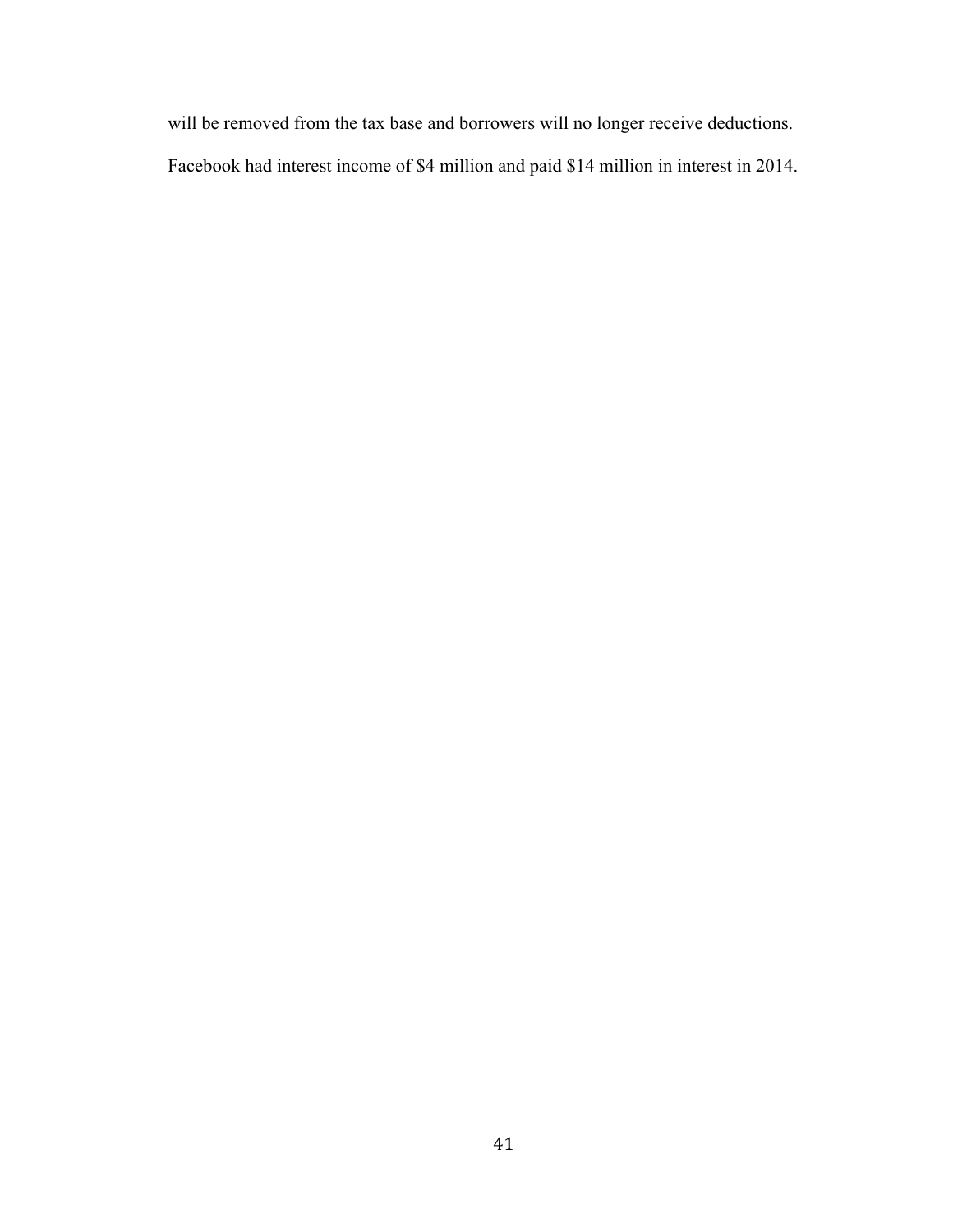will be removed from the tax base and borrowers will no longer receive deductions.

Facebook had interest income of $4 million and paid $14 million in interest in 2014.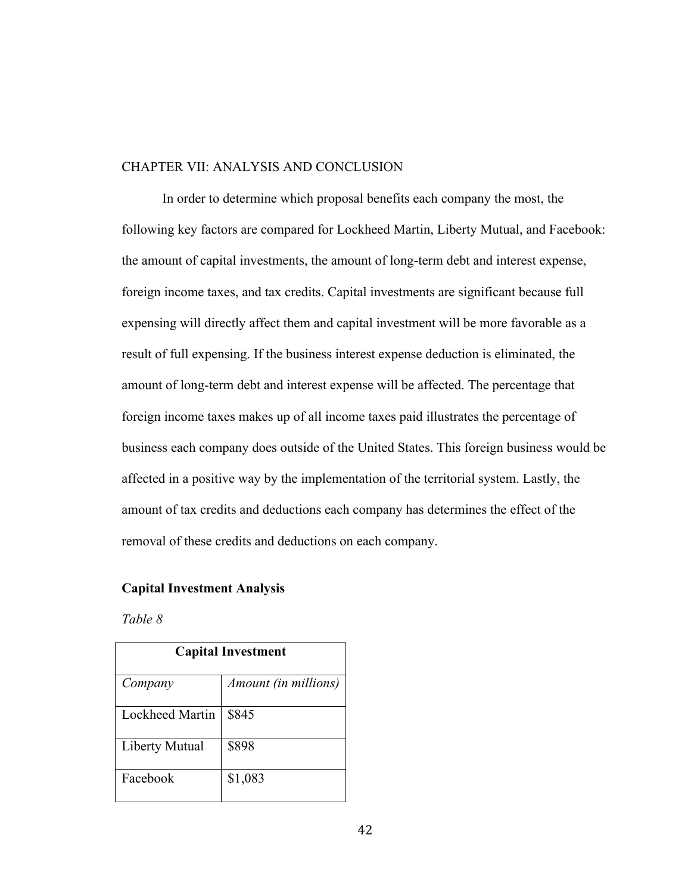# CHAPTER VII: ANALYSIS AND CONCLUSION

In order to determine which proposal benefits each company the most, the following key factors are compared for Lockheed Martin, Liberty Mutual, and Facebook: the amount of capital investments, the amount of long-term debt and interest expense, foreign income taxes, and tax credits. Capital investments are significant because full expensing will directly affect them and capital investment will be more favorable as a result of full expensing. If the business interest expense deduction is eliminated, the amount of long-term debt and interest expense will be affected. The percentage that foreign income taxes makes up of all income taxes paid illustrates the percentage of business each company does outside of the United States. This foreign business would be affected in a positive way by the implementation of the territorial system. Lastly, the amount of tax credits and deductions each company has determines the effect of the removal of these credits and deductions on each company.

**Capital Investment Analysis**

*Table 8*

| **Capital Investment** | |
|---|---|
| *Company* | *Amount (in millions)* |
| Lockheed Martin | $845 |
| Liberty Mutual | $898 |
| Facebook | $1,083 |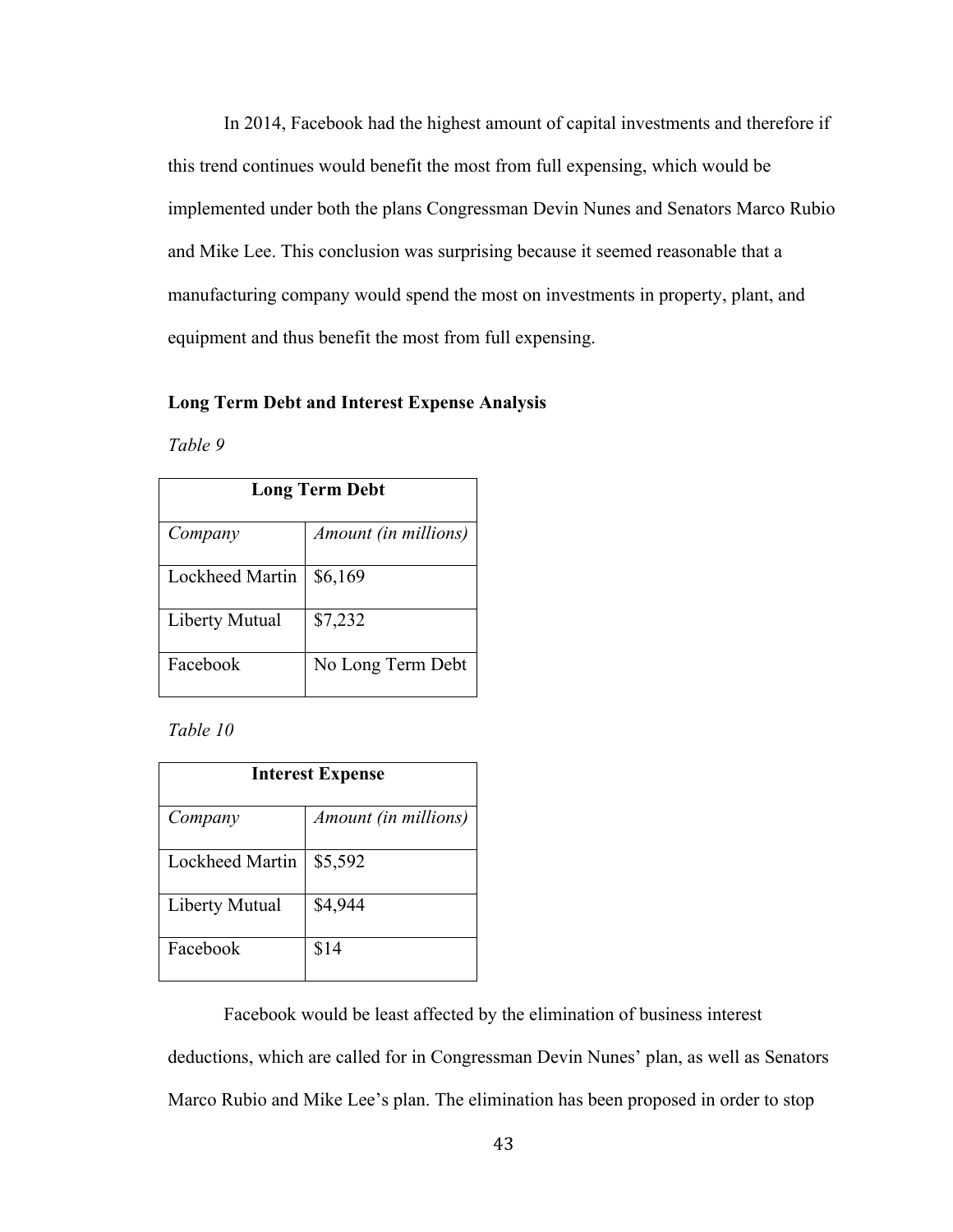In 2014, Facebook had the highest amount of capital investments and therefore if this trend continues would benefit the most from full expensing, which would be implemented under both the plans Congressman Devin Nunes and Senators Marco Rubio and Mike Lee. This conclusion was surprising because it seemed reasonable that a manufacturing company would spend the most on investments in property, plant, and equipment and thus benefit the most from full expensing.

**Long Term Debt and Interest Expense Analysis**

*Table 9*

| **Long Term Debt** | |
|---|---|
| *Company* | *Amount (in millions)* |
| Lockheed Martin | $6,169 |
| Liberty Mutual | $7,232 |
| Facebook | No Long Term Debt |

*Table 10*

| **Interest Expense** | |
|---|---|
| *Company* | *Amount (in millions)* |
| Lockheed Martin | $5,592 |
| Liberty Mutual | $4,944 |
| Facebook | $14 |

Facebook would be least affected by the elimination of business interest deductions, which are called for in Congressman Devin Nunes' plan, as well as Senators Marco Rubio and Mike Lee's plan. The elimination has been proposed in order to stop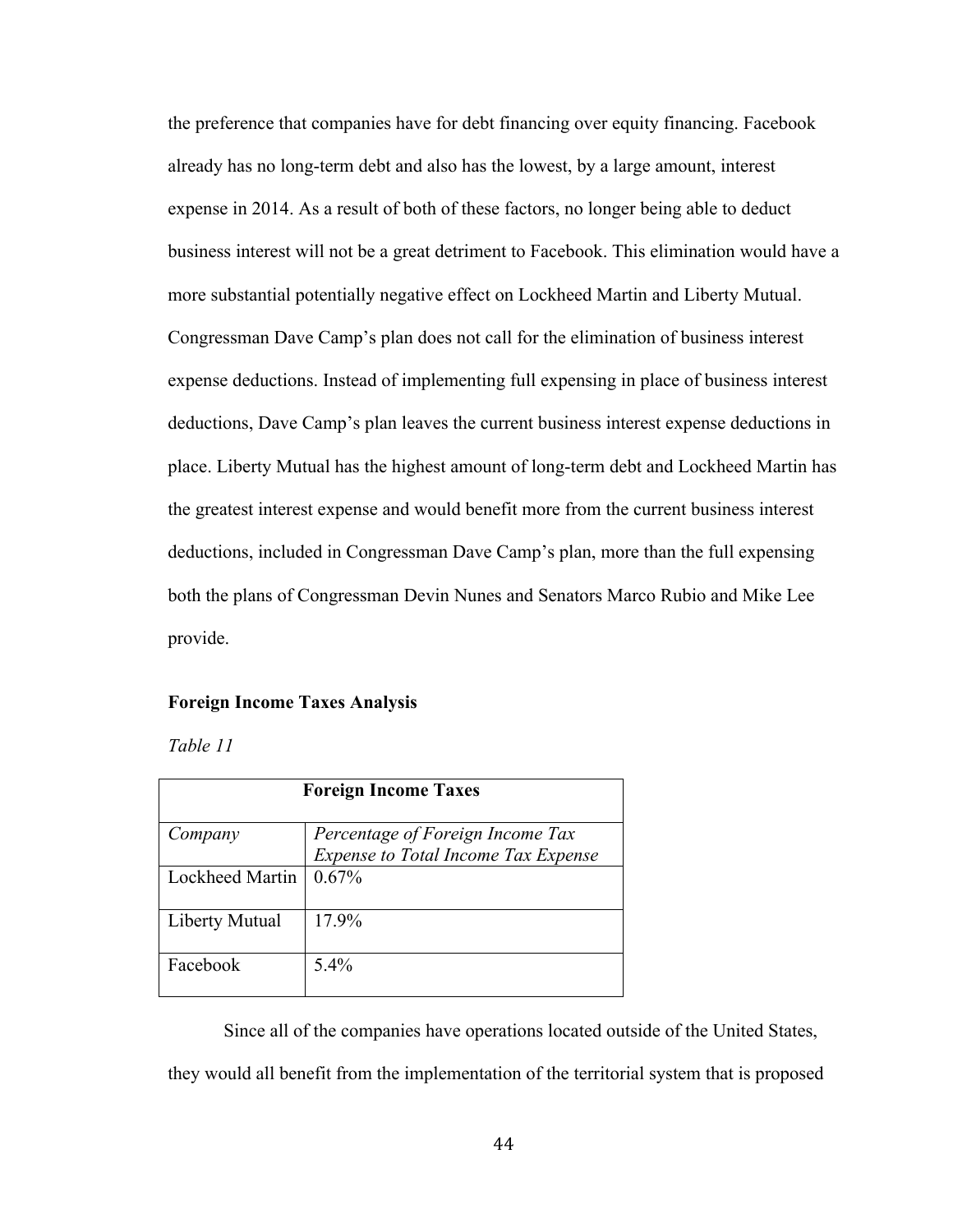the preference that companies have for debt financing over equity financing. Facebook already has no long-term debt and also has the lowest, by a large amount, interest expense in 2014. As a result of both of these factors, no longer being able to deduct business interest will not be a great detriment to Facebook. This elimination would have a more substantial potentially negative effect on Lockheed Martin and Liberty Mutual. Congressman Dave Camp's plan does not call for the elimination of business interest expense deductions. Instead of implementing full expensing in place of business interest deductions, Dave Camp's plan leaves the current business interest expense deductions in place. Liberty Mutual has the highest amount of long-term debt and Lockheed Martin has the greatest interest expense and would benefit more from the current business interest deductions, included in Congressman Dave Camp's plan, more than the full expensing both the plans of Congressman Devin Nunes and Senators Marco Rubio and Mike Lee provide.

**Foreign Income Taxes Analysis**

*Table 11*

| **Foreign Income Taxes** | |
|---|---|
| *Company* | *Percentage of Foreign Income Tax Expense to Total Income Tax Expense* |
| Lockheed Martin | 0.67% |
| Liberty Mutual | 17.9% |
| Facebook | 5.4% |

Since all of the companies have operations located outside of the United States, they would all benefit from the implementation of the territorial system that is proposed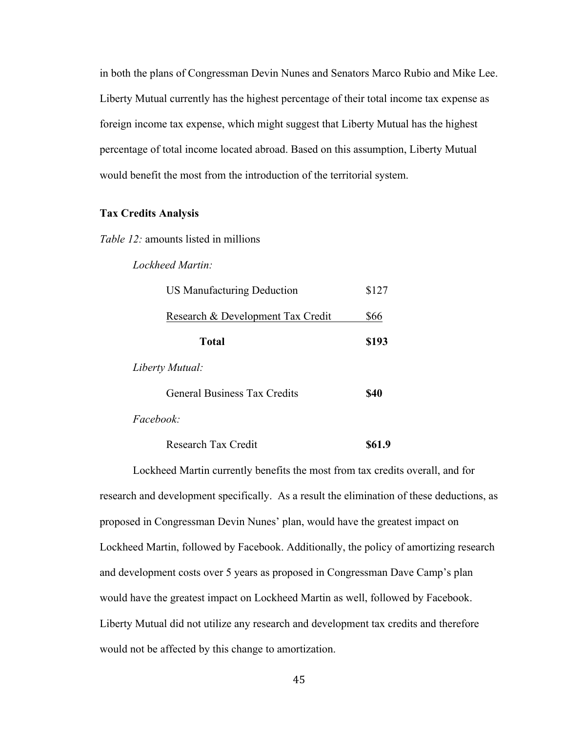in both the plans of Congressman Devin Nunes and Senators Marco Rubio and Mike Lee. Liberty Mutual currently has the highest percentage of their total income tax expense as foreign income tax expense, which might suggest that Liberty Mutual has the highest percentage of total income located abroad. Based on this assumption, Liberty Mutual would benefit the most from the introduction of the territorial system.

**Tax Credits Analysis**

*Table 12:* amounts listed in millions

| | |
|---|---|
| *Lockheed Martin:* | |
| US Manufacturing Deduction | $127 |
| Research & Development Tax Credit | $66 |
| **Total** | **$193** |
| *Liberty Mutual:* | |
| General Business Tax Credits | **$40** |
| *Facebook:* | |
| Research Tax Credit | **$61.9** |

Lockheed Martin currently benefits the most from tax credits overall, and for research and development specifically. As a result the elimination of these deductions, as proposed in Congressman Devin Nunes' plan, would have the greatest impact on Lockheed Martin, followed by Facebook. Additionally, the policy of amortizing research and development costs over 5 years as proposed in Congressman Dave Camp's plan would have the greatest impact on Lockheed Martin as well, followed by Facebook. Liberty Mutual did not utilize any research and development tax credits and therefore would not be affected by this change to amortization.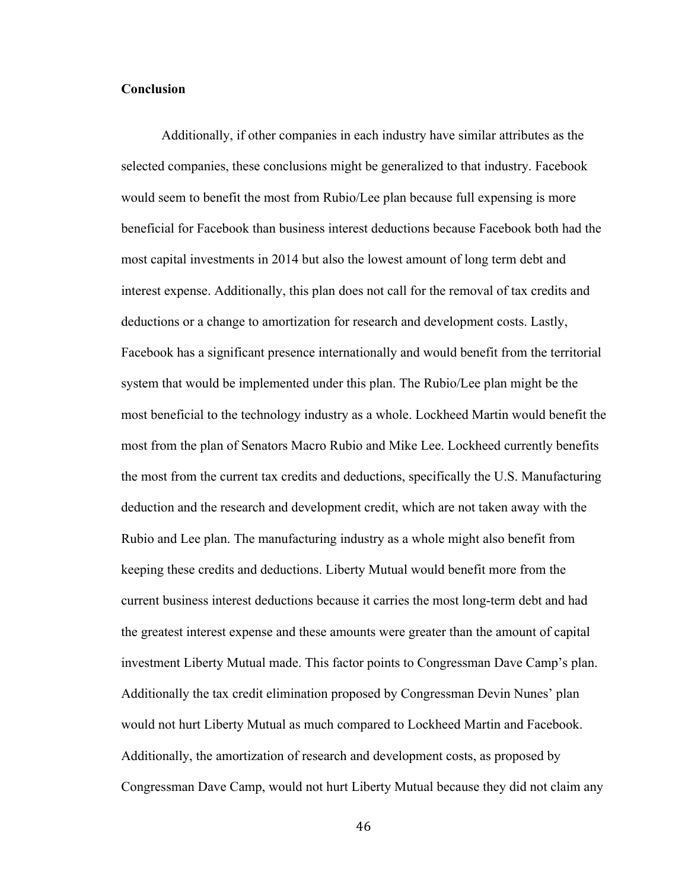**Conclusion**

Additionally, if other companies in each industry have similar attributes as the selected companies, these conclusions might be generalized to that industry. Facebook would seem to benefit the most from Rubio/Lee plan because full expensing is more beneficial for Facebook than business interest deductions because Facebook both had the most capital investments in 2014 but also the lowest amount of long term debt and interest expense. Additionally, this plan does not call for the removal of tax credits and deductions or a change to amortization for research and development costs. Lastly, Facebook has a significant presence internationally and would benefit from the territorial system that would be implemented under this plan. The Rubio/Lee plan might be the most beneficial to the technology industry as a whole. Lockheed Martin would benefit the most from the plan of Senators Macro Rubio and Mike Lee. Lockheed currently benefits the most from the current tax credits and deductions, specifically the U.S. Manufacturing deduction and the research and development credit, which are not taken away with the Rubio and Lee plan. The manufacturing industry as a whole might also benefit from keeping these credits and deductions. Liberty Mutual would benefit more from the current business interest deductions because it carries the most long-term debt and had the greatest interest expense and these amounts were greater than the amount of capital investment Liberty Mutual made. This factor points to Congressman Dave Camp's plan. Additionally the tax credit elimination proposed by Congressman Devin Nunes' plan would not hurt Liberty Mutual as much compared to Lockheed Martin and Facebook. Additionally, the amortization of research and development costs, as proposed by Congressman Dave Camp, would not hurt Liberty Mutual because they did not claim any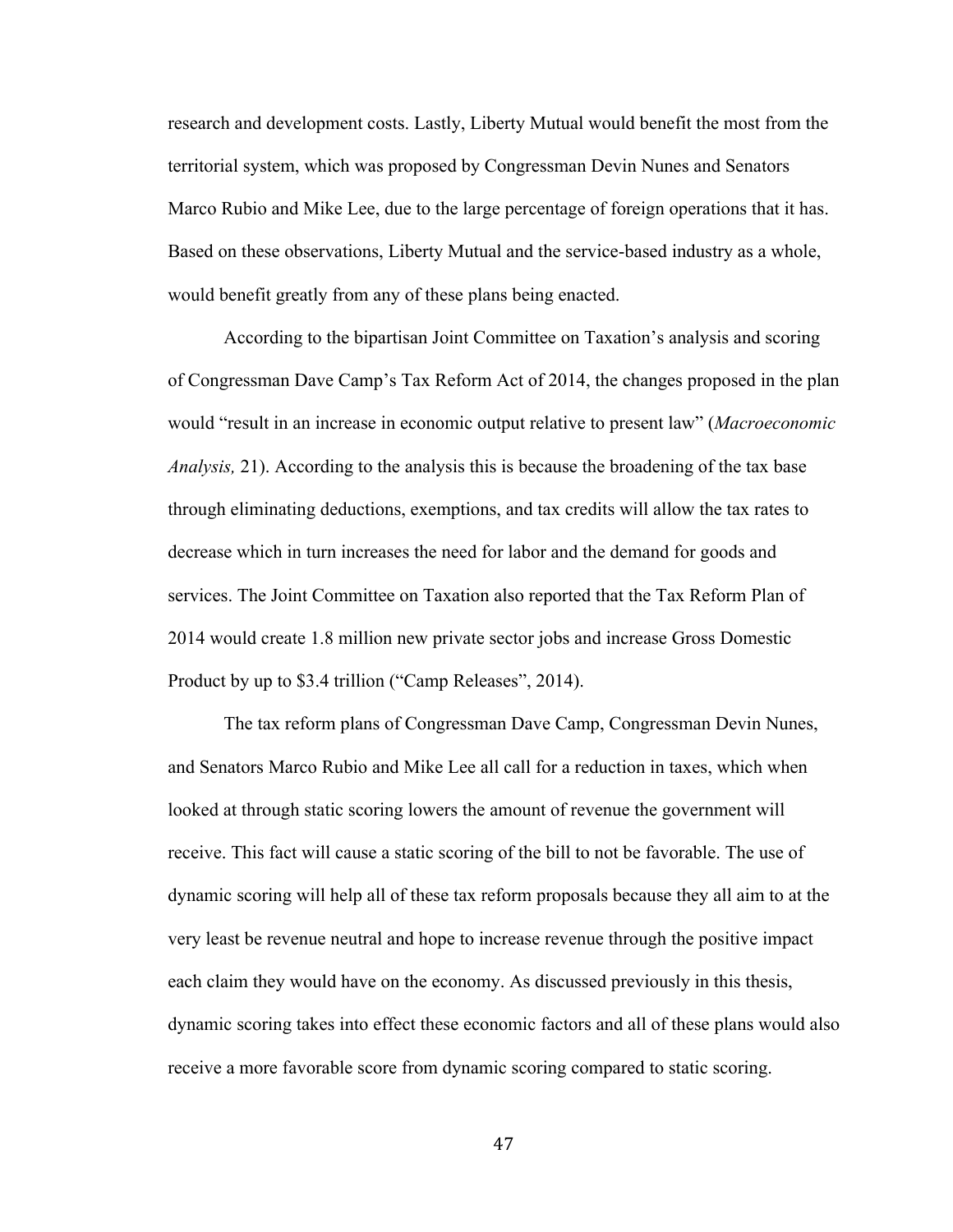research and development costs. Lastly, Liberty Mutual would benefit the most from the territorial system, which was proposed by Congressman Devin Nunes and Senators Marco Rubio and Mike Lee, due to the large percentage of foreign operations that it has. Based on these observations, Liberty Mutual and the service-based industry as a whole, would benefit greatly from any of these plans being enacted.

According to the bipartisan Joint Committee on Taxation's analysis and scoring of Congressman Dave Camp's Tax Reform Act of 2014, the changes proposed in the plan would "result in an increase in economic output relative to present law" (*Macroeconomic Analysis,* 21). According to the analysis this is because the broadening of the tax base through eliminating deductions, exemptions, and tax credits will allow the tax rates to decrease which in turn increases the need for labor and the demand for goods and services. The Joint Committee on Taxation also reported that the Tax Reform Plan of 2014 would create 1.8 million new private sector jobs and increase Gross Domestic Product by up to $3.4 trillion ("Camp Releases", 2014).

The tax reform plans of Congressman Dave Camp, Congressman Devin Nunes, and Senators Marco Rubio and Mike Lee all call for a reduction in taxes, which when looked at through static scoring lowers the amount of revenue the government will receive. This fact will cause a static scoring of the bill to not be favorable. The use of dynamic scoring will help all of these tax reform proposals because they all aim to at the very least be revenue neutral and hope to increase revenue through the positive impact each claim they would have on the economy. As discussed previously in this thesis, dynamic scoring takes into effect these economic factors and all of these plans would also receive a more favorable score from dynamic scoring compared to static scoring.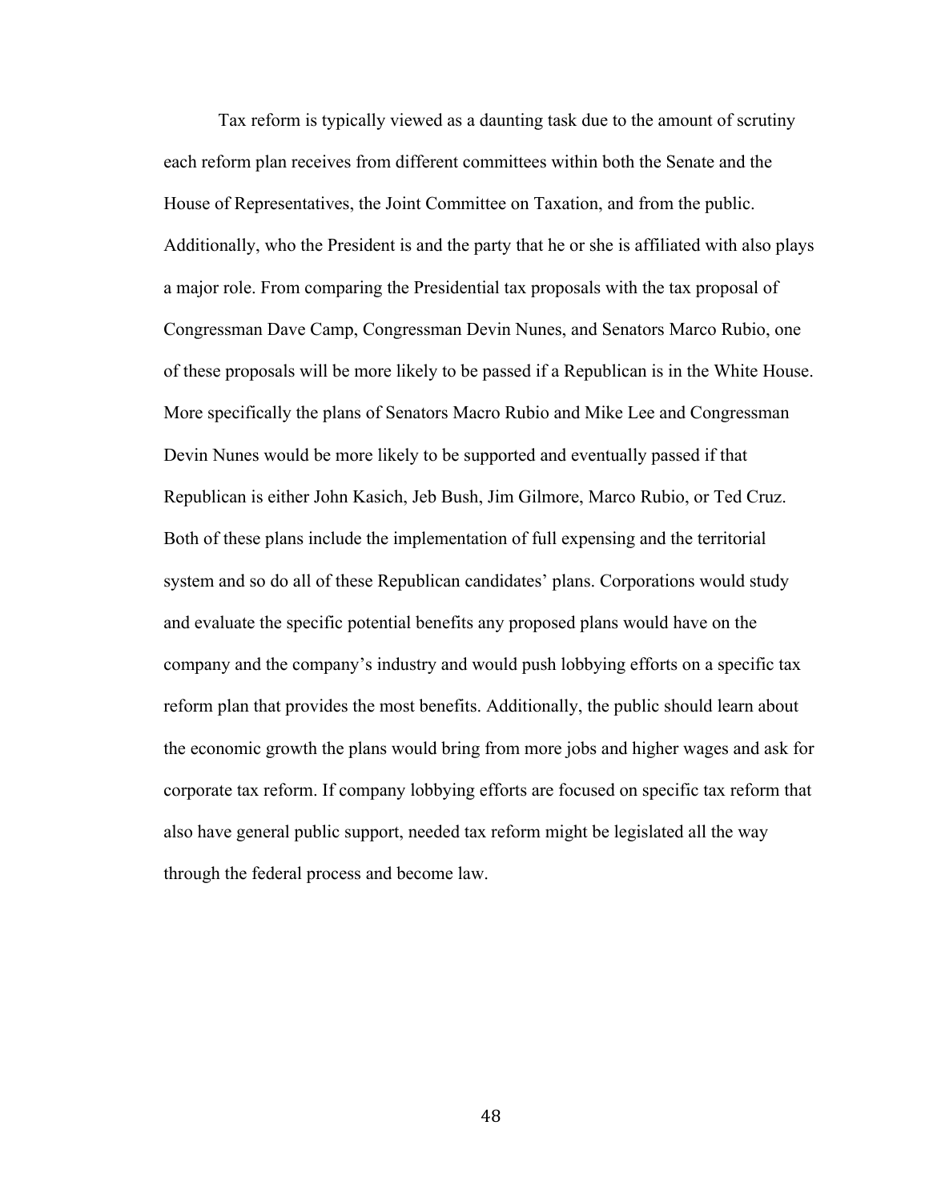Tax reform is typically viewed as a daunting task due to the amount of scrutiny each reform plan receives from different committees within both the Senate and the House of Representatives, the Joint Committee on Taxation, and from the public. Additionally, who the President is and the party that he or she is affiliated with also plays a major role. From comparing the Presidential tax proposals with the tax proposal of Congressman Dave Camp, Congressman Devin Nunes, and Senators Marco Rubio, one of these proposals will be more likely to be passed if a Republican is in the White House. More specifically the plans of Senators Macro Rubio and Mike Lee and Congressman Devin Nunes would be more likely to be supported and eventually passed if that Republican is either John Kasich, Jeb Bush, Jim Gilmore, Marco Rubio, or Ted Cruz. Both of these plans include the implementation of full expensing and the territorial system and so do all of these Republican candidates' plans. Corporations would study and evaluate the specific potential benefits any proposed plans would have on the company and the company's industry and would push lobbying efforts on a specific tax reform plan that provides the most benefits. Additionally, the public should learn about the economic growth the plans would bring from more jobs and higher wages and ask for corporate tax reform. If company lobbying efforts are focused on specific tax reform that also have general public support, needed tax reform might be legislated all the way through the federal process and become law.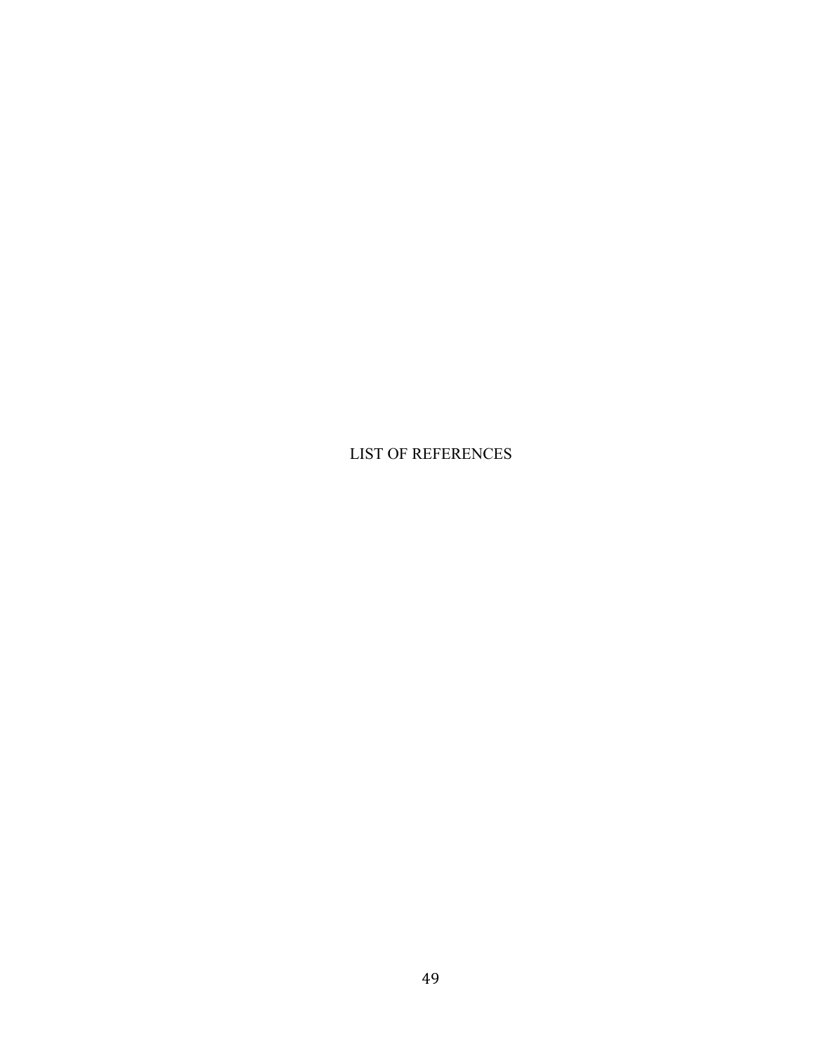# LIST OF REFERENCES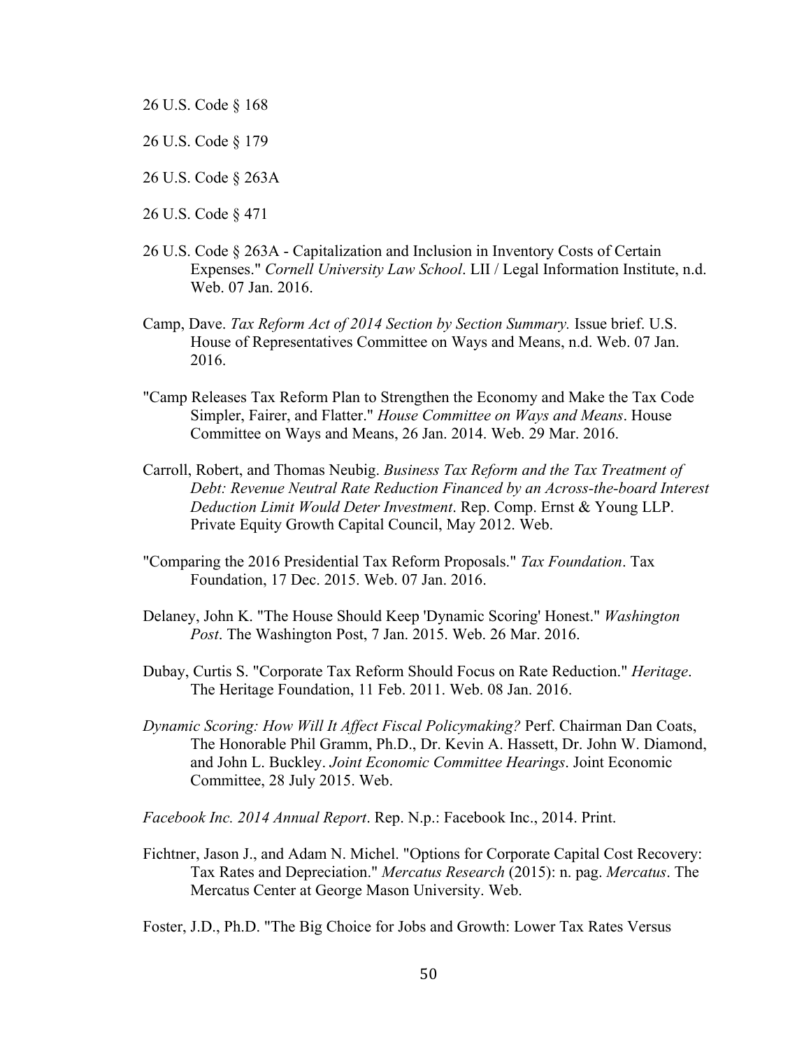26 U.S. Code § 168

26 U.S. Code § 179

26 U.S. Code § 263A

26 U.S. Code § 471

26 U.S. Code § 263A - Capitalization and Inclusion in Inventory Costs of Certain Expenses." *Cornell University Law School*. LII / Legal Information Institute, n.d. Web. 07 Jan. 2016.

Camp, Dave. *Tax Reform Act of 2014 Section by Section Summary.* Issue brief. U.S. House of Representatives Committee on Ways and Means, n.d. Web. 07 Jan. 2016.

"Camp Releases Tax Reform Plan to Strengthen the Economy and Make the Tax Code Simpler, Fairer, and Flatter." *House Committee on Ways and Means*. House Committee on Ways and Means, 26 Jan. 2014. Web. 29 Mar. 2016.

Carroll, Robert, and Thomas Neubig. *Business Tax Reform and the Tax Treatment of Debt: Revenue Neutral Rate Reduction Financed by an Across-the-board Interest Deduction Limit Would Deter Investment*. Rep. Comp. Ernst & Young LLP. Private Equity Growth Capital Council, May 2012. Web.

"Comparing the 2016 Presidential Tax Reform Proposals." *Tax Foundation*. Tax Foundation, 17 Dec. 2015. Web. 07 Jan. 2016.

Delaney, John K. "The House Should Keep 'Dynamic Scoring' Honest." *Washington Post*. The Washington Post, 7 Jan. 2015. Web. 26 Mar. 2016.

Dubay, Curtis S. "Corporate Tax Reform Should Focus on Rate Reduction." *Heritage*. The Heritage Foundation, 11 Feb. 2011. Web. 08 Jan. 2016.

*Dynamic Scoring: How Will It Affect Fiscal Policymaking?* Perf. Chairman Dan Coats, The Honorable Phil Gramm, Ph.D., Dr. Kevin A. Hassett, Dr. John W. Diamond, and John L. Buckley. *Joint Economic Committee Hearings*. Joint Economic Committee, 28 July 2015. Web.

*Facebook Inc. 2014 Annual Report*. Rep. N.p.: Facebook Inc., 2014. Print.

Fichtner, Jason J., and Adam N. Michel. "Options for Corporate Capital Cost Recovery: Tax Rates and Depreciation." *Mercatus Research* (2015): n. pag. *Mercatus*. The Mercatus Center at George Mason University. Web.

Foster, J.D., Ph.D. "The Big Choice for Jobs and Growth: Lower Tax Rates Versus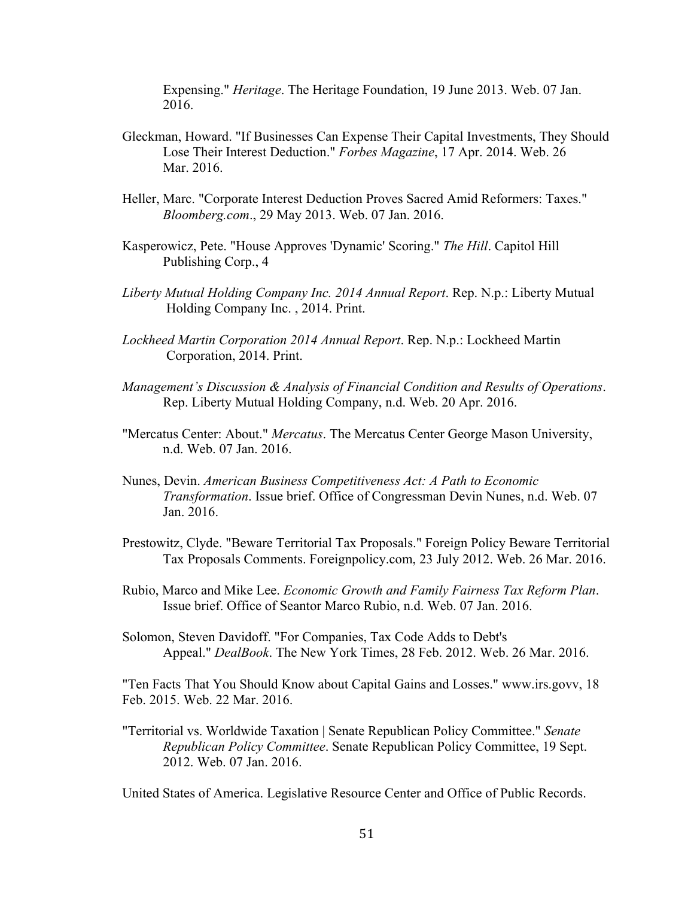Expensing." *Heritage*. The Heritage Foundation, 19 June 2013. Web. 07 Jan. 2016.

Gleckman, Howard. "If Businesses Can Expense Their Capital Investments, They Should Lose Their Interest Deduction." *Forbes Magazine*, 17 Apr. 2014. Web. 26 Mar. 2016.

Heller, Marc. "Corporate Interest Deduction Proves Sacred Amid Reformers: Taxes." *Bloomberg.com*., 29 May 2013. Web. 07 Jan. 2016.

Kasperowicz, Pete. "House Approves 'Dynamic' Scoring." *The Hill*. Capitol Hill Publishing Corp., 4

*Liberty Mutual Holding Company Inc. 2014 Annual Report*. Rep. N.p.: Liberty Mutual Holding Company Inc. , 2014. Print.

*Lockheed Martin Corporation 2014 Annual Report*. Rep. N.p.: Lockheed Martin Corporation, 2014. Print.

*Management's Discussion & Analysis of Financial Condition and Results of Operations*. Rep. Liberty Mutual Holding Company, n.d. Web. 20 Apr. 2016.

"Mercatus Center: About." *Mercatus*. The Mercatus Center George Mason University, n.d. Web. 07 Jan. 2016.

Nunes, Devin. *American Business Competitiveness Act: A Path to Economic Transformation*. Issue brief. Office of Congressman Devin Nunes, n.d. Web. 07 Jan. 2016.

Prestowitz, Clyde. "Beware Territorial Tax Proposals." Foreign Policy Beware Territorial Tax Proposals Comments. Foreignpolicy.com, 23 July 2012. Web. 26 Mar. 2016.

Rubio, Marco and Mike Lee. *Economic Growth and Family Fairness Tax Reform Plan*. Issue brief. Office of Seantor Marco Rubio, n.d. Web. 07 Jan. 2016.

Solomon, Steven Davidoff. "For Companies, Tax Code Adds to Debt's Appeal." *DealBook*. The New York Times, 28 Feb. 2012. Web. 26 Mar. 2016.

"Ten Facts That You Should Know about Capital Gains and Losses." www.irs.govv, 18 Feb. 2015. Web. 22 Mar. 2016.

"Territorial vs. Worldwide Taxation | Senate Republican Policy Committee." *Senate Republican Policy Committee*. Senate Republican Policy Committee, 19 Sept. 2012. Web. 07 Jan. 2016.

United States of America. Legislative Resource Center and Office of Public Records.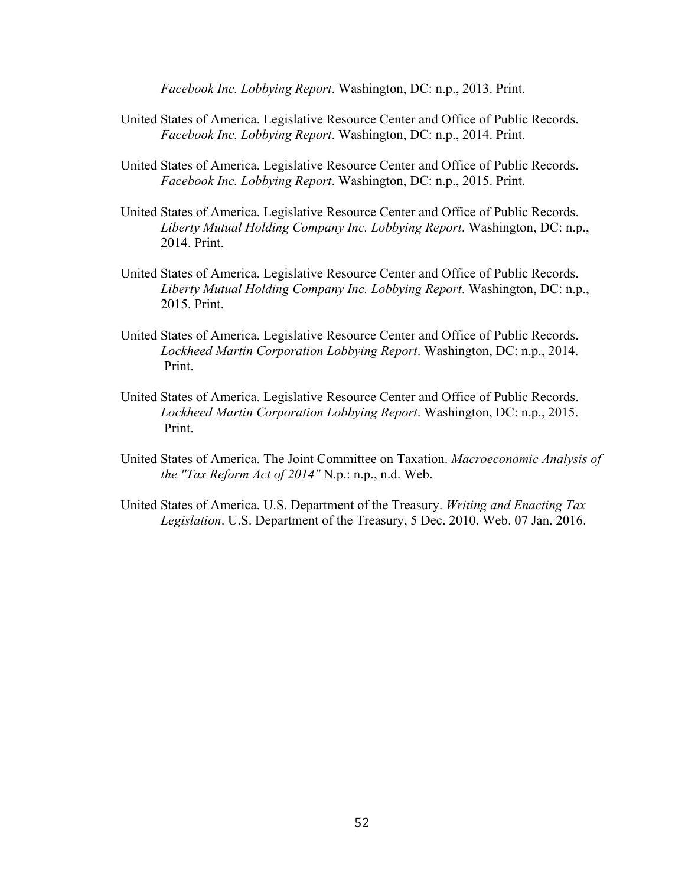*Facebook Inc. Lobbying Report*. Washington, DC: n.p., 2013. Print.

United States of America. Legislative Resource Center and Office of Public Records. *Facebook Inc. Lobbying Report*. Washington, DC: n.p., 2014. Print.

United States of America. Legislative Resource Center and Office of Public Records. *Facebook Inc. Lobbying Report*. Washington, DC: n.p., 2015. Print.

United States of America. Legislative Resource Center and Office of Public Records. *Liberty Mutual Holding Company Inc. Lobbying Report*. Washington, DC: n.p., 2014. Print.

United States of America. Legislative Resource Center and Office of Public Records. *Liberty Mutual Holding Company Inc. Lobbying Report*. Washington, DC: n.p., 2015. Print.

United States of America. Legislative Resource Center and Office of Public Records. *Lockheed Martin Corporation Lobbying Report*. Washington, DC: n.p., 2014. Print.

United States of America. Legislative Resource Center and Office of Public Records. *Lockheed Martin Corporation Lobbying Report*. Washington, DC: n.p., 2015. Print.

United States of America. The Joint Committee on Taxation. *Macroeconomic Analysis of the "Tax Reform Act of 2014"* N.p.: n.p., n.d. Web.

United States of America. U.S. Department of the Treasury. *Writing and Enacting Tax Legislation*. U.S. Department of the Treasury, 5 Dec. 2010. Web. 07 Jan. 2016.